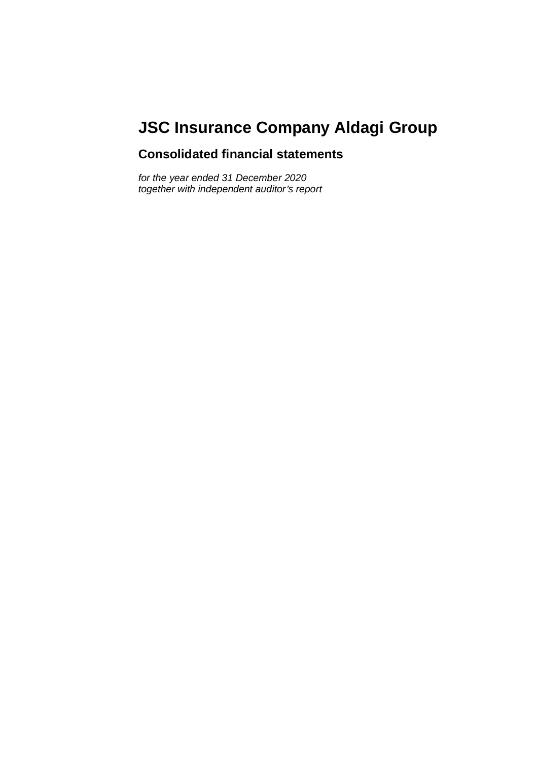# JSC Insurance Company Aldagi Group

## Consolidated financial statements

*for the year ended 31 December 2020*
*together with independent auditor's report*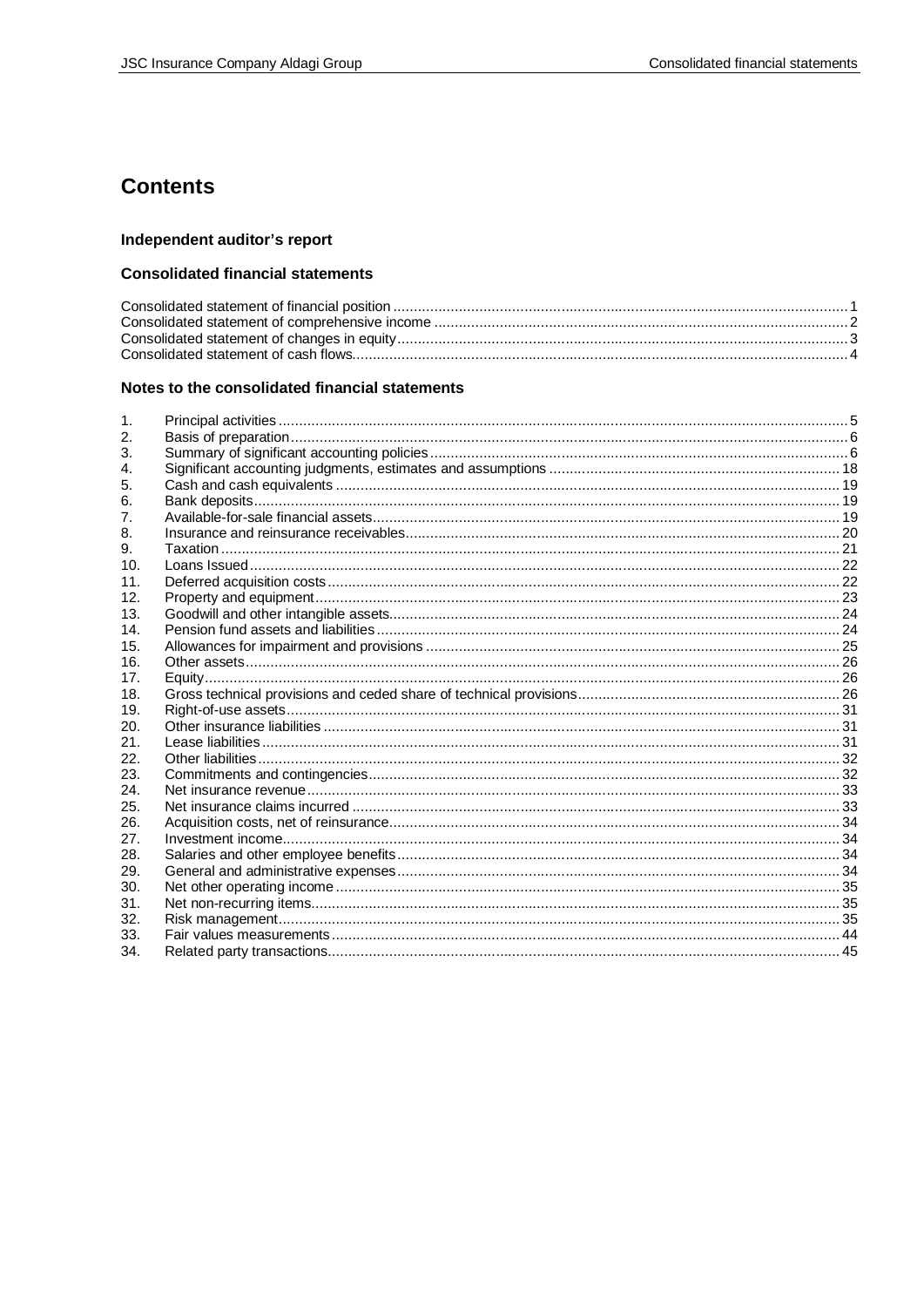# Contents

### Independent auditor's report

### Consolidated financial statements

| | |
|---|---|
| Consolidated statement of financial position | 1 |
| Consolidated statement of comprehensive income | 2 |
| Consolidated statement of changes in equity | 3 |
| Consolidated statement of cash flows | 4 |

### Notes to the consolidated financial statements

| | | |
|---|---|---|
| 1. | Principal activities | 5 |
| 2. | Basis of preparation | 6 |
| 3. | Summary of significant accounting policies | 6 |
| 4. | Significant accounting judgments, estimates and assumptions | 18 |
| 5. | Cash and cash equivalents | 19 |
| 6. | Bank deposits | 19 |
| 7. | Available-for-sale financial assets | 19 |
| 8. | Insurance and reinsurance receivables | 20 |
| 9. | Taxation | 21 |
| 10. | Loans Issued | 22 |
| 11. | Deferred acquisition costs | 22 |
| 12. | Property and equipment | 23 |
| 13. | Goodwill and other intangible assets | 24 |
| 14. | Pension fund assets and liabilities | 24 |
| 15. | Allowances for impairment and provisions | 25 |
| 16. | Other assets | 26 |
| 17. | Equity | 26 |
| 18. | Gross technical provisions and ceded share of technical provisions | 26 |
| 19. | Right-of-use assets | 31 |
| 20. | Other insurance liabilities | 31 |
| 21. | Lease liabilities | 31 |
| 22. | Other liabilities | 32 |
| 23. | Commitments and contingencies | 32 |
| 24. | Net insurance revenue | 33 |
| 25. | Net insurance claims incurred | 33 |
| 26. | Acquisition costs, net of reinsurance | 34 |
| 27. | Investment income | 34 |
| 28. | Salaries and other employee benefits | 34 |
| 29. | General and administrative expenses | 34 |
| 30. | Net other operating income | 35 |
| 31. | Net non-recurring items | 35 |
| 32. | Risk management | 35 |
| 33. | Fair values measurements | 44 |
| 34. | Related party transactions | 45 |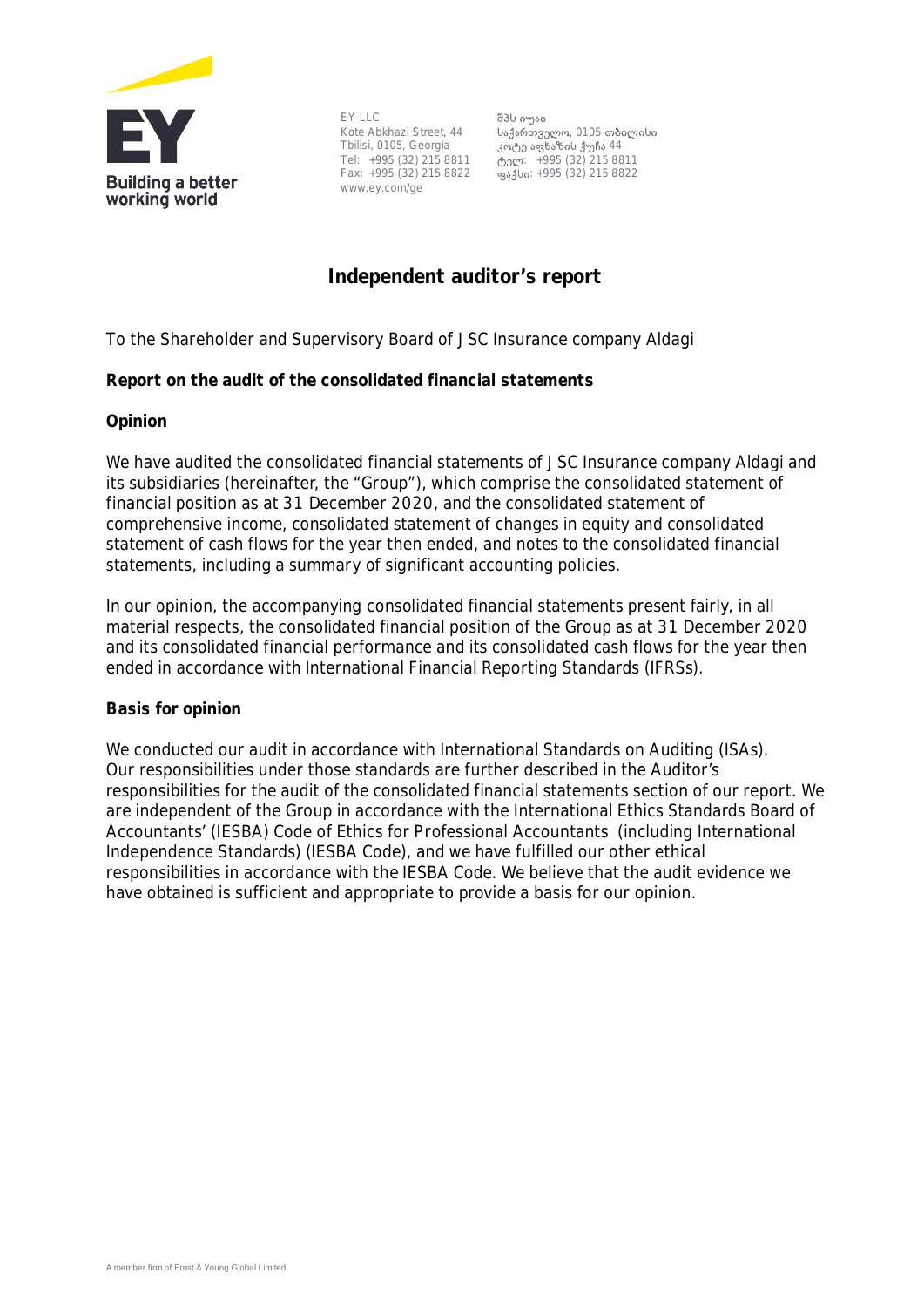EY LLC
Kote Abkhazi Street, 44
Tbilisi, 0105, Georgia
Tel: +995 (32) 215 8811
Fax: +995 (32) 215 8822
www.ey.com/ge

შპს იუაი
საქართველო, 0105 თბილისი
კოტე აფხაზის ქუჩა 44
ტელ: +995 (32) 215 8811
ფაქსი: +995 (32) 215 8822

# Independent auditor's report

To the Shareholder and Supervisory Board of JSC Insurance company Aldagi

## Report on the audit of the consolidated financial statements

### Opinion

We have audited the consolidated financial statements of JSC Insurance company Aldagi and its subsidiaries (hereinafter, the "Group"), which comprise the consolidated statement of financial position as at 31 December 2020, and the consolidated statement of comprehensive income, consolidated statement of changes in equity and consolidated statement of cash flows for the year then ended, and notes to the consolidated financial statements, including a summary of significant accounting policies.

In our opinion, the accompanying consolidated financial statements present fairly, in all material respects, the consolidated financial position of the Group as at 31 December 2020 and its consolidated financial performance and its consolidated cash flows for the year then ended in accordance with International Financial Reporting Standards (IFRSs).

### Basis for opinion

We conducted our audit in accordance with International Standards on Auditing (ISAs). Our responsibilities under those standards are further described in the Auditor's responsibilities for the audit of the consolidated financial statements section of our report. We are independent of the Group in accordance with the International Ethics Standards Board of Accountants' (IESBA) Code of Ethics for Professional Accountants (including International Independence Standards) (IESBA Code), and we have fulfilled our other ethical responsibilities in accordance with the IESBA Code. We believe that the audit evidence we have obtained is sufficient and appropriate to provide a basis for our opinion.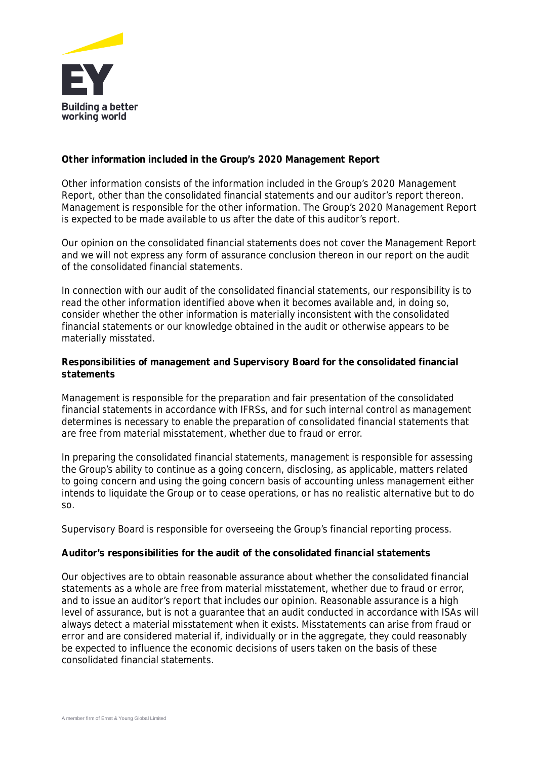**Other information included in the Group's 2020 Management Report**

Other information consists of the information included in the Group's 2020 Management Report, other than the consolidated financial statements and our auditor's report thereon. Management is responsible for the other information. The Group's 2020 Management Report is expected to be made available to us after the date of this auditor's report.

Our opinion on the consolidated financial statements does not cover the Management Report and we will not express any form of assurance conclusion thereon in our report on the audit of the consolidated financial statements.

In connection with our audit of the consolidated financial statements, our responsibility is to read the other information identified above when it becomes available and, in doing so, consider whether the other information is materially inconsistent with the consolidated financial statements or our knowledge obtained in the audit or otherwise appears to be materially misstated.

**Responsibilities of management and Supervisory Board for the consolidated financial statements**

Management is responsible for the preparation and fair presentation of the consolidated financial statements in accordance with IFRSs, and for such internal control as management determines is necessary to enable the preparation of consolidated financial statements that are free from material misstatement, whether due to fraud or error.

In preparing the consolidated financial statements, management is responsible for assessing the Group's ability to continue as a going concern, disclosing, as applicable, matters related to going concern and using the going concern basis of accounting unless management either intends to liquidate the Group or to cease operations, or has no realistic alternative but to do so.

Supervisory Board is responsible for overseeing the Group's financial reporting process.

**Auditor's responsibilities for the audit of the consolidated financial statements**

Our objectives are to obtain reasonable assurance about whether the consolidated financial statements as a whole are free from material misstatement, whether due to fraud or error, and to issue an auditor's report that includes our opinion. Reasonable assurance is a high level of assurance, but is not a guarantee that an audit conducted in accordance with ISAs will always detect a material misstatement when it exists. Misstatements can arise from fraud or error and are considered material if, individually or in the aggregate, they could reasonably be expected to influence the economic decisions of users taken on the basis of these consolidated financial statements.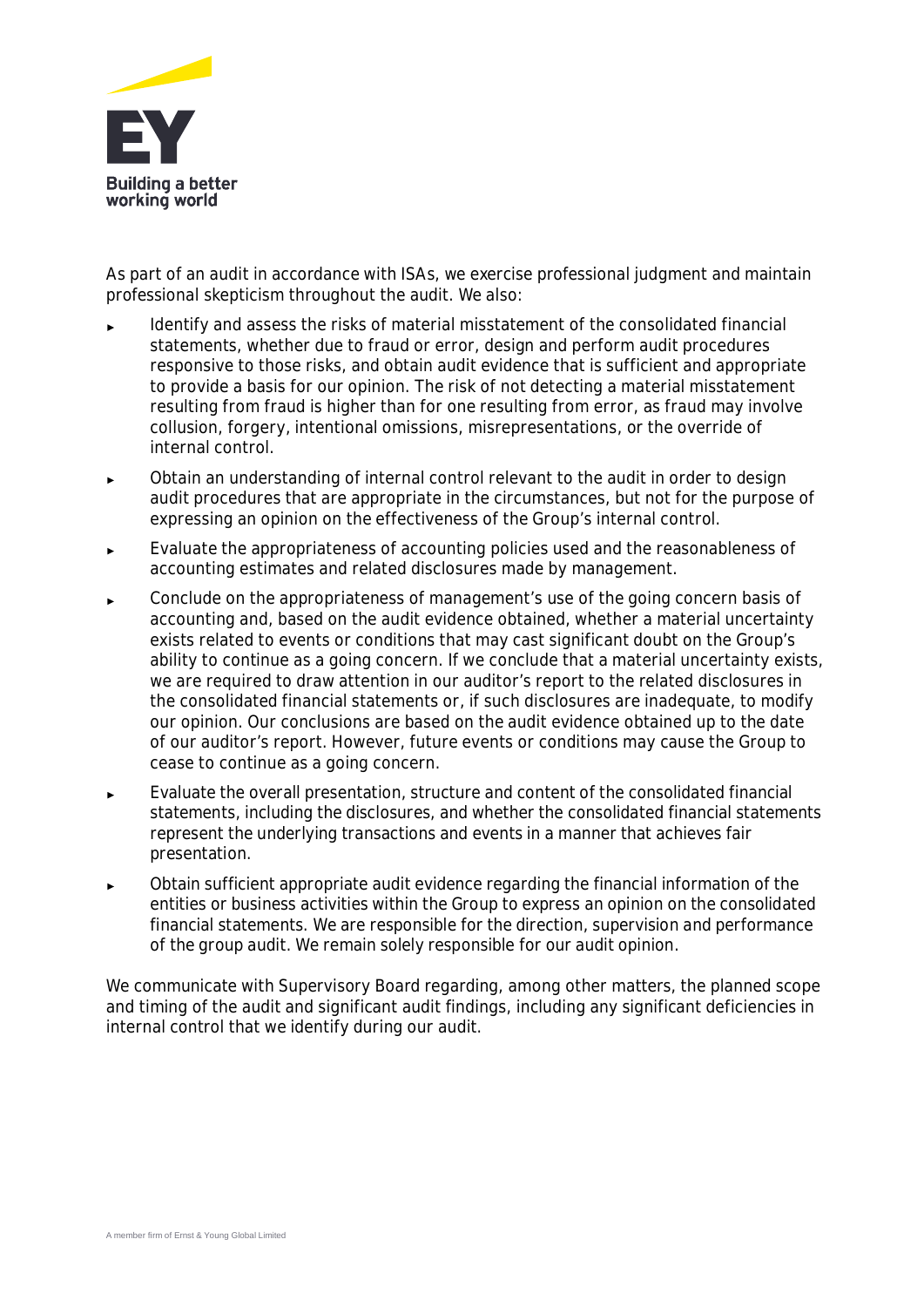As part of an audit in accordance with ISAs, we exercise professional judgment and maintain professional skepticism throughout the audit. We also:

- Identify and assess the risks of material misstatement of the consolidated financial statements, whether due to fraud or error, design and perform audit procedures responsive to those risks, and obtain audit evidence that is sufficient and appropriate to provide a basis for our opinion. The risk of not detecting a material misstatement resulting from fraud is higher than for one resulting from error, as fraud may involve collusion, forgery, intentional omissions, misrepresentations, or the override of internal control.
- Obtain an understanding of internal control relevant to the audit in order to design audit procedures that are appropriate in the circumstances, but not for the purpose of expressing an opinion on the effectiveness of the Group's internal control.
- Evaluate the appropriateness of accounting policies used and the reasonableness of accounting estimates and related disclosures made by management.
- Conclude on the appropriateness of management's use of the going concern basis of accounting and, based on the audit evidence obtained, whether a material uncertainty exists related to events or conditions that may cast significant doubt on the Group's ability to continue as a going concern. If we conclude that a material uncertainty exists, we are required to draw attention in our auditor's report to the related disclosures in the consolidated financial statements or, if such disclosures are inadequate, to modify our opinion. Our conclusions are based on the audit evidence obtained up to the date of our auditor's report. However, future events or conditions may cause the Group to cease to continue as a going concern.
- Evaluate the overall presentation, structure and content of the consolidated financial statements, including the disclosures, and whether the consolidated financial statements represent the underlying transactions and events in a manner that achieves fair presentation.
- Obtain sufficient appropriate audit evidence regarding the financial information of the entities or business activities within the Group to express an opinion on the consolidated financial statements. We are responsible for the direction, supervision and performance of the group audit. We remain solely responsible for our audit opinion.

We communicate with Supervisory Board regarding, among other matters, the planned scope and timing of the audit and significant audit findings, including any significant deficiencies in internal control that we identify during our audit.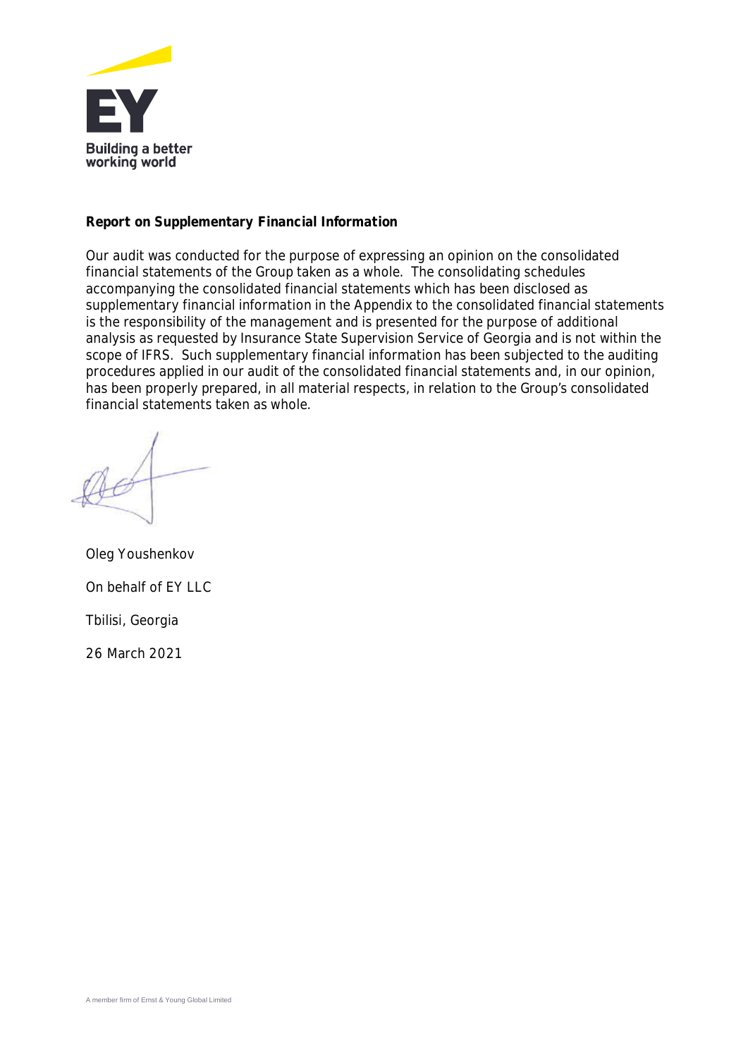**Report on Supplementary Financial Information**

Our audit was conducted for the purpose of expressing an opinion on the consolidated financial statements of the Group taken as a whole. The consolidating schedules accompanying the consolidated financial statements which has been disclosed as supplementary financial information in the Appendix to the consolidated financial statements is the responsibility of the management and is presented for the purpose of additional analysis as requested by Insurance State Supervision Service of Georgia and is not within the scope of IFRS. Such supplementary financial information has been subjected to the auditing procedures applied in our audit of the consolidated financial statements and, in our opinion, has been properly prepared, in all material respects, in relation to the Group's consolidated financial statements taken as whole.

Oleg Youshenkov

On behalf of EY LLC

Tbilisi, Georgia

26 March 2021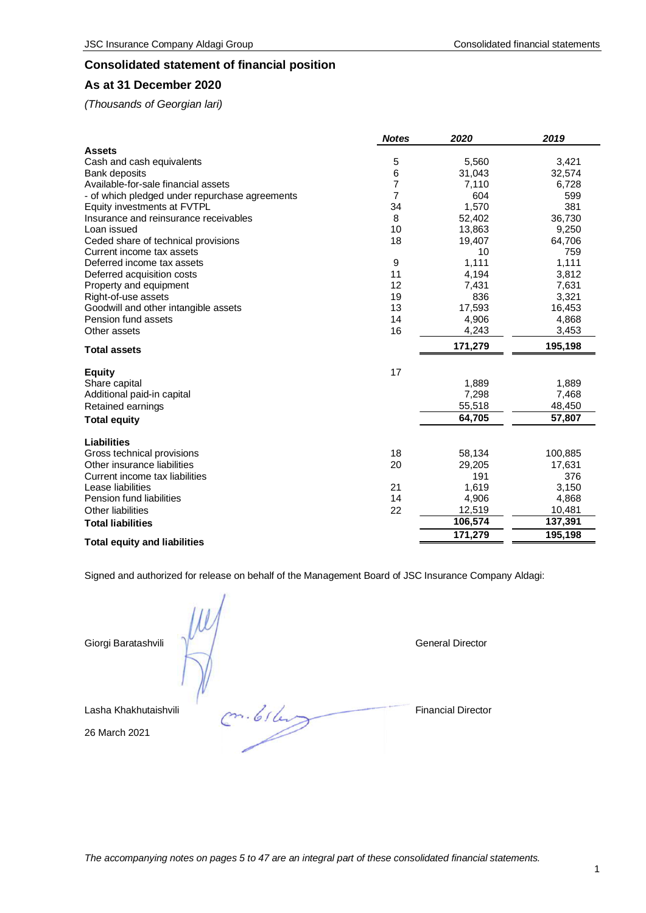## Consolidated statement of financial position

## As at 31 December 2020

*(Thousands of Georgian lari)*

| | *Notes* | *2020* | *2019* |
|---|---|---|---|
| **Assets** | | | |
| Cash and cash equivalents | 5 | 5,560 | 3,421 |
| Bank deposits | 6 | 31,043 | 32,574 |
| Available-for-sale financial assets | 7 | 7,110 | 6,728 |
| - of which pledged under repurchase agreements | 7 | 604 | 599 |
| Equity investments at FVTPL | 34 | 1,570 | 381 |
| Insurance and reinsurance receivables | 8 | 52,402 | 36,730 |
| Loan issued | 10 | 13,863 | 9,250 |
| Ceded share of technical provisions | 18 | 19,407 | 64,706 |
| Current income tax assets | | 10 | 759 |
| Deferred income tax assets | 9 | 1,111 | 1,111 |
| Deferred acquisition costs | 11 | 4,194 | 3,812 |
| Property and equipment | 12 | 7,431 | 7,631 |
| Right-of-use assets | 19 | 836 | 3,321 |
| Goodwill and other intangible assets | 13 | 17,593 | 16,453 |
| Pension fund assets | 14 | 4,906 | 4,868 |
| Other assets | 16 | 4,243 | 3,453 |
| **Total assets** | | **171,279** | **195,198** |
| | | | |
| **Equity** | 17 | | |
| Share capital | | 1,889 | 1,889 |
| Additional paid-in capital | | 7,298 | 7,468 |
| Retained earnings | | 55,518 | 48,450 |
| **Total equity** | | **64,705** | **57,807** |
| | | | |
| **Liabilities** | | | |
| Gross technical provisions | 18 | 58,134 | 100,885 |
| Other insurance liabilities | 20 | 29,205 | 17,631 |
| Current income tax liabilities | | 191 | 376 |
| Lease liabilities | 21 | 1,619 | 3,150 |
| Pension fund liabilities | 14 | 4,906 | 4,868 |
| Other liabilities | 22 | 12,519 | 10,481 |
| **Total liabilities** | | **106,574** | **137,391** |
| **Total equity and liabilities** | | **171,279** | **195,198** |

Signed and authorized for release on behalf of the Management Board of JSC Insurance Company Aldagi:

Giorgi Baratashvili — General Director

Lasha Khakhutaishvili — Financial Director

26 March 2021

*The accompanying notes on pages 5 to 47 are an integral part of these consolidated financial statements.*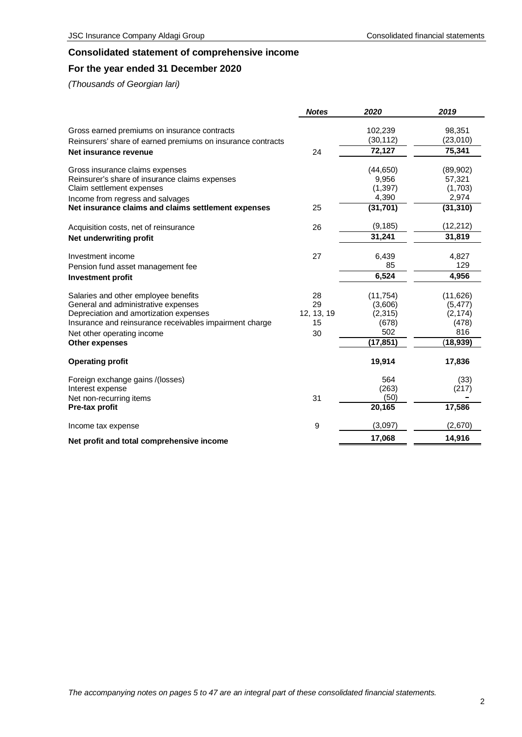## Consolidated statement of comprehensive income

## For the year ended 31 December 2020

*(Thousands of Georgian lari)*

| | *Notes* | *2020* | *2019* |
|---|---|---|---|
| Gross earned premiums on insurance contracts | | 102,239 | 98,351 |
| Reinsurers' share of earned premiums on insurance contracts | | (30,112) | (23,010) |
| **Net insurance revenue** | 24 | **72,127** | **75,341** |
| Gross insurance claims expenses | | (44,650) | (89,902) |
| Reinsurer's share of insurance claims expenses | | 9,956 | 57,321 |
| Claim settlement expenses | | (1,397) | (1,703) |
| Income from regress and salvages | | 4,390 | 2,974 |
| **Net insurance claims and claims settlement expenses** | 25 | **(31,701)** | **(31,310)** |
| Acquisition costs, net of reinsurance | 26 | (9,185) | (12,212) |
| **Net underwriting profit** | | **31,241** | **31,819** |
| Investment income | 27 | 6,439 | 4,827 |
| Pension fund asset management fee | | 85 | 129 |
| **Investment profit** | | **6,524** | **4,956** |
| Salaries and other employee benefits | 28 | (11,754) | (11,626) |
| General and administrative expenses | 29 | (3,606) | (5,477) |
| Depreciation and amortization expenses | 12, 13, 19 | (2,315) | (2,174) |
| Insurance and reinsurance receivables impairment charge | 15 | (678) | (478) |
| Net other operating income | 30 | 502 | 816 |
| **Other expenses** | | **(17,851)** | **(18,939)** |
| **Operating profit** | | **19,914** | **17,836** |
| Foreign exchange gains /(losses) | | 564 | (33) |
| Interest expense | | (263) | (217) |
| Net non-recurring items | 31 | (50) | – |
| **Pre-tax profit** | | **20,165** | **17,586** |
| Income tax expense | 9 | (3,097) | (2,670) |
| **Net profit and total comprehensive income** | | **17,068** | **14,916** |

*The accompanying notes on pages 5 to 47 are an integral part of these consolidated financial statements.*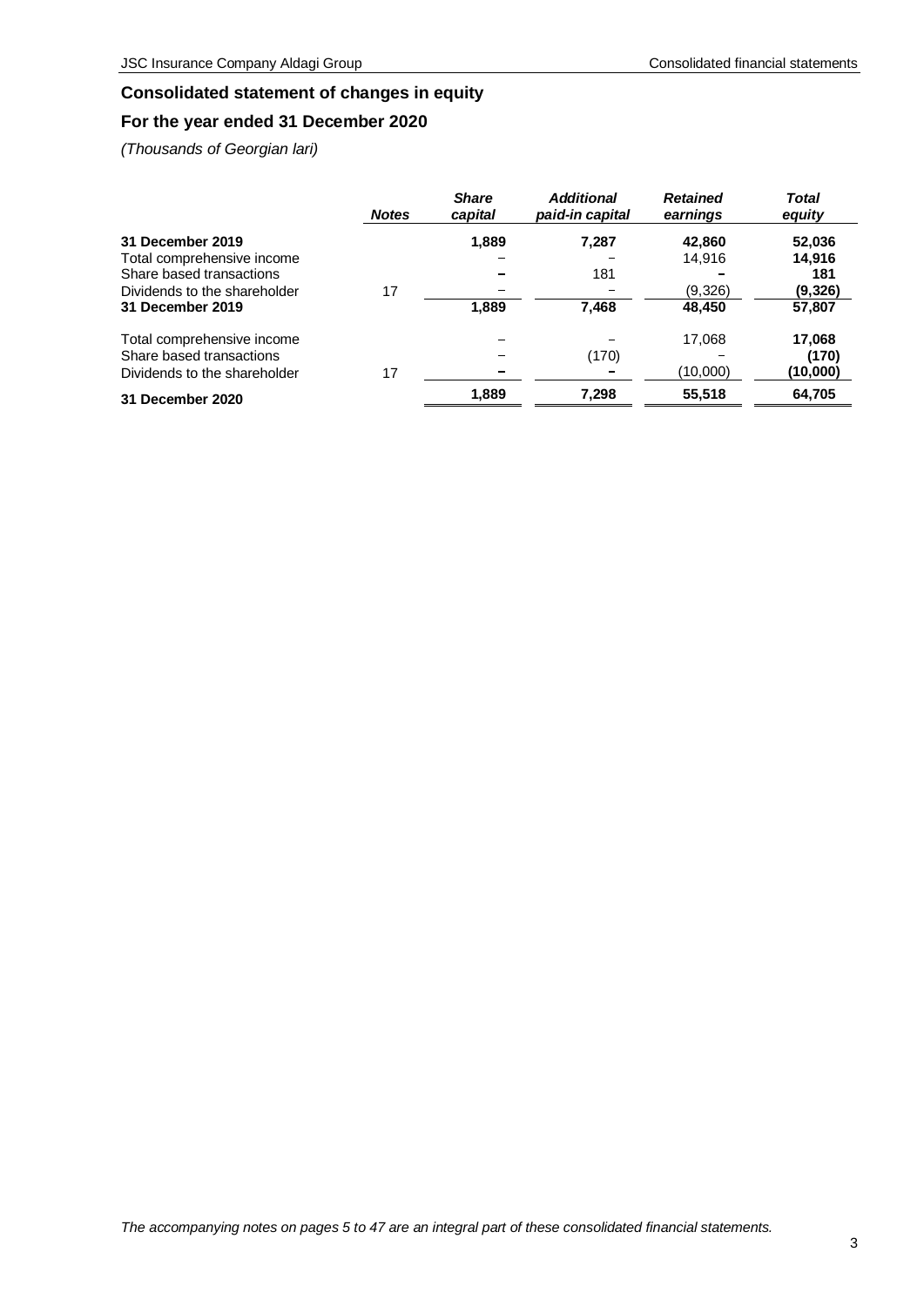## Consolidated statement of changes in equity

## For the year ended 31 December 2020

*(Thousands of Georgian lari)*

| | *Notes* | *Share capital* | *Additional paid-in capital* | *Retained earnings* | *Total equity* |
|---|---|---|---|---|---|
| **31 December 2019** | | **1,889** | **7,287** | **42,860** | **52,036** |
| Total comprehensive income | | – | – | 14,916 | **14,916** |
| Share based transactions | | – | 181 | – | **181** |
| Dividends to the shareholder | 17 | – | – | (9,326) | **(9,326)** |
| **31 December 2019** | | **1,889** | **7,468** | **48,450** | **57,807** |
| Total comprehensive income | | – | – | 17,068 | **17,068** |
| Share based transactions | | – | (170) | – | **(170)** |
| Dividends to the shareholder | 17 | – | – | (10,000) | **(10,000)** |
| **31 December 2020** | | **1,889** | **7,298** | **55,518** | **64,705** |

*The accompanying notes on pages 5 to 47 are an integral part of these consolidated financial statements.*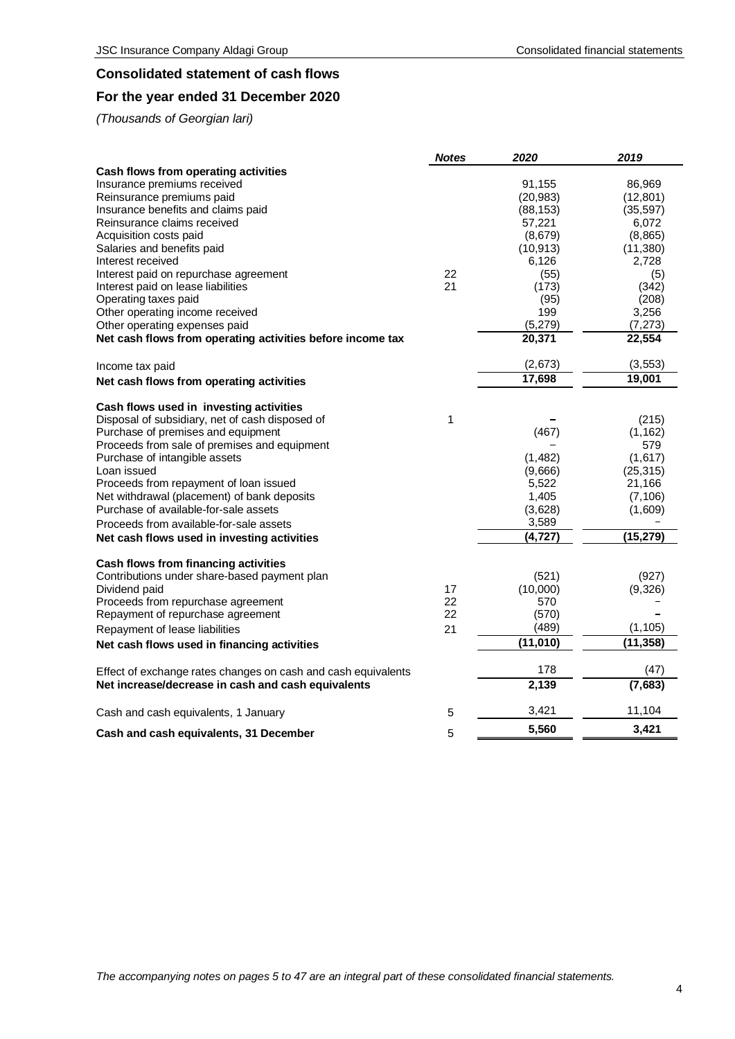## Consolidated statement of cash flows

## For the year ended 31 December 2020

*(Thousands of Georgian lari)*

| | *Notes* | *2020* | *2019* |
|---|---|---|---|
| **Cash flows from operating activities** | | | |
| Insurance premiums received | | 91,155 | 86,969 |
| Reinsurance premiums paid | | (20,983) | (12,801) |
| Insurance benefits and claims paid | | (88,153) | (35,597) |
| Reinsurance claims received | | 57,221 | 6,072 |
| Acquisition costs paid | | (8,679) | (8,865) |
| Salaries and benefits paid | | (10,913) | (11,380) |
| Interest received | | 6,126 | 2,728 |
| Interest paid on repurchase agreement | 22 | (55) | (5) |
| Interest paid on lease liabilities | 21 | (173) | (342) |
| Operating taxes paid | | (95) | (208) |
| Other operating income received | | 199 | 3,256 |
| Other operating expenses paid | | (5,279) | (7,273) |
| **Net cash flows from operating activities before income tax** | | **20,371** | **22,554** |
| Income tax paid | | (2,673) | (3,553) |
| **Net cash flows from operating activities** | | **17,698** | **19,001** |
| **Cash flows used in investing activities** | | | |
| Disposal of subsidiary, net of cash disposed of | 1 | – | (215) |
| Purchase of premises and equipment | | (467) | (1,162) |
| Proceeds from sale of premises and equipment | | – | 579 |
| Purchase of intangible assets | | (1,482) | (1,617) |
| Loan issued | | (9,666) | (25,315) |
| Proceeds from repayment of loan issued | | 5,522 | 21,166 |
| Net withdrawal (placement) of bank deposits | | 1,405 | (7,106) |
| Purchase of available-for-sale assets | | (3,628) | (1,609) |
| Proceeds from available-for-sale assets | | 3,589 | – |
| **Net cash flows used in investing activities** | | **(4,727)** | **(15,279)** |
| **Cash flows from financing activities** | | | |
| Contributions under share-based payment plan | | (521) | (927) |
| Dividend paid | 17 | (10,000) | (9,326) |
| Proceeds from repurchase agreement | 22 | 570 | – |
| Repayment of repurchase agreement | 22 | (570) | – |
| Repayment of lease liabilities | 21 | (489) | (1,105) |
| **Net cash flows used in financing activities** | | **(11,010)** | **(11,358)** |
| Effect of exchange rates changes on cash and cash equivalents | | 178 | (47) |
| **Net increase/decrease in cash and cash equivalents** | | **2,139** | **(7,683)** |
| Cash and cash equivalents, 1 January | 5 | 3,421 | 11,104 |
| **Cash and cash equivalents, 31 December** | 5 | **5,560** | **3,421** |

*The accompanying notes on pages 5 to 47 are an integral part of these consolidated financial statements.*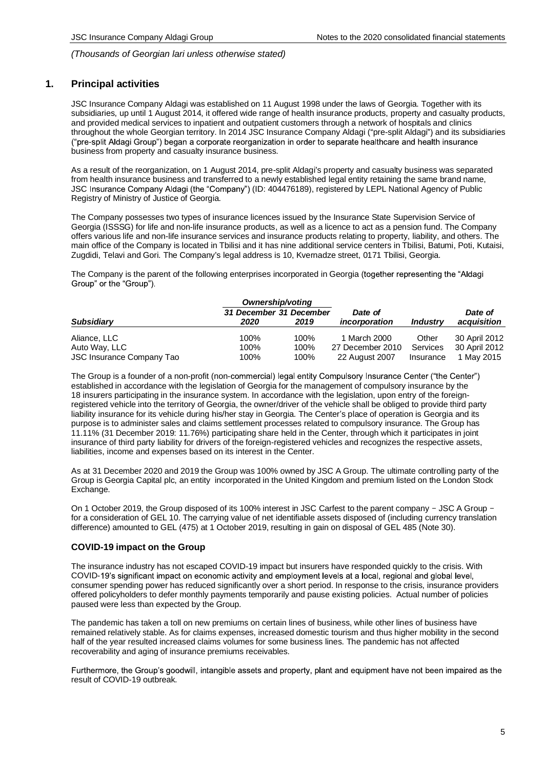*(Thousands of Georgian lari unless otherwise stated)*

## 1. Principal activities

JSC Insurance Company Aldagi was established on 11 August 1998 under the laws of Georgia. Together with its subsidiaries, up until 1 August 2014, it offered wide range of health insurance products, property and casualty products, and provided medical services to inpatient and outpatient customers through a network of hospitals and clinics throughout the whole Georgian territory. In 2014 JSC Insurance Company Aldagi ("pre-split Aldagi") and its subsidiaries ("pre-split Aldagi Group") began a corporate reorganization in order to separate healthcare and health insurance business from property and casualty insurance business.

As a result of the reorganization, on 1 August 2014, pre-split Aldagi's property and casualty business was separated from health insurance business and transferred to a newly established legal entity retaining the same brand name, JSC Insurance Company Aldagi (the "Company") (ID: 404476189), registered by LEPL National Agency of Public Registry of Ministry of Justice of Georgia.

The Company possesses two types of insurance licences issued by the Insurance State Supervision Service of Georgia (ISSSG) for life and non-life insurance products, as well as a licence to act as a pension fund. The Company offers various life and non-life insurance services and insurance products relating to property, liability, and others. The main office of the Company is located in Tbilisi and it has nine additional service centers in Tbilisi, Batumi, Poti, Kutaisi, Zugdidi, Telavi and Gori. The Company's legal address is 10, Kvernadze street, 0171 Tbilisi, Georgia.

The Company is the parent of the following enterprises incorporated in Georgia (together representing the "Aldagi Group" or the "Group").

| | *Ownership/voting* | | | | |
|---|---|---|---|---|---|
| ***Subsidiary*** | ***31 December 2020*** | ***31 December 2019*** | ***Date of incorporation*** | ***Industry*** | ***Date of acquisition*** |
| Aliance, LLC | 100% | 100% | 1 March 2000 | Other | 30 April 2012 |
| Auto Way, LLC | 100% | 100% | 27 December 2010 | Services | 30 April 2012 |
| JSC Insurance Company Tao | 100% | 100% | 22 August 2007 | Insurance | 1 May 2015 |

The Group is a founder of a non-profit (non-commercial) legal entity Compulsory Insurance Center ("the Center") established in accordance with the legislation of Georgia for the management of compulsory insurance by the 18 insurers participating in the insurance system. In accordance with the legislation, upon entry of the foreign-registered vehicle into the territory of Georgia, the owner/driver of the vehicle shall be obliged to provide third party liability insurance for its vehicle during his/her stay in Georgia. The Center's place of operation is Georgia and its purpose is to administer sales and claims settlement processes related to compulsory insurance. The Group has 11.11% (31 December 2019: 11.76%) participating share held in the Center, through which it participates in joint insurance of third party liability for drivers of the foreign-registered vehicles and recognizes the respective assets, liabilities, income and expenses based on its interest in the Center.

As at 31 December 2020 and 2019 the Group was 100% owned by JSC A Group. The ultimate controlling party of the Group is Georgia Capital plc, an entity incorporated in the United Kingdom and premium listed on the London Stock Exchange.

On 1 October 2019, the Group disposed of its 100% interest in JSC Carfest to the parent company – JSC A Group – for a consideration of GEL 10. The carrying value of net identifiable assets disposed of (including currency translation difference) amounted to GEL (475) at 1 October 2019, resulting in gain on disposal of GEL 485 (Note 30).

### COVID-19 impact on the Group

The insurance industry has not escaped COVID-19 impact but insurers have responded quickly to the crisis. With COVID-19's significant impact on economic activity and employment levels at a local, regional and global level, consumer spending power has reduced significantly over a short period. In response to the crisis, insurance providers offered policyholders to defer monthly payments temporarily and pause existing policies. Actual number of policies paused were less than expected by the Group.

The pandemic has taken a toll on new premiums on certain lines of business, while other lines of business have remained relatively stable. As for claims expenses, increased domestic tourism and thus higher mobility in the second half of the year resulted increased claims volumes for some business lines. The pandemic has not affected recoverability and aging of insurance premiums receivables.

Furthermore, the Group's goodwill, intangible assets and property, plant and equipment have not been impaired as the result of COVID-19 outbreak.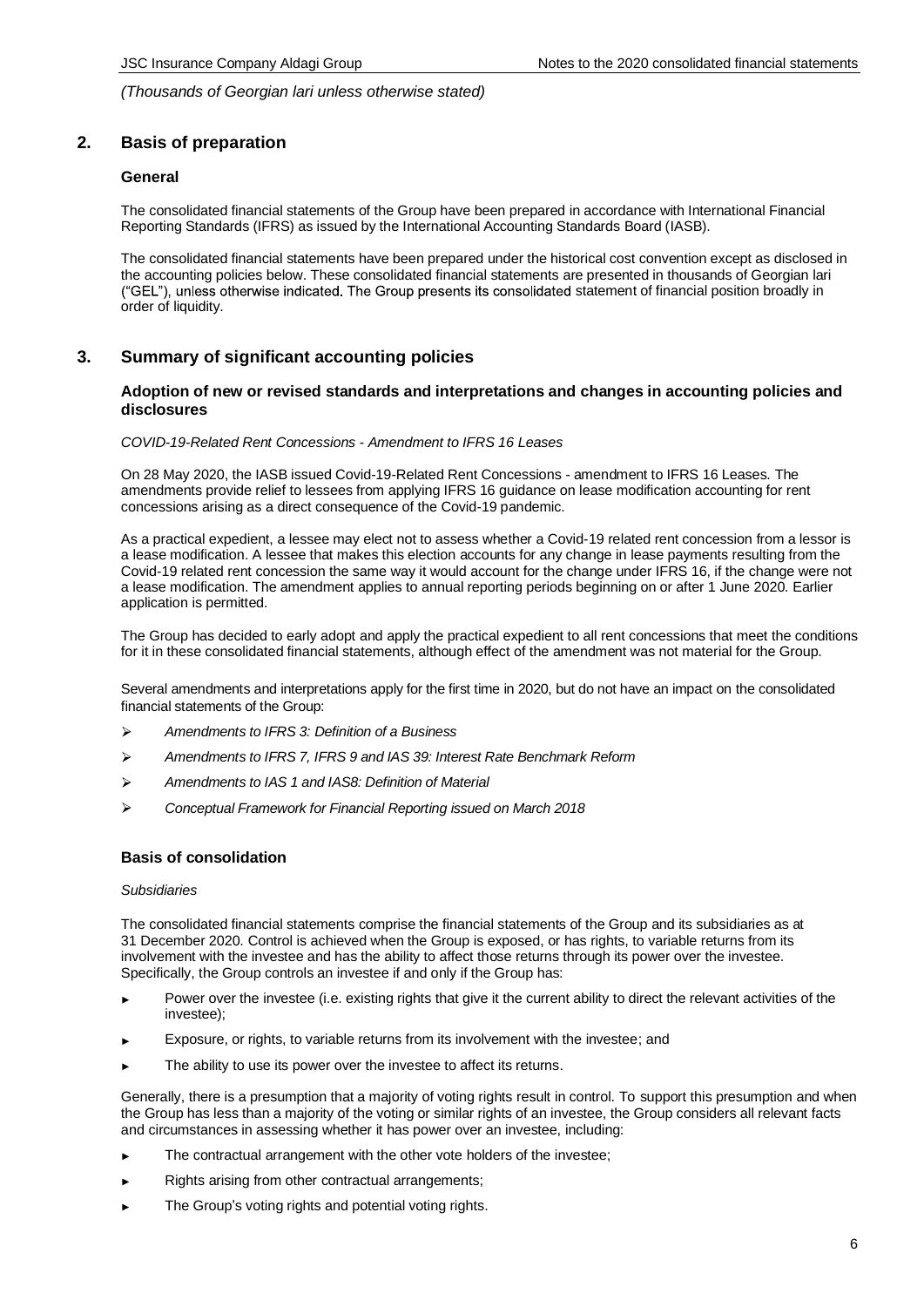*(Thousands of Georgian lari unless otherwise stated)*

## 2. Basis of preparation

### General

The consolidated financial statements of the Group have been prepared in accordance with International Financial Reporting Standards (IFRS) as issued by the International Accounting Standards Board (IASB).

The consolidated financial statements have been prepared under the historical cost convention except as disclosed in the accounting policies below. These consolidated financial statements are presented in thousands of Georgian lari ("GEL"), unless otherwise indicated. The Group presents its consolidated statement of financial position broadly in order of liquidity.

## 3. Summary of significant accounting policies

### Adoption of new or revised standards and interpretations and changes in accounting policies and disclosures

*COVID-19-Related Rent Concessions - Amendment to IFRS 16 Leases*

On 28 May 2020, the IASB issued Covid-19-Related Rent Concessions - amendment to IFRS 16 Leases. The amendments provide relief to lessees from applying IFRS 16 guidance on lease modification accounting for rent concessions arising as a direct consequence of the Covid-19 pandemic.

As a practical expedient, a lessee may elect not to assess whether a Covid-19 related rent concession from a lessor is a lease modification. A lessee that makes this election accounts for any change in lease payments resulting from the Covid-19 related rent concession the same way it would account for the change under IFRS 16, if the change were not a lease modification. The amendment applies to annual reporting periods beginning on or after 1 June 2020. Earlier application is permitted.

The Group has decided to early adopt and apply the practical expedient to all rent concessions that meet the conditions for it in these consolidated financial statements, although effect of the amendment was not material for the Group.

Several amendments and interpretations apply for the first time in 2020, but do not have an impact on the consolidated financial statements of the Group:

- *Amendments to IFRS 3: Definition of a Business*
- *Amendments to IFRS 7, IFRS 9 and IAS 39: Interest Rate Benchmark Reform*
- *Amendments to IAS 1 and IAS8: Definition of Material*
- *Conceptual Framework for Financial Reporting issued on March 2018*

### Basis of consolidation

*Subsidiaries*

The consolidated financial statements comprise the financial statements of the Group and its subsidiaries as at 31 December 2020. Control is achieved when the Group is exposed, or has rights, to variable returns from its involvement with the investee and has the ability to affect those returns through its power over the investee. Specifically, the Group controls an investee if and only if the Group has:

- Power over the investee (i.e. existing rights that give it the current ability to direct the relevant activities of the investee);
- Exposure, or rights, to variable returns from its involvement with the investee; and
- The ability to use its power over the investee to affect its returns.

Generally, there is a presumption that a majority of voting rights result in control. To support this presumption and when the Group has less than a majority of the voting or similar rights of an investee, the Group considers all relevant facts and circumstances in assessing whether it has power over an investee, including:

- The contractual arrangement with the other vote holders of the investee;
- Rights arising from other contractual arrangements;
- The Group's voting rights and potential voting rights.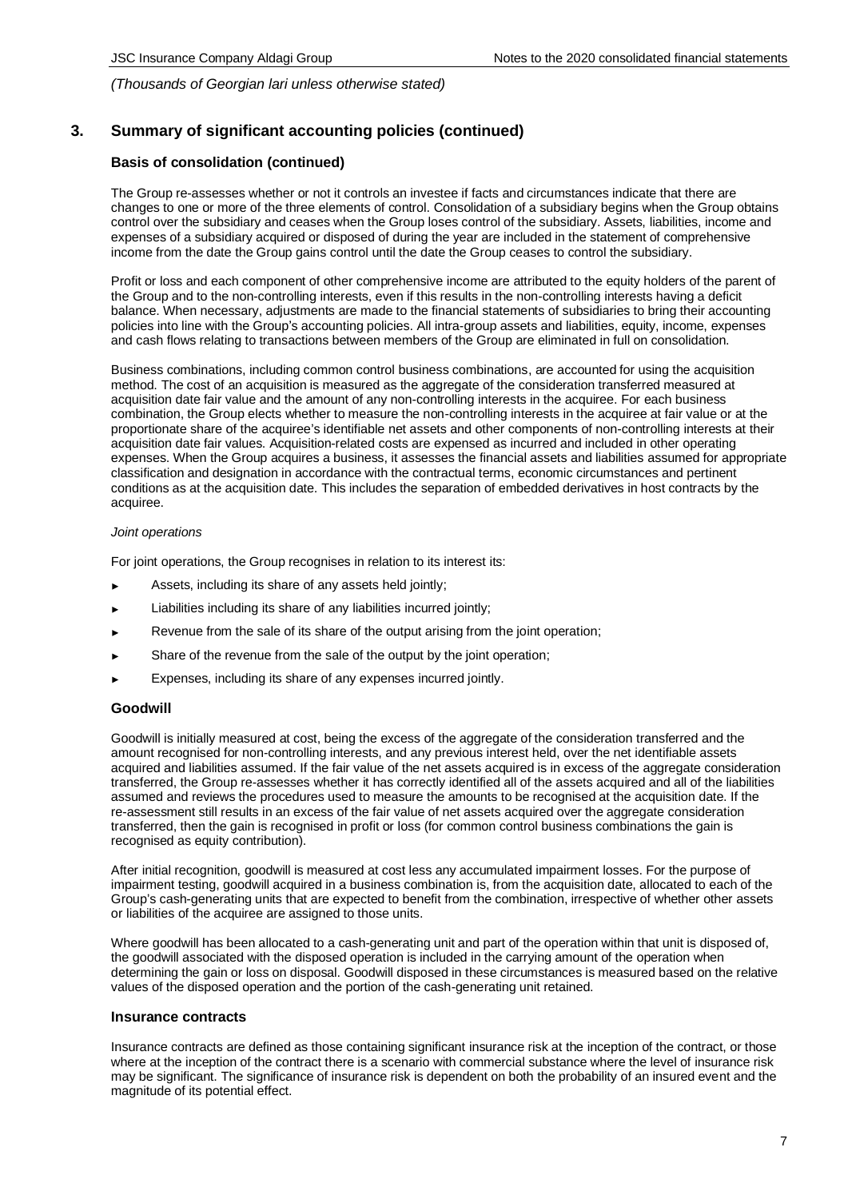*(Thousands of Georgian lari unless otherwise stated)*

## 3. Summary of significant accounting policies (continued)

### Basis of consolidation (continued)

The Group re-assesses whether or not it controls an investee if facts and circumstances indicate that there are changes to one or more of the three elements of control. Consolidation of a subsidiary begins when the Group obtains control over the subsidiary and ceases when the Group loses control of the subsidiary. Assets, liabilities, income and expenses of a subsidiary acquired or disposed of during the year are included in the statement of comprehensive income from the date the Group gains control until the date the Group ceases to control the subsidiary.

Profit or loss and each component of other comprehensive income are attributed to the equity holders of the parent of the Group and to the non-controlling interests, even if this results in the non-controlling interests having a deficit balance. When necessary, adjustments are made to the financial statements of subsidiaries to bring their accounting policies into line with the Group's accounting policies. All intra-group assets and liabilities, equity, income, expenses and cash flows relating to transactions between members of the Group are eliminated in full on consolidation.

Business combinations, including common control business combinations, are accounted for using the acquisition method. The cost of an acquisition is measured as the aggregate of the consideration transferred measured at acquisition date fair value and the amount of any non-controlling interests in the acquiree. For each business combination, the Group elects whether to measure the non-controlling interests in the acquiree at fair value or at the proportionate share of the acquiree's identifiable net assets and other components of non-controlling interests at their acquisition date fair values. Acquisition-related costs are expensed as incurred and included in other operating expenses. When the Group acquires a business, it assesses the financial assets and liabilities assumed for appropriate classification and designation in accordance with the contractual terms, economic circumstances and pertinent conditions as at the acquisition date. This includes the separation of embedded derivatives in host contracts by the acquiree.

*Joint operations*

For joint operations, the Group recognises in relation to its interest its:

- Assets, including its share of any assets held jointly;
- Liabilities including its share of any liabilities incurred jointly;
- Revenue from the sale of its share of the output arising from the joint operation;
- Share of the revenue from the sale of the output by the joint operation;
- Expenses, including its share of any expenses incurred jointly.

### Goodwill

Goodwill is initially measured at cost, being the excess of the aggregate of the consideration transferred and the amount recognised for non-controlling interests, and any previous interest held, over the net identifiable assets acquired and liabilities assumed. If the fair value of the net assets acquired is in excess of the aggregate consideration transferred, the Group re-assesses whether it has correctly identified all of the assets acquired and all of the liabilities assumed and reviews the procedures used to measure the amounts to be recognised at the acquisition date. If the re-assessment still results in an excess of the fair value of net assets acquired over the aggregate consideration transferred, then the gain is recognised in profit or loss (for common control business combinations the gain is recognised as equity contribution).

After initial recognition, goodwill is measured at cost less any accumulated impairment losses. For the purpose of impairment testing, goodwill acquired in a business combination is, from the acquisition date, allocated to each of the Group's cash-generating units that are expected to benefit from the combination, irrespective of whether other assets or liabilities of the acquiree are assigned to those units.

Where goodwill has been allocated to a cash-generating unit and part of the operation within that unit is disposed of, the goodwill associated with the disposed operation is included in the carrying amount of the operation when determining the gain or loss on disposal. Goodwill disposed in these circumstances is measured based on the relative values of the disposed operation and the portion of the cash-generating unit retained.

### Insurance contracts

Insurance contracts are defined as those containing significant insurance risk at the inception of the contract, or those where at the inception of the contract there is a scenario with commercial substance where the level of insurance risk may be significant. The significance of insurance risk is dependent on both the probability of an insured event and the magnitude of its potential effect.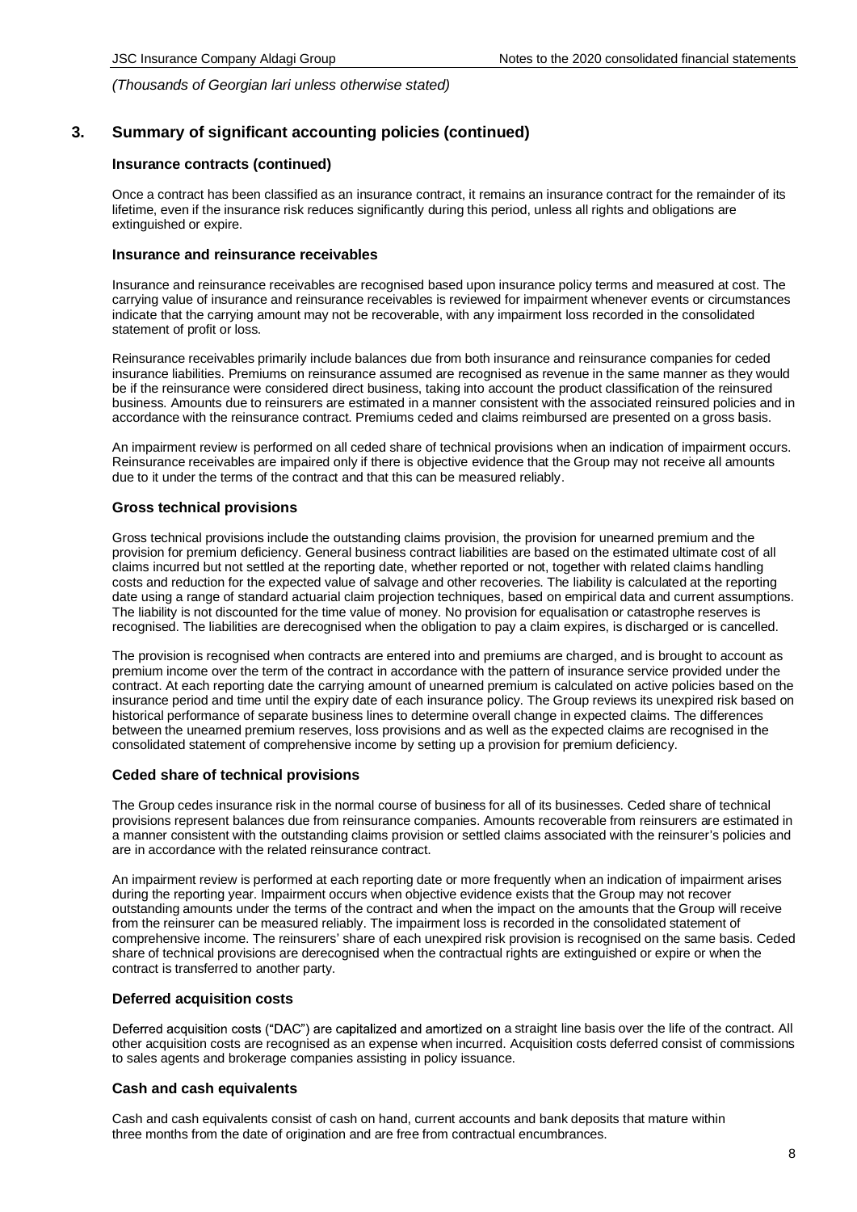*(Thousands of Georgian lari unless otherwise stated)*

## 3. Summary of significant accounting policies (continued)

### Insurance contracts (continued)

Once a contract has been classified as an insurance contract, it remains an insurance contract for the remainder of its lifetime, even if the insurance risk reduces significantly during this period, unless all rights and obligations are extinguished or expire.

### Insurance and reinsurance receivables

Insurance and reinsurance receivables are recognised based upon insurance policy terms and measured at cost. The carrying value of insurance and reinsurance receivables is reviewed for impairment whenever events or circumstances indicate that the carrying amount may not be recoverable, with any impairment loss recorded in the consolidated statement of profit or loss.

Reinsurance receivables primarily include balances due from both insurance and reinsurance companies for ceded insurance liabilities. Premiums on reinsurance assumed are recognised as revenue in the same manner as they would be if the reinsurance were considered direct business, taking into account the product classification of the reinsured business. Amounts due to reinsurers are estimated in a manner consistent with the associated reinsured policies and in accordance with the reinsurance contract. Premiums ceded and claims reimbursed are presented on a gross basis.

An impairment review is performed on all ceded share of technical provisions when an indication of impairment occurs. Reinsurance receivables are impaired only if there is objective evidence that the Group may not receive all amounts due to it under the terms of the contract and that this can be measured reliably.

### Gross technical provisions

Gross technical provisions include the outstanding claims provision, the provision for unearned premium and the provision for premium deficiency. General business contract liabilities are based on the estimated ultimate cost of all claims incurred but not settled at the reporting date, whether reported or not, together with related claims handling costs and reduction for the expected value of salvage and other recoveries. The liability is calculated at the reporting date using a range of standard actuarial claim projection techniques, based on empirical data and current assumptions. The liability is not discounted for the time value of money. No provision for equalisation or catastrophe reserves is recognised. The liabilities are derecognised when the obligation to pay a claim expires, is discharged or is cancelled.

The provision is recognised when contracts are entered into and premiums are charged, and is brought to account as premium income over the term of the contract in accordance with the pattern of insurance service provided under the contract. At each reporting date the carrying amount of unearned premium is calculated on active policies based on the insurance period and time until the expiry date of each insurance policy. The Group reviews its unexpired risk based on historical performance of separate business lines to determine overall change in expected claims. The differences between the unearned premium reserves, loss provisions and as well as the expected claims are recognised in the consolidated statement of comprehensive income by setting up a provision for premium deficiency.

### Ceded share of technical provisions

The Group cedes insurance risk in the normal course of business for all of its businesses. Ceded share of technical provisions represent balances due from reinsurance companies. Amounts recoverable from reinsurers are estimated in a manner consistent with the outstanding claims provision or settled claims associated with the reinsurer's policies and are in accordance with the related reinsurance contract.

An impairment review is performed at each reporting date or more frequently when an indication of impairment arises during the reporting year. Impairment occurs when objective evidence exists that the Group may not recover outstanding amounts under the terms of the contract and when the impact on the amounts that the Group will receive from the reinsurer can be measured reliably. The impairment loss is recorded in the consolidated statement of comprehensive income. The reinsurers' share of each unexpired risk provision is recognised on the same basis. Ceded share of technical provisions are derecognised when the contractual rights are extinguished or expire or when the contract is transferred to another party.

### Deferred acquisition costs

Deferred acquisition costs ("DAC") are capitalized and amortized on a straight line basis over the life of the contract. All other acquisition costs are recognised as an expense when incurred. Acquisition costs deferred consist of commissions to sales agents and brokerage companies assisting in policy issuance.

### Cash and cash equivalents

Cash and cash equivalents consist of cash on hand, current accounts and bank deposits that mature within three months from the date of origination and are free from contractual encumbrances.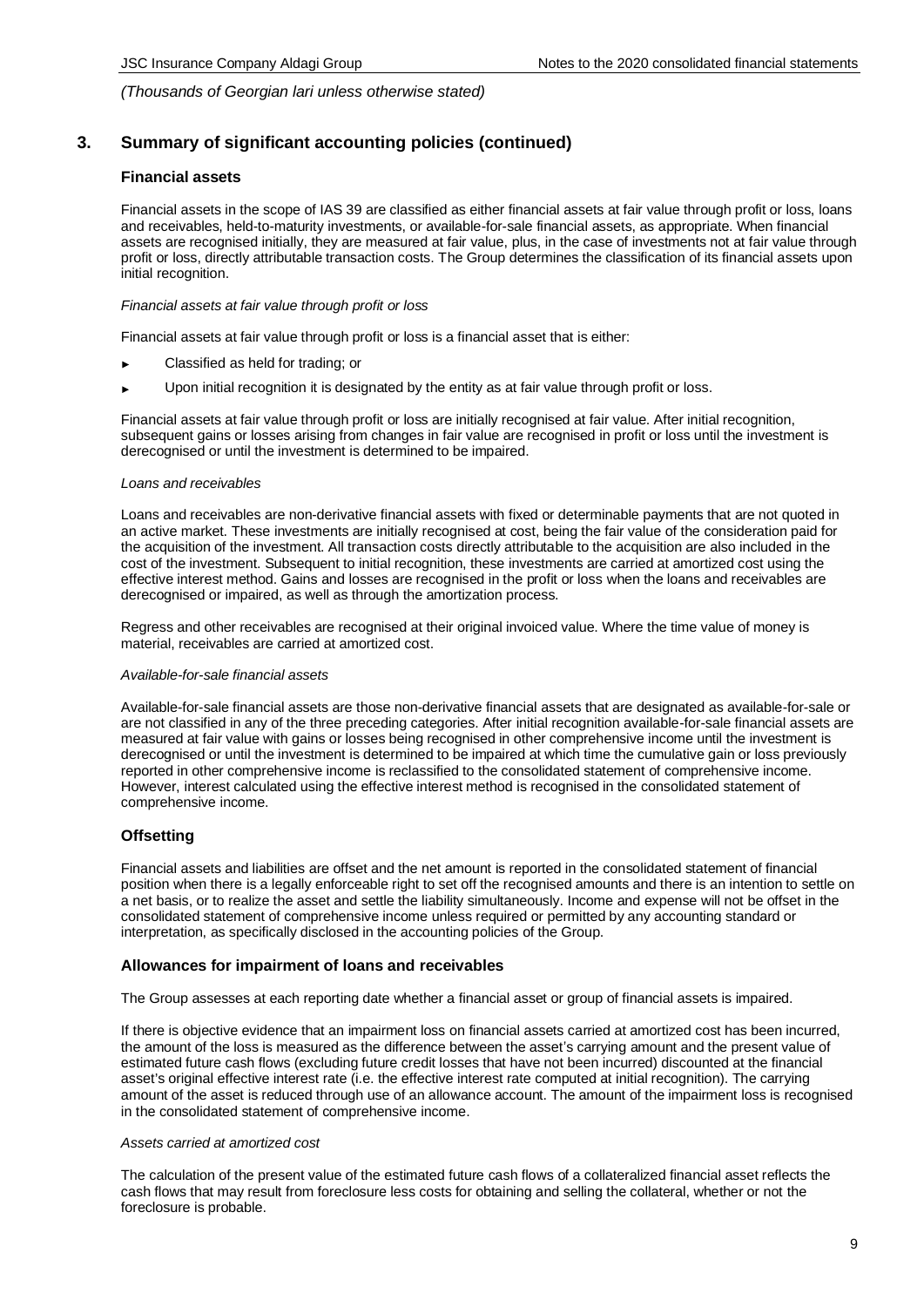*(Thousands of Georgian lari unless otherwise stated)*

## 3. Summary of significant accounting policies (continued)

### Financial assets

Financial assets in the scope of IAS 39 are classified as either financial assets at fair value through profit or loss, loans and receivables, held-to-maturity investments, or available-for-sale financial assets, as appropriate. When financial assets are recognised initially, they are measured at fair value, plus, in the case of investments not at fair value through profit or loss, directly attributable transaction costs. The Group determines the classification of its financial assets upon initial recognition.

*Financial assets at fair value through profit or loss*

Financial assets at fair value through profit or loss is a financial asset that is either:

- Classified as held for trading; or
- Upon initial recognition it is designated by the entity as at fair value through profit or loss.

Financial assets at fair value through profit or loss are initially recognised at fair value. After initial recognition, subsequent gains or losses arising from changes in fair value are recognised in profit or loss until the investment is derecognised or until the investment is determined to be impaired.

*Loans and receivables*

Loans and receivables are non-derivative financial assets with fixed or determinable payments that are not quoted in an active market. These investments are initially recognised at cost, being the fair value of the consideration paid for the acquisition of the investment. All transaction costs directly attributable to the acquisition are also included in the cost of the investment. Subsequent to initial recognition, these investments are carried at amortized cost using the effective interest method. Gains and losses are recognised in the profit or loss when the loans and receivables are derecognised or impaired, as well as through the amortization process.

Regress and other receivables are recognised at their original invoiced value. Where the time value of money is material, receivables are carried at amortized cost.

*Available-for-sale financial assets*

Available-for-sale financial assets are those non-derivative financial assets that are designated as available-for-sale or are not classified in any of the three preceding categories. After initial recognition available-for-sale financial assets are measured at fair value with gains or losses being recognised in other comprehensive income until the investment is derecognised or until the investment is determined to be impaired at which time the cumulative gain or loss previously reported in other comprehensive income is reclassified to the consolidated statement of comprehensive income. However, interest calculated using the effective interest method is recognised in the consolidated statement of comprehensive income.

### Offsetting

Financial assets and liabilities are offset and the net amount is reported in the consolidated statement of financial position when there is a legally enforceable right to set off the recognised amounts and there is an intention to settle on a net basis, or to realize the asset and settle the liability simultaneously. Income and expense will not be offset in the consolidated statement of comprehensive income unless required or permitted by any accounting standard or interpretation, as specifically disclosed in the accounting policies of the Group.

### Allowances for impairment of loans and receivables

The Group assesses at each reporting date whether a financial asset or group of financial assets is impaired.

If there is objective evidence that an impairment loss on financial assets carried at amortized cost has been incurred, the amount of the loss is measured as the difference between the asset's carrying amount and the present value of estimated future cash flows (excluding future credit losses that have not been incurred) discounted at the financial asset's original effective interest rate (i.e. the effective interest rate computed at initial recognition). The carrying amount of the asset is reduced through use of an allowance account. The amount of the impairment loss is recognised in the consolidated statement of comprehensive income.

*Assets carried at amortized cost*

The calculation of the present value of the estimated future cash flows of a collateralized financial asset reflects the cash flows that may result from foreclosure less costs for obtaining and selling the collateral, whether or not the foreclosure is probable.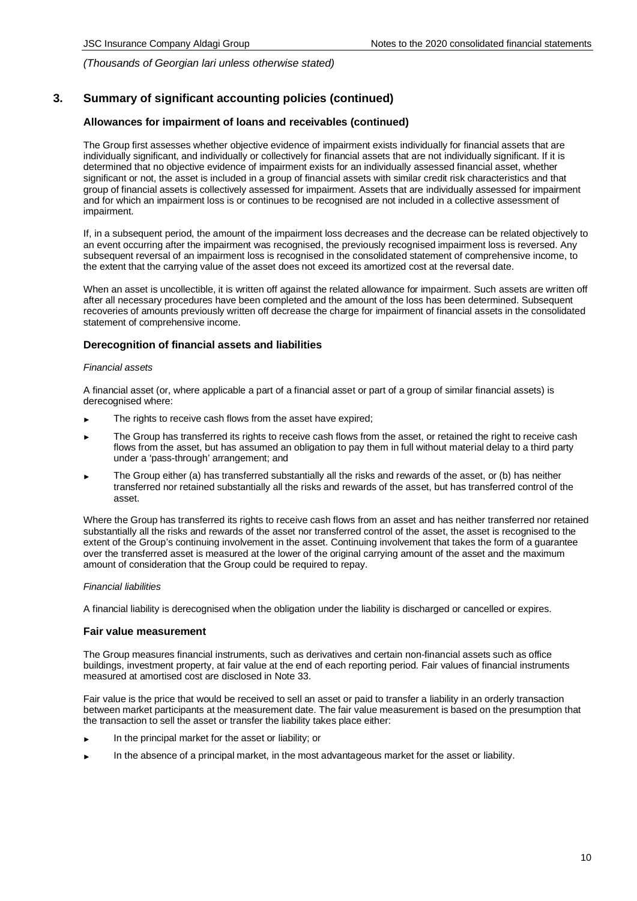*(Thousands of Georgian lari unless otherwise stated)*

## 3. Summary of significant accounting policies (continued)

### Allowances for impairment of loans and receivables (continued)

The Group first assesses whether objective evidence of impairment exists individually for financial assets that are individually significant, and individually or collectively for financial assets that are not individually significant. If it is determined that no objective evidence of impairment exists for an individually assessed financial asset, whether significant or not, the asset is included in a group of financial assets with similar credit risk characteristics and that group of financial assets is collectively assessed for impairment. Assets that are individually assessed for impairment and for which an impairment loss is or continues to be recognised are not included in a collective assessment of impairment.

If, in a subsequent period, the amount of the impairment loss decreases and the decrease can be related objectively to an event occurring after the impairment was recognised, the previously recognised impairment loss is reversed. Any subsequent reversal of an impairment loss is recognised in the consolidated statement of comprehensive income, to the extent that the carrying value of the asset does not exceed its amortized cost at the reversal date.

When an asset is uncollectible, it is written off against the related allowance for impairment. Such assets are written off after all necessary procedures have been completed and the amount of the loss has been determined. Subsequent recoveries of amounts previously written off decrease the charge for impairment of financial assets in the consolidated statement of comprehensive income.

### Derecognition of financial assets and liabilities

*Financial assets*

A financial asset (or, where applicable a part of a financial asset or part of a group of similar financial assets) is derecognised where:

- The rights to receive cash flows from the asset have expired;
- The Group has transferred its rights to receive cash flows from the asset, or retained the right to receive cash flows from the asset, but has assumed an obligation to pay them in full without material delay to a third party under a 'pass-through' arrangement; and
- The Group either (a) has transferred substantially all the risks and rewards of the asset, or (b) has neither transferred nor retained substantially all the risks and rewards of the asset, but has transferred control of the asset.

Where the Group has transferred its rights to receive cash flows from an asset and has neither transferred nor retained substantially all the risks and rewards of the asset nor transferred control of the asset, the asset is recognised to the extent of the Group's continuing involvement in the asset. Continuing involvement that takes the form of a guarantee over the transferred asset is measured at the lower of the original carrying amount of the asset and the maximum amount of consideration that the Group could be required to repay.

*Financial liabilities*

A financial liability is derecognised when the obligation under the liability is discharged or cancelled or expires.

### Fair value measurement

The Group measures financial instruments, such as derivatives and certain non-financial assets such as office buildings, investment property, at fair value at the end of each reporting period. Fair values of financial instruments measured at amortised cost are disclosed in Note 33.

Fair value is the price that would be received to sell an asset or paid to transfer a liability in an orderly transaction between market participants at the measurement date. The fair value measurement is based on the presumption that the transaction to sell the asset or transfer the liability takes place either:

- In the principal market for the asset or liability; or
- In the absence of a principal market, in the most advantageous market for the asset or liability.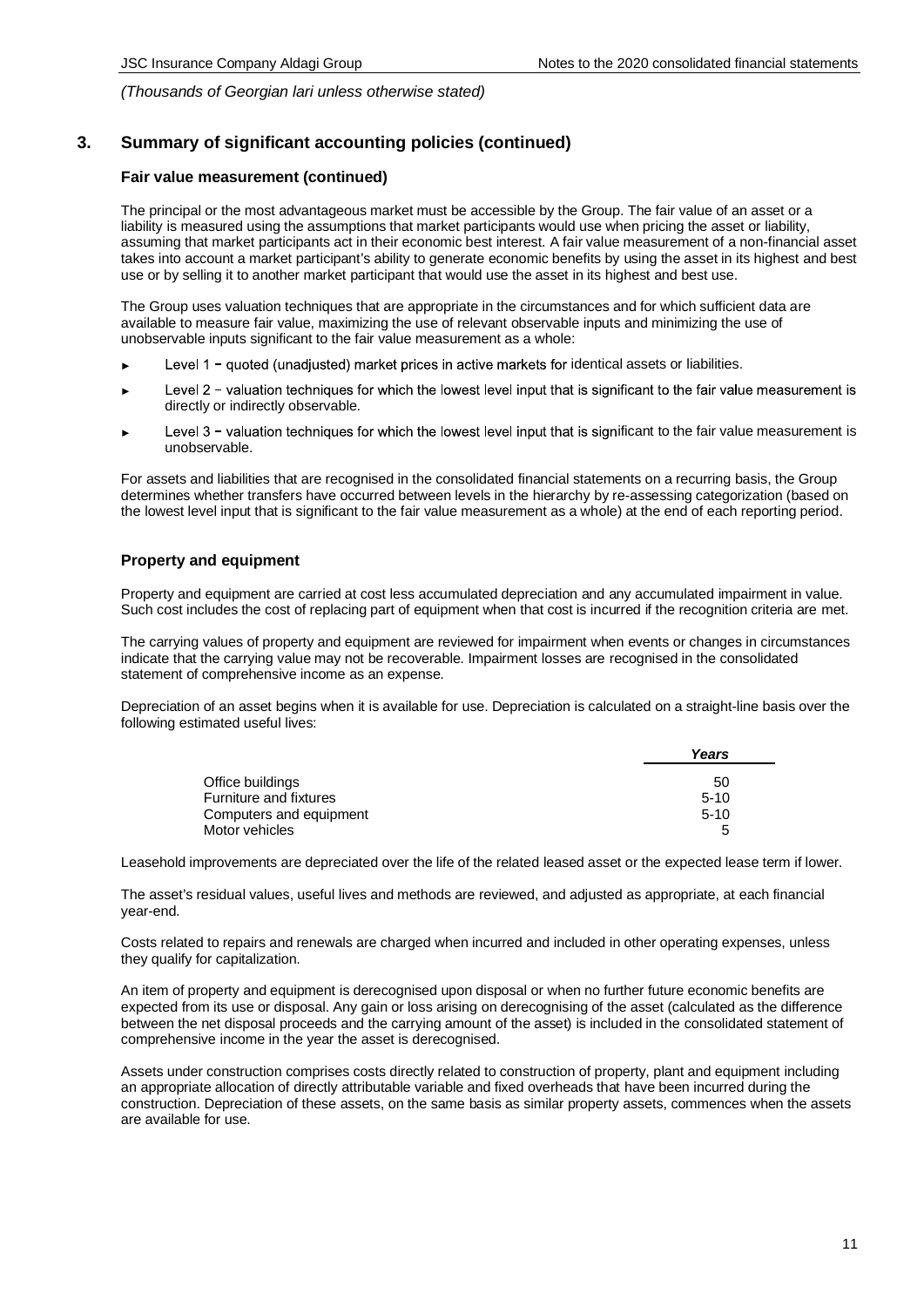*(Thousands of Georgian lari unless otherwise stated)*

## 3. Summary of significant accounting policies (continued)

### Fair value measurement (continued)

The principal or the most advantageous market must be accessible by the Group. The fair value of an asset or a liability is measured using the assumptions that market participants would use when pricing the asset or liability, assuming that market participants act in their economic best interest. A fair value measurement of a non-financial asset takes into account a market participant's ability to generate economic benefits by using the asset in its highest and best use or by selling it to another market participant that would use the asset in its highest and best use.

The Group uses valuation techniques that are appropriate in the circumstances and for which sufficient data are available to measure fair value, maximizing the use of relevant observable inputs and minimizing the use of unobservable inputs significant to the fair value measurement as a whole:

- Level 1 − quoted (unadjusted) market prices in active markets for identical assets or liabilities.
- Level 2 − valuation techniques for which the lowest level input that is significant to the fair value measurement is directly or indirectly observable.
- Level 3 − valuation techniques for which the lowest level input that is significant to the fair value measurement is unobservable.

For assets and liabilities that are recognised in the consolidated financial statements on a recurring basis, the Group determines whether transfers have occurred between levels in the hierarchy by re-assessing categorization (based on the lowest level input that is significant to the fair value measurement as a whole) at the end of each reporting period.

### Property and equipment

Property and equipment are carried at cost less accumulated depreciation and any accumulated impairment in value. Such cost includes the cost of replacing part of equipment when that cost is incurred if the recognition criteria are met.

The carrying values of property and equipment are reviewed for impairment when events or changes in circumstances indicate that the carrying value may not be recoverable. Impairment losses are recognised in the consolidated statement of comprehensive income as an expense.

Depreciation of an asset begins when it is available for use. Depreciation is calculated on a straight-line basis over the following estimated useful lives:

| | *Years* |
|---|---|
| Office buildings | 50 |
| Furniture and fixtures | 5-10 |
| Computers and equipment | 5-10 |
| Motor vehicles | 5 |

Leasehold improvements are depreciated over the life of the related leased asset or the expected lease term if lower.

The asset's residual values, useful lives and methods are reviewed, and adjusted as appropriate, at each financial year-end.

Costs related to repairs and renewals are charged when incurred and included in other operating expenses, unless they qualify for capitalization.

An item of property and equipment is derecognised upon disposal or when no further future economic benefits are expected from its use or disposal. Any gain or loss arising on derecognising of the asset (calculated as the difference between the net disposal proceeds and the carrying amount of the asset) is included in the consolidated statement of comprehensive income in the year the asset is derecognised.

Assets under construction comprises costs directly related to construction of property, plant and equipment including an appropriate allocation of directly attributable variable and fixed overheads that have been incurred during the construction. Depreciation of these assets, on the same basis as similar property assets, commences when the assets are available for use.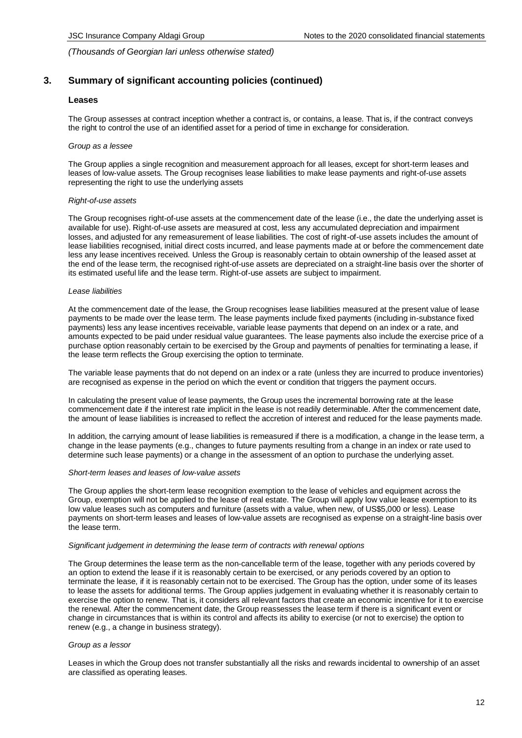## 3. Summary of significant accounting policies (continued)

### Leases

The Group assesses at contract inception whether a contract is, or contains, a lease. That is, if the contract conveys the right to control the use of an identified asset for a period of time in exchange for consideration.

*Group as a lessee*

The Group applies a single recognition and measurement approach for all leases, except for short-term leases and leases of low-value assets. The Group recognises lease liabilities to make lease payments and right-of-use assets representing the right to use the underlying assets

*Right-of-use assets*

The Group recognises right-of-use assets at the commencement date of the lease (i.e., the date the underlying asset is available for use). Right-of-use assets are measured at cost, less any accumulated depreciation and impairment losses, and adjusted for any remeasurement of lease liabilities. The cost of right-of-use assets includes the amount of lease liabilities recognised, initial direct costs incurred, and lease payments made at or before the commencement date less any lease incentives received. Unless the Group is reasonably certain to obtain ownership of the leased asset at the end of the lease term, the recognised right-of-use assets are depreciated on a straight-line basis over the shorter of its estimated useful life and the lease term. Right-of-use assets are subject to impairment.

*Lease liabilities*

At the commencement date of the lease, the Group recognises lease liabilities measured at the present value of lease payments to be made over the lease term. The lease payments include fixed payments (including in-substance fixed payments) less any lease incentives receivable, variable lease payments that depend on an index or a rate, and amounts expected to be paid under residual value guarantees. The lease payments also include the exercise price of a purchase option reasonably certain to be exercised by the Group and payments of penalties for terminating a lease, if the lease term reflects the Group exercising the option to terminate.

The variable lease payments that do not depend on an index or a rate (unless they are incurred to produce inventories) are recognised as expense in the period on which the event or condition that triggers the payment occurs.

In calculating the present value of lease payments, the Group uses the incremental borrowing rate at the lease commencement date if the interest rate implicit in the lease is not readily determinable. After the commencement date, the amount of lease liabilities is increased to reflect the accretion of interest and reduced for the lease payments made.

In addition, the carrying amount of lease liabilities is remeasured if there is a modification, a change in the lease term, a change in the lease payments (e.g., changes to future payments resulting from a change in an index or rate used to determine such lease payments) or a change in the assessment of an option to purchase the underlying asset.

*Short-term leases and leases of low-value assets*

The Group applies the short-term lease recognition exemption to the lease of vehicles and equipment across the Group, exemption will not be applied to the lease of real estate. The Group will apply low value lease exemption to its low value leases such as computers and furniture (assets with a value, when new, of US$5,000 or less). Lease payments on short-term leases and leases of low-value assets are recognised as expense on a straight-line basis over the lease term.

*Significant judgement in determining the lease term of contracts with renewal options*

The Group determines the lease term as the non-cancellable term of the lease, together with any periods covered by an option to extend the lease if it is reasonably certain to be exercised, or any periods covered by an option to terminate the lease, if it is reasonably certain not to be exercised. The Group has the option, under some of its leases to lease the assets for additional terms. The Group applies judgement in evaluating whether it is reasonably certain to exercise the option to renew. That is, it considers all relevant factors that create an economic incentive for it to exercise the renewal. After the commencement date, the Group reassesses the lease term if there is a significant event or change in circumstances that is within its control and affects its ability to exercise (or not to exercise) the option to renew (e.g., a change in business strategy).

*Group as a lessor*

Leases in which the Group does not transfer substantially all the risks and rewards incidental to ownership of an asset are classified as operating leases.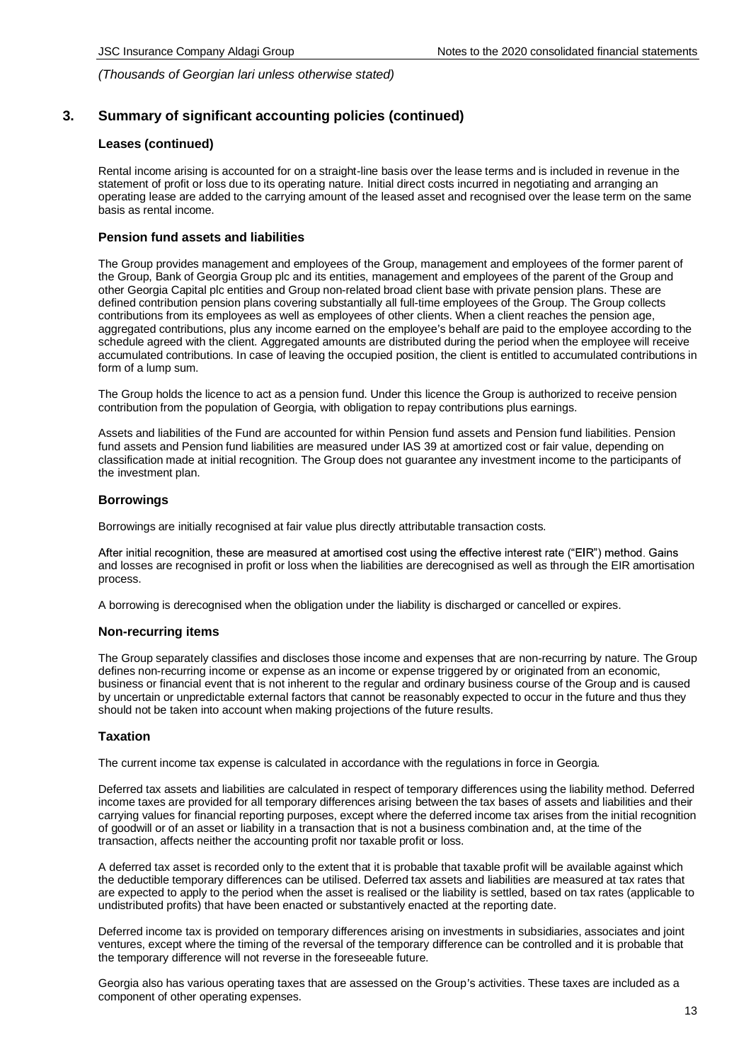*(Thousands of Georgian lari unless otherwise stated)*

## 3. Summary of significant accounting policies (continued)

### Leases (continued)

Rental income arising is accounted for on a straight-line basis over the lease terms and is included in revenue in the statement of profit or loss due to its operating nature. Initial direct costs incurred in negotiating and arranging an operating lease are added to the carrying amount of the leased asset and recognised over the lease term on the same basis as rental income.

### Pension fund assets and liabilities

The Group provides management and employees of the Group, management and employees of the former parent of the Group, Bank of Georgia Group plc and its entities, management and employees of the parent of the Group and other Georgia Capital plc entities and Group non-related broad client base with private pension plans. These are defined contribution pension plans covering substantially all full-time employees of the Group. The Group collects contributions from its employees as well as employees of other clients. When a client reaches the pension age, aggregated contributions, plus any income earned on the employee's behalf are paid to the employee according to the schedule agreed with the client. Aggregated amounts are distributed during the period when the employee will receive accumulated contributions. In case of leaving the occupied position, the client is entitled to accumulated contributions in form of a lump sum.

The Group holds the licence to act as a pension fund. Under this licence the Group is authorized to receive pension contribution from the population of Georgia, with obligation to repay contributions plus earnings.

Assets and liabilities of the Fund are accounted for within Pension fund assets and Pension fund liabilities. Pension fund assets and Pension fund liabilities are measured under IAS 39 at amortized cost or fair value, depending on classification made at initial recognition. The Group does not guarantee any investment income to the participants of the investment plan.

### Borrowings

Borrowings are initially recognised at fair value plus directly attributable transaction costs.

After initial recognition, these are measured at amortised cost using the effective interest rate ("EIR") method. Gains and losses are recognised in profit or loss when the liabilities are derecognised as well as through the EIR amortisation process.

A borrowing is derecognised when the obligation under the liability is discharged or cancelled or expires.

### Non-recurring items

The Group separately classifies and discloses those income and expenses that are non-recurring by nature. The Group defines non-recurring income or expense as an income or expense triggered by or originated from an economic, business or financial event that is not inherent to the regular and ordinary business course of the Group and is caused by uncertain or unpredictable external factors that cannot be reasonably expected to occur in the future and thus they should not be taken into account when making projections of the future results.

### Taxation

The current income tax expense is calculated in accordance with the regulations in force in Georgia.

Deferred tax assets and liabilities are calculated in respect of temporary differences using the liability method. Deferred income taxes are provided for all temporary differences arising between the tax bases of assets and liabilities and their carrying values for financial reporting purposes, except where the deferred income tax arises from the initial recognition of goodwill or of an asset or liability in a transaction that is not a business combination and, at the time of the transaction, affects neither the accounting profit nor taxable profit or loss.

A deferred tax asset is recorded only to the extent that it is probable that taxable profit will be available against which the deductible temporary differences can be utilised. Deferred tax assets and liabilities are measured at tax rates that are expected to apply to the period when the asset is realised or the liability is settled, based on tax rates (applicable to undistributed profits) that have been enacted or substantively enacted at the reporting date.

Deferred income tax is provided on temporary differences arising on investments in subsidiaries, associates and joint ventures, except where the timing of the reversal of the temporary difference can be controlled and it is probable that the temporary difference will not reverse in the foreseeable future.

Georgia also has various operating taxes that are assessed on the Group's activities. These taxes are included as a component of other operating expenses.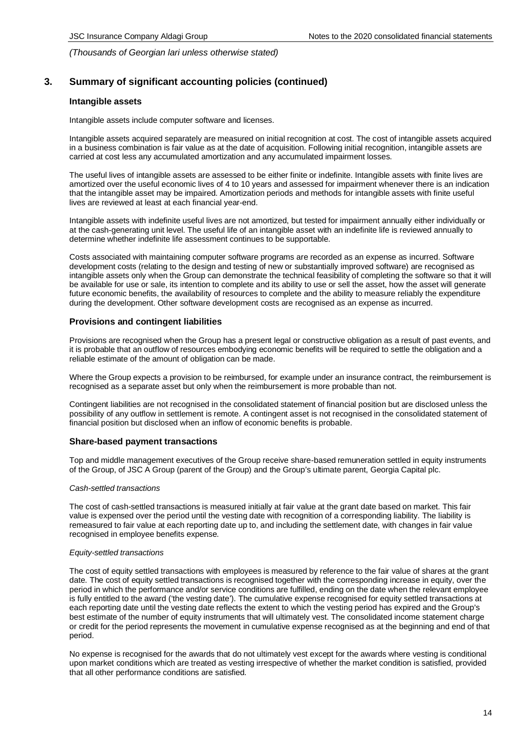*(Thousands of Georgian lari unless otherwise stated)*

## 3. Summary of significant accounting policies (continued)

### Intangible assets

Intangible assets include computer software and licenses.

Intangible assets acquired separately are measured on initial recognition at cost. The cost of intangible assets acquired in a business combination is fair value as at the date of acquisition. Following initial recognition, intangible assets are carried at cost less any accumulated amortization and any accumulated impairment losses.

The useful lives of intangible assets are assessed to be either finite or indefinite. Intangible assets with finite lives are amortized over the useful economic lives of 4 to 10 years and assessed for impairment whenever there is an indication that the intangible asset may be impaired. Amortization periods and methods for intangible assets with finite useful lives are reviewed at least at each financial year-end.

Intangible assets with indefinite useful lives are not amortized, but tested for impairment annually either individually or at the cash-generating unit level. The useful life of an intangible asset with an indefinite life is reviewed annually to determine whether indefinite life assessment continues to be supportable.

Costs associated with maintaining computer software programs are recorded as an expense as incurred. Software development costs (relating to the design and testing of new or substantially improved software) are recognised as intangible assets only when the Group can demonstrate the technical feasibility of completing the software so that it will be available for use or sale, its intention to complete and its ability to use or sell the asset, how the asset will generate future economic benefits, the availability of resources to complete and the ability to measure reliably the expenditure during the development. Other software development costs are recognised as an expense as incurred.

### Provisions and contingent liabilities

Provisions are recognised when the Group has a present legal or constructive obligation as a result of past events, and it is probable that an outflow of resources embodying economic benefits will be required to settle the obligation and a reliable estimate of the amount of obligation can be made.

Where the Group expects a provision to be reimbursed, for example under an insurance contract, the reimbursement is recognised as a separate asset but only when the reimbursement is more probable than not.

Contingent liabilities are not recognised in the consolidated statement of financial position but are disclosed unless the possibility of any outflow in settlement is remote. A contingent asset is not recognised in the consolidated statement of financial position but disclosed when an inflow of economic benefits is probable.

### Share-based payment transactions

Top and middle management executives of the Group receive share-based remuneration settled in equity instruments of the Group, of JSC A Group (parent of the Group) and the Group's ultimate parent, Georgia Capital plc.

*Cash-settled transactions*

The cost of cash-settled transactions is measured initially at fair value at the grant date based on market. This fair value is expensed over the period until the vesting date with recognition of a corresponding liability. The liability is remeasured to fair value at each reporting date up to, and including the settlement date, with changes in fair value recognised in employee benefits expense.

*Equity-settled transactions*

The cost of equity settled transactions with employees is measured by reference to the fair value of shares at the grant date. The cost of equity settled transactions is recognised together with the corresponding increase in equity, over the period in which the performance and/or service conditions are fulfilled, ending on the date when the relevant employee is fully entitled to the award ('the vesting date'). The cumulative expense recognised for equity settled transactions at each reporting date until the vesting date reflects the extent to which the vesting period has expired and the Group's best estimate of the number of equity instruments that will ultimately vest. The consolidated income statement charge or credit for the period represents the movement in cumulative expense recognised as at the beginning and end of that period.

No expense is recognised for the awards that do not ultimately vest except for the awards where vesting is conditional upon market conditions which are treated as vesting irrespective of whether the market condition is satisfied, provided that all other performance conditions are satisfied.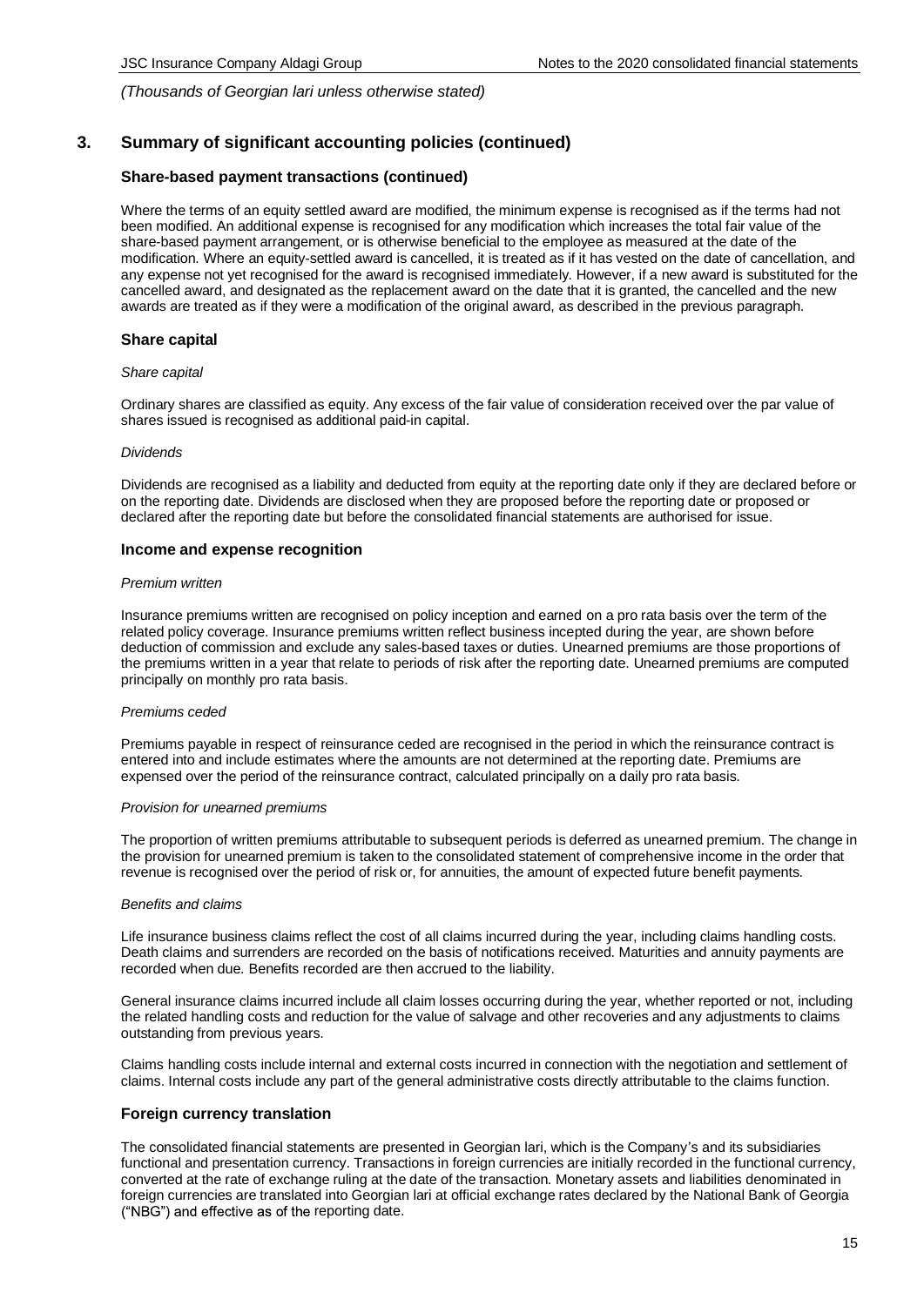## 3. Summary of significant accounting policies (continued)

### Share-based payment transactions (continued)

Where the terms of an equity settled award are modified, the minimum expense is recognised as if the terms had not been modified. An additional expense is recognised for any modification which increases the total fair value of the share-based payment arrangement, or is otherwise beneficial to the employee as measured at the date of the modification. Where an equity-settled award is cancelled, it is treated as if it has vested on the date of cancellation, and any expense not yet recognised for the award is recognised immediately. However, if a new award is substituted for the cancelled award, and designated as the replacement award on the date that it is granted, the cancelled and the new awards are treated as if they were a modification of the original award, as described in the previous paragraph.

### Share capital

*Share capital*

Ordinary shares are classified as equity. Any excess of the fair value of consideration received over the par value of shares issued is recognised as additional paid-in capital.

*Dividends*

Dividends are recognised as a liability and deducted from equity at the reporting date only if they are declared before or on the reporting date. Dividends are disclosed when they are proposed before the reporting date or proposed or declared after the reporting date but before the consolidated financial statements are authorised for issue.

### Income and expense recognition

*Premium written*

Insurance premiums written are recognised on policy inception and earned on a pro rata basis over the term of the related policy coverage. Insurance premiums written reflect business incepted during the year, are shown before deduction of commission and exclude any sales-based taxes or duties. Unearned premiums are those proportions of the premiums written in a year that relate to periods of risk after the reporting date. Unearned premiums are computed principally on monthly pro rata basis.

*Premiums ceded*

Premiums payable in respect of reinsurance ceded are recognised in the period in which the reinsurance contract is entered into and include estimates where the amounts are not determined at the reporting date. Premiums are expensed over the period of the reinsurance contract, calculated principally on a daily pro rata basis.

*Provision for unearned premiums*

The proportion of written premiums attributable to subsequent periods is deferred as unearned premium. The change in the provision for unearned premium is taken to the consolidated statement of comprehensive income in the order that revenue is recognised over the period of risk or, for annuities, the amount of expected future benefit payments.

*Benefits and claims*

Life insurance business claims reflect the cost of all claims incurred during the year, including claims handling costs. Death claims and surrenders are recorded on the basis of notifications received. Maturities and annuity payments are recorded when due. Benefits recorded are then accrued to the liability.

General insurance claims incurred include all claim losses occurring during the year, whether reported or not, including the related handling costs and reduction for the value of salvage and other recoveries and any adjustments to claims outstanding from previous years.

Claims handling costs include internal and external costs incurred in connection with the negotiation and settlement of claims. Internal costs include any part of the general administrative costs directly attributable to the claims function.

### Foreign currency translation

The consolidated financial statements are presented in Georgian lari, which is the Company's and its subsidiaries functional and presentation currency. Transactions in foreign currencies are initially recorded in the functional currency, converted at the rate of exchange ruling at the date of the transaction. Monetary assets and liabilities denominated in foreign currencies are translated into Georgian lari at official exchange rates declared by the National Bank of Georgia ("NBG") and effective as of the reporting date.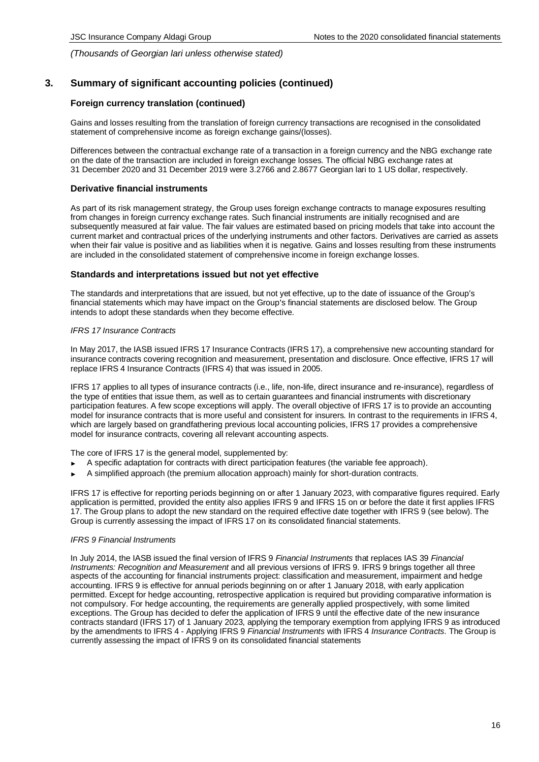*(Thousands of Georgian lari unless otherwise stated)*

## 3. Summary of significant accounting policies (continued)

### Foreign currency translation (continued)

Gains and losses resulting from the translation of foreign currency transactions are recognised in the consolidated statement of comprehensive income as foreign exchange gains/(losses).

Differences between the contractual exchange rate of a transaction in a foreign currency and the NBG exchange rate on the date of the transaction are included in foreign exchange losses. The official NBG exchange rates at 31 December 2020 and 31 December 2019 were 3.2766 and 2.8677 Georgian lari to 1 US dollar, respectively.

### Derivative financial instruments

As part of its risk management strategy, the Group uses foreign exchange contracts to manage exposures resulting from changes in foreign currency exchange rates. Such financial instruments are initially recognised and are subsequently measured at fair value. The fair values are estimated based on pricing models that take into account the current market and contractual prices of the underlying instruments and other factors. Derivatives are carried as assets when their fair value is positive and as liabilities when it is negative. Gains and losses resulting from these instruments are included in the consolidated statement of comprehensive income in foreign exchange losses.

### Standards and interpretations issued but not yet effective

The standards and interpretations that are issued, but not yet effective, up to the date of issuance of the Group's financial statements which may have impact on the Group's financial statements are disclosed below. The Group intends to adopt these standards when they become effective.

*IFRS 17 Insurance Contracts*

In May 2017, the IASB issued IFRS 17 Insurance Contracts (IFRS 17), a comprehensive new accounting standard for insurance contracts covering recognition and measurement, presentation and disclosure. Once effective, IFRS 17 will replace IFRS 4 Insurance Contracts (IFRS 4) that was issued in 2005.

IFRS 17 applies to all types of insurance contracts (i.e., life, non-life, direct insurance and re-insurance), regardless of the type of entities that issue them, as well as to certain guarantees and financial instruments with discretionary participation features. A few scope exceptions will apply. The overall objective of IFRS 17 is to provide an accounting model for insurance contracts that is more useful and consistent for insurers. In contrast to the requirements in IFRS 4, which are largely based on grandfathering previous local accounting policies, IFRS 17 provides a comprehensive model for insurance contracts, covering all relevant accounting aspects.

The core of IFRS 17 is the general model, supplemented by:

- A specific adaptation for contracts with direct participation features (the variable fee approach).
- A simplified approach (the premium allocation approach) mainly for short-duration contracts.

IFRS 17 is effective for reporting periods beginning on or after 1 January 2023, with comparative figures required. Early application is permitted, provided the entity also applies IFRS 9 and IFRS 15 on or before the date it first applies IFRS 17. The Group plans to adopt the new standard on the required effective date together with IFRS 9 (see below). The Group is currently assessing the impact of IFRS 17 on its consolidated financial statements.

*IFRS 9 Financial Instruments*

In July 2014, the IASB issued the final version of IFRS 9 *Financial Instruments* that replaces IAS 39 *Financial Instruments: Recognition and Measurement* and all previous versions of IFRS 9. IFRS 9 brings together all three aspects of the accounting for financial instruments project: classification and measurement, impairment and hedge accounting. IFRS 9 is effective for annual periods beginning on or after 1 January 2018, with early application permitted. Except for hedge accounting, retrospective application is required but providing comparative information is not compulsory. For hedge accounting, the requirements are generally applied prospectively, with some limited exceptions. The Group has decided to defer the application of IFRS 9 until the effective date of the new insurance contracts standard (IFRS 17) of 1 January 2023, applying the temporary exemption from applying IFRS 9 as introduced by the amendments to IFRS 4 - Applying IFRS 9 *Financial Instruments* with IFRS 4 *Insurance Contracts*. The Group is currently assessing the impact of IFRS 9 on its consolidated financial statements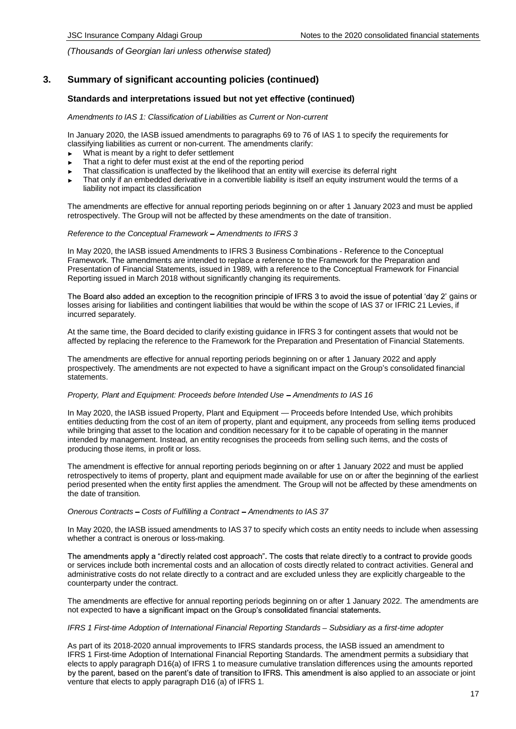*(Thousands of Georgian lari unless otherwise stated)*

## 3. Summary of significant accounting policies (continued)

### Standards and interpretations issued but not yet effective (continued)

*Amendments to IAS 1: Classification of Liabilities as Current or Non-current*

In January 2020, the IASB issued amendments to paragraphs 69 to 76 of IAS 1 to specify the requirements for classifying liabilities as current or non-current. The amendments clarify:

- What is meant by a right to defer settlement
- That a right to defer must exist at the end of the reporting period
- That classification is unaffected by the likelihood that an entity will exercise its deferral right
- That only if an embedded derivative in a convertible liability is itself an equity instrument would the terms of a liability not impact its classification

The amendments are effective for annual reporting periods beginning on or after 1 January 2023 and must be applied retrospectively. The Group will not be affected by these amendments on the date of transition.

*Reference to the Conceptual Framework – Amendments to IFRS 3*

In May 2020, the IASB issued Amendments to IFRS 3 Business Combinations - Reference to the Conceptual Framework. The amendments are intended to replace a reference to the Framework for the Preparation and Presentation of Financial Statements, issued in 1989, with a reference to the Conceptual Framework for Financial Reporting issued in March 2018 without significantly changing its requirements.

The Board also added an exception to the recognition principle of IFRS 3 to avoid the issue of potential 'day 2' gains or losses arising for liabilities and contingent liabilities that would be within the scope of IAS 37 or IFRIC 21 Levies, if incurred separately.

At the same time, the Board decided to clarify existing guidance in IFRS 3 for contingent assets that would not be affected by replacing the reference to the Framework for the Preparation and Presentation of Financial Statements.

The amendments are effective for annual reporting periods beginning on or after 1 January 2022 and apply prospectively. The amendments are not expected to have a significant impact on the Group's consolidated financial statements.

*Property, Plant and Equipment: Proceeds before Intended Use – Amendments to IAS 16*

In May 2020, the IASB issued Property, Plant and Equipment — Proceeds before Intended Use, which prohibits entities deducting from the cost of an item of property, plant and equipment, any proceeds from selling items produced while bringing that asset to the location and condition necessary for it to be capable of operating in the manner intended by management. Instead, an entity recognises the proceeds from selling such items, and the costs of producing those items, in profit or loss.

The amendment is effective for annual reporting periods beginning on or after 1 January 2022 and must be applied retrospectively to items of property, plant and equipment made available for use on or after the beginning of the earliest period presented when the entity first applies the amendment. The Group will not be affected by these amendments on the date of transition.

*Onerous Contracts – Costs of Fulfilling a Contract – Amendments to IAS 37*

In May 2020, the IASB issued amendments to IAS 37 to specify which costs an entity needs to include when assessing whether a contract is onerous or loss-making.

The amendments apply a "directly related cost approach". The costs that relate directly to a contract to provide goods or services include both incremental costs and an allocation of costs directly related to contract activities. General and administrative costs do not relate directly to a contract and are excluded unless they are explicitly chargeable to the counterparty under the contract.

The amendments are effective for annual reporting periods beginning on or after 1 January 2022. The amendments are not expected to have a significant impact on the Group's consolidated financial statements.

*IFRS 1 First-time Adoption of International Financial Reporting Standards – Subsidiary as a first-time adopter*

As part of its 2018-2020 annual improvements to IFRS standards process, the IASB issued an amendment to IFRS 1 First-time Adoption of International Financial Reporting Standards. The amendment permits a subsidiary that elects to apply paragraph D16(a) of IFRS 1 to measure cumulative translation differences using the amounts reported by the parent, based on the parent's date of transition to IFRS. This amendment is also applied to an associate or joint venture that elects to apply paragraph D16 (a) of IFRS 1.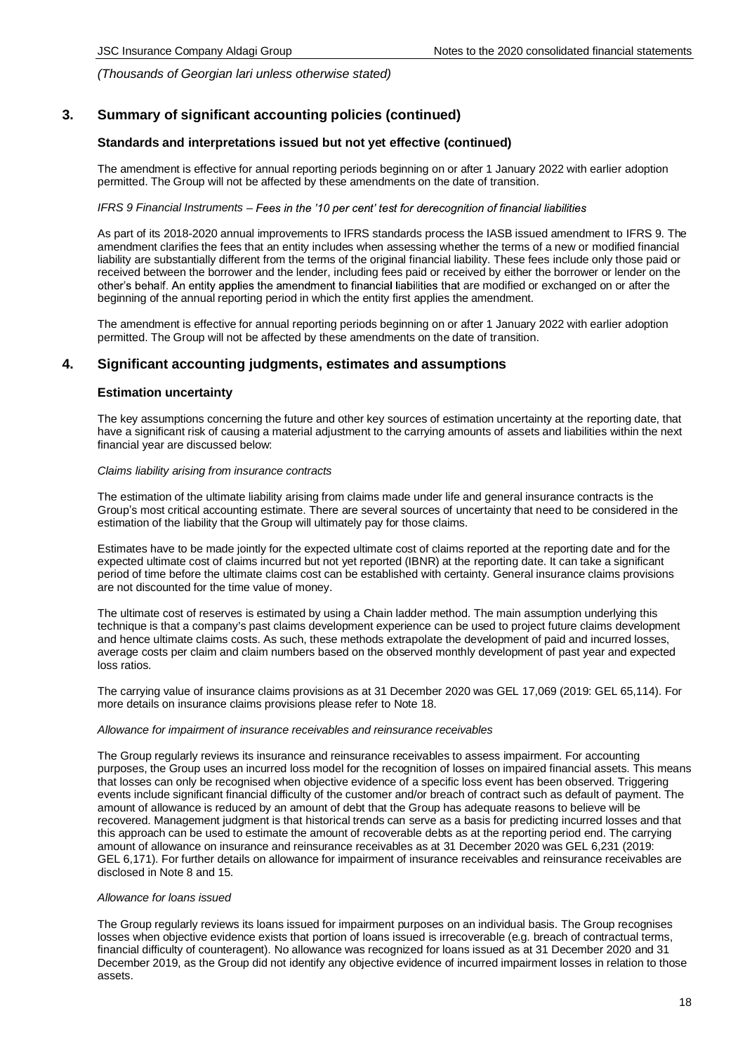*(Thousands of Georgian lari unless otherwise stated)*

## 3. Summary of significant accounting policies (continued)

### Standards and interpretations issued but not yet effective (continued)

The amendment is effective for annual reporting periods beginning on or after 1 January 2022 with earlier adoption permitted. The Group will not be affected by these amendments on the date of transition.

*IFRS 9 Financial Instruments – Fees in the '10 per cent' test for derecognition of financial liabilities*

As part of its 2018-2020 annual improvements to IFRS standards process the IASB issued amendment to IFRS 9. The amendment clarifies the fees that an entity includes when assessing whether the terms of a new or modified financial liability are substantially different from the terms of the original financial liability. These fees include only those paid or received between the borrower and the lender, including fees paid or received by either the borrower or lender on the other's behalf. An entity applies the amendment to financial liabilities that are modified or exchanged on or after the beginning of the annual reporting period in which the entity first applies the amendment.

The amendment is effective for annual reporting periods beginning on or after 1 January 2022 with earlier adoption permitted. The Group will not be affected by these amendments on the date of transition.

## 4. Significant accounting judgments, estimates and assumptions

### Estimation uncertainty

The key assumptions concerning the future and other key sources of estimation uncertainty at the reporting date, that have a significant risk of causing a material adjustment to the carrying amounts of assets and liabilities within the next financial year are discussed below:

*Claims liability arising from insurance contracts*

The estimation of the ultimate liability arising from claims made under life and general insurance contracts is the Group's most critical accounting estimate. There are several sources of uncertainty that need to be considered in the estimation of the liability that the Group will ultimately pay for those claims.

Estimates have to be made jointly for the expected ultimate cost of claims reported at the reporting date and for the expected ultimate cost of claims incurred but not yet reported (IBNR) at the reporting date. It can take a significant period of time before the ultimate claims cost can be established with certainty. General insurance claims provisions are not discounted for the time value of money.

The ultimate cost of reserves is estimated by using a Chain ladder method. The main assumption underlying this technique is that a company's past claims development experience can be used to project future claims development and hence ultimate claims costs. As such, these methods extrapolate the development of paid and incurred losses, average costs per claim and claim numbers based on the observed monthly development of past year and expected loss ratios.

The carrying value of insurance claims provisions as at 31 December 2020 was GEL 17,069 (2019: GEL 65,114). For more details on insurance claims provisions please refer to Note 18.

*Allowance for impairment of insurance receivables and reinsurance receivables*

The Group regularly reviews its insurance and reinsurance receivables to assess impairment. For accounting purposes, the Group uses an incurred loss model for the recognition of losses on impaired financial assets. This means that losses can only be recognised when objective evidence of a specific loss event has been observed. Triggering events include significant financial difficulty of the customer and/or breach of contract such as default of payment. The amount of allowance is reduced by an amount of debt that the Group has adequate reasons to believe will be recovered. Management judgment is that historical trends can serve as a basis for predicting incurred losses and that this approach can be used to estimate the amount of recoverable debts as at the reporting period end. The carrying amount of allowance on insurance and reinsurance receivables as at 31 December 2020 was GEL 6,231 (2019: GEL 6,171). For further details on allowance for impairment of insurance receivables and reinsurance receivables are disclosed in Note 8 and 15.

*Allowance for loans issued*

The Group regularly reviews its loans issued for impairment purposes on an individual basis. The Group recognises losses when objective evidence exists that portion of loans issued is irrecoverable (e.g. breach of contractual terms, financial difficulty of counteragent). No allowance was recognized for loans issued as at 31 December 2020 and 31 December 2019, as the Group did not identify any objective evidence of incurred impairment losses in relation to those assets.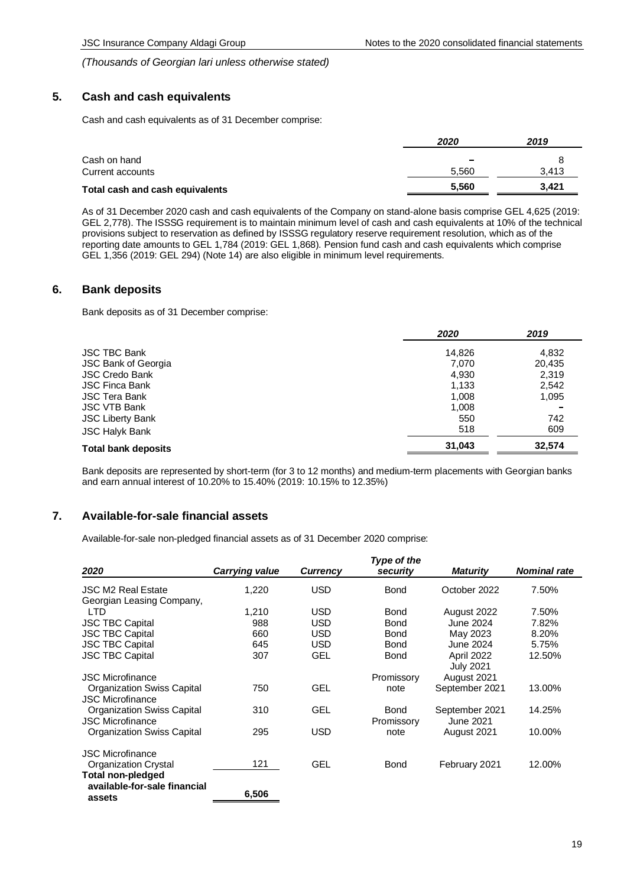*(Thousands of Georgian lari unless otherwise stated)*

## 5. Cash and cash equivalents

Cash and cash equivalents as of 31 December comprise:

| | *2020* | *2019* |
|---|---|---|
| Cash on hand | – | 8 |
| Current accounts | 5,560 | 3,413 |
| **Total cash and cash equivalents** | **5,560** | **3,421** |

As of 31 December 2020 cash and cash equivalents of the Company on stand-alone basis comprise GEL 4,625 (2019: GEL 2,778). The ISSSG requirement is to maintain minimum level of cash and cash equivalents at 10% of the technical provisions subject to reservation as defined by ISSSG regulatory reserve requirement resolution, which as of the reporting date amounts to GEL 1,784 (2019: GEL 1,868). Pension fund cash and cash equivalents which comprise GEL 1,356 (2019: GEL 294) (Note 14) are also eligible in minimum level requirements.

## 6. Bank deposits

Bank deposits as of 31 December comprise:

| | *2020* | *2019* |
|---|---|---|
| JSC TBC Bank | 14,826 | 4,832 |
| JSC Bank of Georgia | 7,070 | 20,435 |
| JSC Credo Bank | 4,930 | 2,319 |
| JSC Finca Bank | 1,133 | 2,542 |
| JSC Tera Bank | 1,008 | 1,095 |
| JSC VTB Bank | 1,008 | – |
| JSC Liberty Bank | 550 | 742 |
| JSC Halyk Bank | 518 | 609 |
| **Total bank deposits** | **31,043** | **32,574** |

Bank deposits are represented by short-term (for 3 to 12 months) and medium-term placements with Georgian banks and earn annual interest of 10.20% to 15.40% (2019: 10.15% to 12.35%)

## 7. Available-for-sale financial assets

Available-for-sale non-pledged financial assets as of 31 December 2020 comprise:

| *2020* | *Carrying value* | *Currency* | *Type of the security* | *Maturity* | *Nominal rate* |
|---|---|---|---|---|---|
| JSC M2 Real Estate | 1,220 | USD | Bond | October 2022 | 7.50% |
| Georgian Leasing Company, LTD | 1,210 | USD | Bond | August 2022 | 7.50% |
| JSC TBC Capital | 988 | USD | Bond | June 2024 | 7.82% |
| JSC TBC Capital | 660 | USD | Bond | May 2023 | 8.20% |
| JSC TBC Capital | 645 | USD | Bond | June 2024 | 5.75% |
| JSC TBC Capital | 307 | GEL | Bond | April 2022 | 12.50% |
| JSC Microfinance Organization Swiss Capital | 750 | GEL | Promissory note | July 2021 August 2021 September 2021 | 13.00% |
| JSC Microfinance Organization Swiss Capital | 310 | GEL | Bond | September 2021 | 14.25% |
| JSC Microfinance Organization Swiss Capital | 295 | USD | Promissory note | June 2021 August 2021 | 10.00% |
| JSC Microfinance Organization Crystal | 121 | GEL | Bond | February 2021 | 12.00% |
| **Total non-pledged available-for-sale financial assets** | **6,506** | | | | |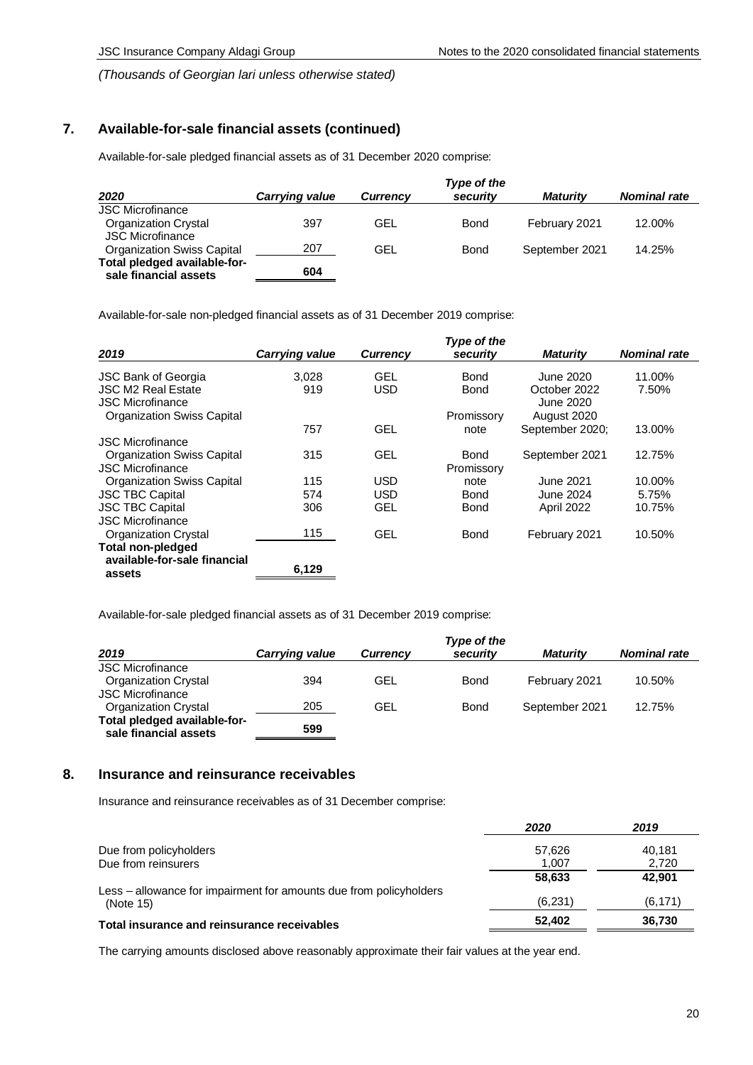*(Thousands of Georgian lari unless otherwise stated)*

## 7. Available-for-sale financial assets (continued)

Available-for-sale pledged financial assets as of 31 December 2020 comprise:

| *2020* | *Carrying value* | *Currency* | *Type of the security* | *Maturity* | *Nominal rate* |
|---|---|---|---|---|---|
| JSC Microfinance Organization Crystal | 397 | GEL | Bond | February 2021 | 12.00% |
| JSC Microfinance Organization Swiss Capital | 207 | GEL | Bond | September 2021 | 14.25% |
| **Total pledged available-for-sale financial assets** | **604** | | | | |

Available-for-sale non-pledged financial assets as of 31 December 2019 comprise:

| *2019* | *Carrying value* | *Currency* | *Type of the security* | *Maturity* | *Nominal rate* |
|---|---|---|---|---|---|
| JSC Bank of Georgia | 3,028 | GEL | Bond | June 2020 | 11.00% |
| JSC M2 Real Estate | 919 | USD | Bond | October 2022 | 7.50% |
| JSC Microfinance Organization Swiss Capital | 757 | GEL | Promissory note | June 2020 August 2020 September 2020; | 13.00% |
| JSC Microfinance Organization Swiss Capital | 315 | GEL | Bond | September 2021 | 12.75% |
| JSC Microfinance Organization Swiss Capital | 115 | USD | Promissory note | June 2021 | 10.00% |
| JSC TBC Capital | 574 | USD | Bond | June 2024 | 5.75% |
| JSC TBC Capital | 306 | GEL | Bond | April 2022 | 10.75% |
| JSC Microfinance Organization Crystal | 115 | GEL | Bond | February 2021 | 10.50% |
| **Total non-pledged available-for-sale financial assets** | **6,129** | | | | |

Available-for-sale pledged financial assets as of 31 December 2019 comprise:

| *2019* | *Carrying value* | *Currency* | *Type of the security* | *Maturity* | *Nominal rate* |
|---|---|---|---|---|---|
| JSC Microfinance Organization Crystal | 394 | GEL | Bond | February 2021 | 10.50% |
| JSC Microfinance Organization Crystal | 205 | GEL | Bond | September 2021 | 12.75% |
| **Total pledged available-for-sale financial assets** | **599** | | | | |

## 8. Insurance and reinsurance receivables

Insurance and reinsurance receivables as of 31 December comprise:

| | *2020* | *2019* |
|---|---|---|
| Due from policyholders | 57,626 | 40,181 |
| Due from reinsurers | 1,007 | 2,720 |
| | **58,633** | **42,901** |
| Less – allowance for impairment for amounts due from policyholders (Note 15) | (6,231) | (6,171) |
| **Total insurance and reinsurance receivables** | **52,402** | **36,730** |

The carrying amounts disclosed above reasonably approximate their fair values at the year end.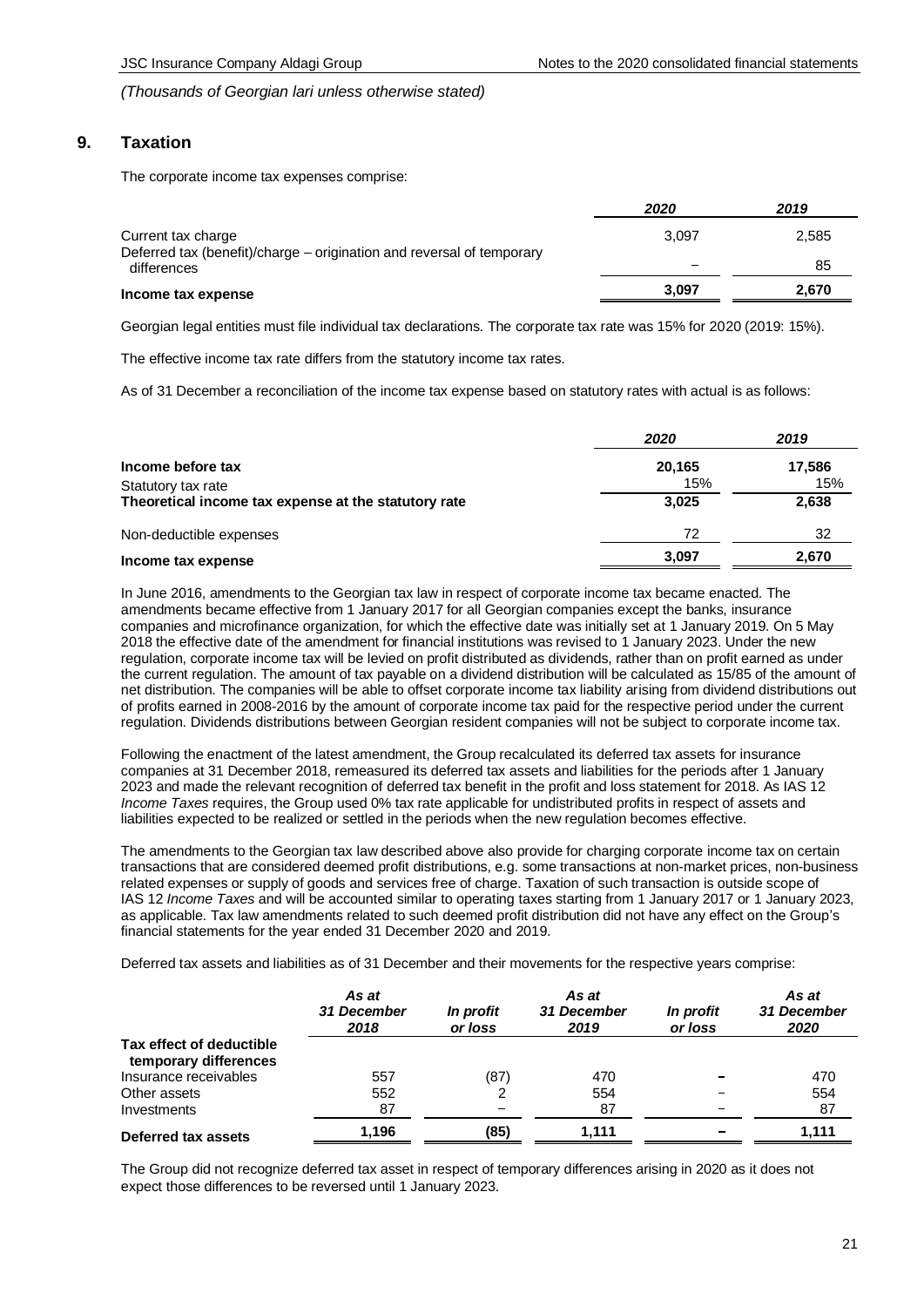*(Thousands of Georgian lari unless otherwise stated)*

## 9. Taxation

The corporate income tax expenses comprise:

| | 2020 | 2019 |
|---|---|---|
| Current tax charge | 3,097 | 2,585 |
| Deferred tax (benefit)/charge – origination and reversal of temporary differences | – | 85 |
| **Income tax expense** | **3,097** | **2,670** |

Georgian legal entities must file individual tax declarations. The corporate tax rate was 15% for 2020 (2019: 15%).

The effective income tax rate differs from the statutory income tax rates.

As of 31 December a reconciliation of the income tax expense based on statutory rates with actual is as follows:

| | 2020 | 2019 |
|---|---|---|
| **Income before tax** | **20,165** | **17,586** |
| Statutory tax rate | 15% | 15% |
| **Theoretical income tax expense at the statutory rate** | **3,025** | **2,638** |
| Non-deductible expenses | 72 | 32 |
| **Income tax expense** | **3,097** | **2,670** |

In June 2016, amendments to the Georgian tax law in respect of corporate income tax became enacted. The amendments became effective from 1 January 2017 for all Georgian companies except the banks, insurance companies and microfinance organization, for which the effective date was initially set at 1 January 2019. On 5 May 2018 the effective date of the amendment for financial institutions was revised to 1 January 2023. Under the new regulation, corporate income tax will be levied on profit distributed as dividends, rather than on profit earned as under the current regulation. The amount of tax payable on a dividend distribution will be calculated as 15/85 of the amount of net distribution. The companies will be able to offset corporate income tax liability arising from dividend distributions out of profits earned in 2008-2016 by the amount of corporate income tax paid for the respective period under the current regulation. Dividends distributions between Georgian resident companies will not be subject to corporate income tax.

Following the enactment of the latest amendment, the Group recalculated its deferred tax assets for insurance companies at 31 December 2018, remeasured its deferred tax assets and liabilities for the periods after 1 January 2023 and made the relevant recognition of deferred tax benefit in the profit and loss statement for 2018. As IAS 12 *Income Taxes* requires, the Group used 0% tax rate applicable for undistributed profits in respect of assets and liabilities expected to be realized or settled in the periods when the new regulation becomes effective.

The amendments to the Georgian tax law described above also provide for charging corporate income tax on certain transactions that are considered deemed profit distributions, e.g. some transactions at non-market prices, non-business related expenses or supply of goods and services free of charge. Taxation of such transaction is outside scope of IAS 12 *Income Taxes* and will be accounted similar to operating taxes starting from 1 January 2017 or 1 January 2023, as applicable. Tax law amendments related to such deemed profit distribution did not have any effect on the Group's financial statements for the year ended 31 December 2020 and 2019.

Deferred tax assets and liabilities as of 31 December and their movements for the respective years comprise:

| | *As at 31 December 2018* | *In profit or loss* | *As at 31 December 2019* | *In profit or loss* | *As at 31 December 2020* |
|---|---|---|---|---|---|
| **Tax effect of deductible temporary differences** | | | | | |
| Insurance receivables | 557 | (87) | 470 | – | 470 |
| Other assets | 552 | 2 | 554 | – | 554 |
| Investments | 87 | – | 87 | – | 87 |
| **Deferred tax assets** | **1,196** | **(85)** | **1,111** | **–** | **1,111** |

The Group did not recognize deferred tax asset in respect of temporary differences arising in 2020 as it does not expect those differences to be reversed until 1 January 2023.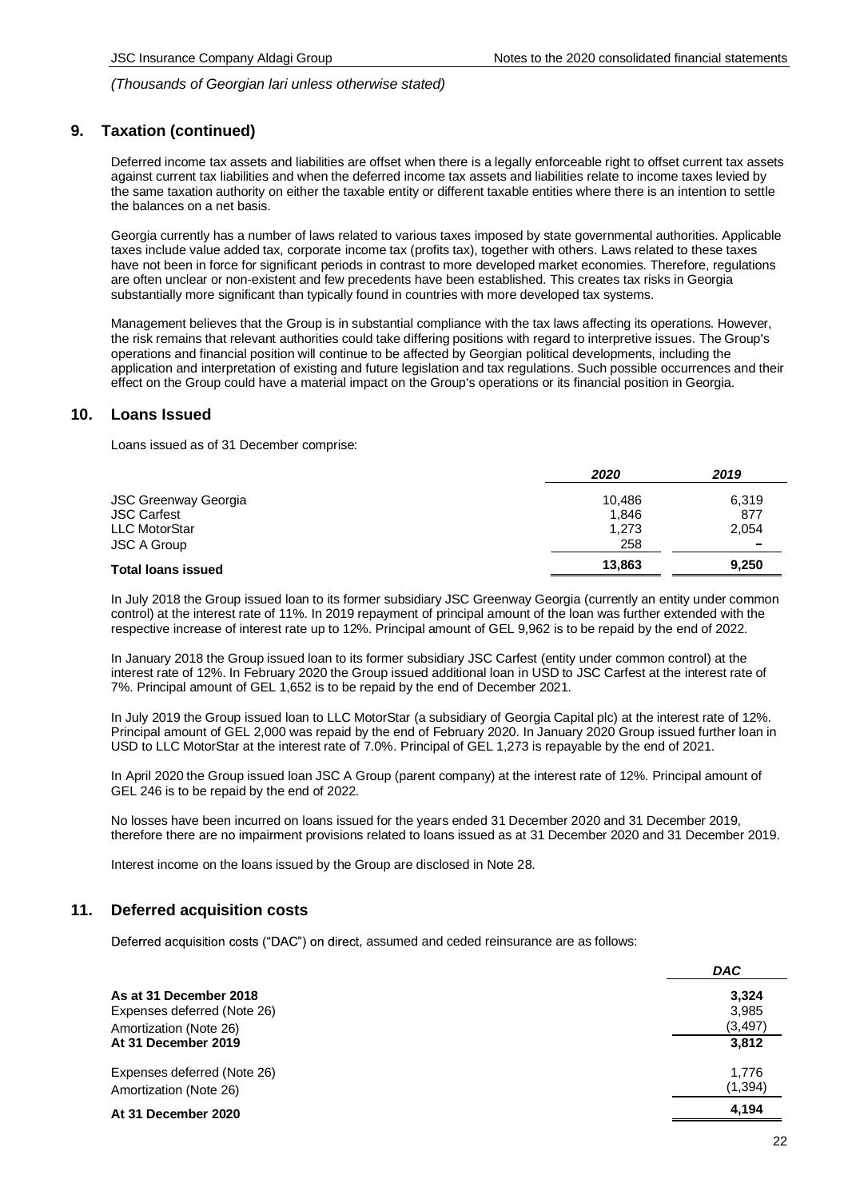*(Thousands of Georgian lari unless otherwise stated)*

## 9. Taxation (continued)

Deferred income tax assets and liabilities are offset when there is a legally enforceable right to offset current tax assets against current tax liabilities and when the deferred income tax assets and liabilities relate to income taxes levied by the same taxation authority on either the taxable entity or different taxable entities where there is an intention to settle the balances on a net basis.

Georgia currently has a number of laws related to various taxes imposed by state governmental authorities. Applicable taxes include value added tax, corporate income tax (profits tax), together with others. Laws related to these taxes have not been in force for significant periods in contrast to more developed market economies. Therefore, regulations are often unclear or non-existent and few precedents have been established. This creates tax risks in Georgia substantially more significant than typically found in countries with more developed tax systems.

Management believes that the Group is in substantial compliance with the tax laws affecting its operations. However, the risk remains that relevant authorities could take differing positions with regard to interpretive issues. The Group's operations and financial position will continue to be affected by Georgian political developments, including the application and interpretation of existing and future legislation and tax regulations. Such possible occurrences and their effect on the Group could have a material impact on the Group's operations or its financial position in Georgia.

## 10. Loans Issued

Loans issued as of 31 December comprise:

| | *2020* | *2019* |
|---|---|---|
| JSC Greenway Georgia | 10,486 | 6,319 |
| JSC Carfest | 1,846 | 877 |
| LLC MotorStar | 1,273 | 2,054 |
| JSC A Group | 258 | – |
| **Total loans issued** | **13,863** | **9,250** |

In July 2018 the Group issued loan to its former subsidiary JSC Greenway Georgia (currently an entity under common control) at the interest rate of 11%. In 2019 repayment of principal amount of the loan was further extended with the respective increase of interest rate up to 12%. Principal amount of GEL 9,962 is to be repaid by the end of 2022.

In January 2018 the Group issued loan to its former subsidiary JSC Carfest (entity under common control) at the interest rate of 12%. In February 2020 the Group issued additional loan in USD to JSC Carfest at the interest rate of 7%. Principal amount of GEL 1,652 is to be repaid by the end of December 2021.

In July 2019 the Group issued loan to LLC MotorStar (a subsidiary of Georgia Capital plc) at the interest rate of 12%. Principal amount of GEL 2,000 was repaid by the end of February 2020. In January 2020 Group issued further loan in USD to LLC MotorStar at the interest rate of 7.0%. Principal of GEL 1,273 is repayable by the end of 2021.

In April 2020 the Group issued loan JSC A Group (parent company) at the interest rate of 12%. Principal amount of GEL 246 is to be repaid by the end of 2022.

No losses have been incurred on loans issued for the years ended 31 December 2020 and 31 December 2019, therefore there are no impairment provisions related to loans issued as at 31 December 2020 and 31 December 2019.

Interest income on the loans issued by the Group are disclosed in Note 28.

## 11. Deferred acquisition costs

Deferred acquisition costs ("DAC") on direct, assumed and ceded reinsurance are as follows:

| | *DAC* |
|---|---|
| **As at 31 December 2018** | **3,324** |
| Expenses deferred (Note 26) | 3,985 |
| Amortization (Note 26) | (3,497) |
| **At 31 December 2019** | **3,812** |
| Expenses deferred (Note 26) | 1,776 |
| Amortization (Note 26) | (1,394) |
| **At 31 December 2020** | **4,194** |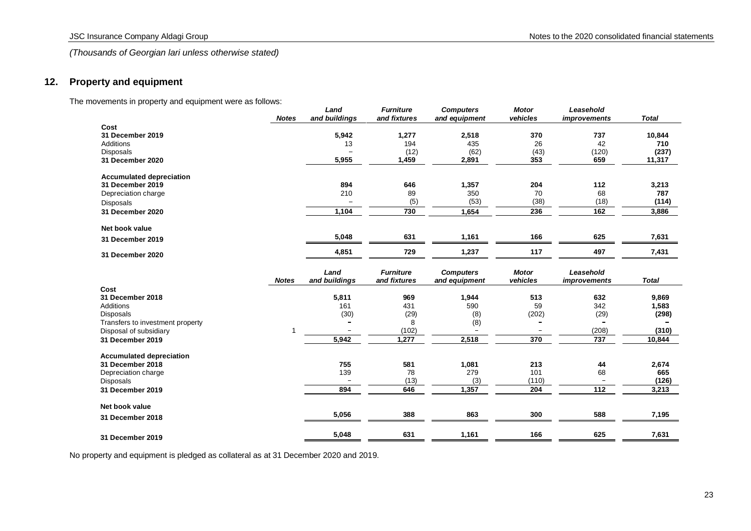*(Thousands of Georgian lari unless otherwise stated)*

## 12. Property and equipment

The movements in property and equipment were as follows:

| | Notes | *Land and buildings* | *Furniture and fixtures* | *Computers and equipment* | *Motor vehicles* | *Leasehold improvements* | *Total* |
|---|---|---|---|---|---|---|---|
| **Cost** | | | | | | | |
| **31 December 2019** | | **5,942** | **1,277** | **2,518** | **370** | **737** | **10,844** |
| Additions | | 13 | 194 | 435 | 26 | 42 | **710** |
| Disposals | | – | (12) | (62) | (43) | (120) | **(237)** |
| **31 December 2020** | | **5,955** | **1,459** | **2,891** | **353** | **659** | **11,317** |
| **Accumulated depreciation** | | | | | | | |
| **31 December 2019** | | **894** | **646** | **1,357** | **204** | **112** | **3,213** |
| Depreciation charge | | 210 | 89 | 350 | 70 | 68 | **787** |
| Disposals | | – | (5) | (53) | (38) | (18) | **(114)** |
| **31 December 2020** | | **1,104** | **730** | **1,654** | **236** | **162** | **3,886** |
| **Net book value** | | | | | | | |
| **31 December 2019** | | **5,048** | **631** | **1,161** | **166** | **625** | **7,631** |
| **31 December 2020** | | **4,851** | **729** | **1,237** | **117** | **497** | **7,431** |

| | Notes | *Land and buildings* | *Furniture and fixtures* | *Computers and equipment* | *Motor vehicles* | *Leasehold improvements* | *Total* |
|---|---|---|---|---|---|---|---|
| **Cost** | | | | | | | |
| **31 December 2018** | | **5,811** | **969** | **1,944** | **513** | **632** | **9,869** |
| Additions | | 161 | 431 | 590 | 59 | 342 | **1,583** |
| Disposals | | (30) | (29) | (8) | (202) | (29) | **(298)** |
| Transfers to investment property | | – | 8 | (8) | – | – | **–** |
| Disposal of subsidiary | 1 | – | (102) | – | – | (208) | **(310)** |
| **31 December 2019** | | **5,942** | **1,277** | **2,518** | **370** | **737** | **10,844** |
| **Accumulated depreciation** | | | | | | | |
| **31 December 2018** | | **755** | **581** | **1,081** | **213** | **44** | **2,674** |
| Depreciation charge | | 139 | 78 | 279 | 101 | 68 | **665** |
| Disposals | | – | (13) | (3) | (110) | – | **(126)** |
| **31 December 2019** | | **894** | **646** | **1,357** | **204** | **112** | **3,213** |
| **Net book value** | | | | | | | |
| **31 December 2018** | | **5,056** | **388** | **863** | **300** | **588** | **7,195** |
| **31 December 2019** | | **5,048** | **631** | **1,161** | **166** | **625** | **7,631** |

No property and equipment is pledged as collateral as at 31 December 2020 and 2019.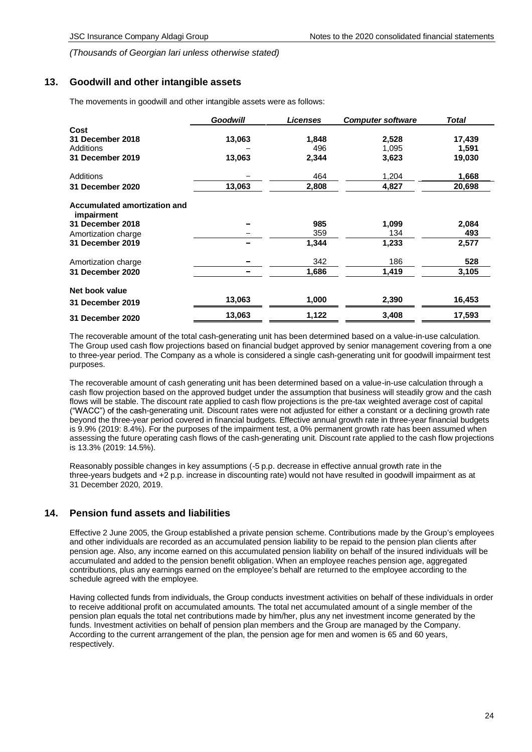*(Thousands of Georgian lari unless otherwise stated)*

## 13. Goodwill and other intangible assets

The movements in goodwill and other intangible assets were as follows:

| | *Goodwill* | *Licenses* | *Computer software* | *Total* |
|---|---|---|---|---|
| **Cost** | | | | |
| **31 December 2018** | **13,063** | **1,848** | **2,528** | **17,439** |
| Additions | – | 496 | 1,095 | **1,591** |
| **31 December 2019** | **13,063** | **2,344** | **3,623** | **19,030** |
| Additions | – | 464 | 1,204 | **1,668** |
| **31 December 2020** | **13,063** | **2,808** | **4,827** | **20,698** |
| **Accumulated amortization and impairment** | | | | |
| **31 December 2018** | **–** | **985** | **1,099** | **2,084** |
| Amortization charge | – | 359 | 134 | **493** |
| **31 December 2019** | **–** | **1,344** | **1,233** | **2,577** |
| Amortization charge | **–** | 342 | 186 | **528** |
| **31 December 2020** | **–** | **1,686** | **1,419** | **3,105** |
| **Net book value** | | | | |
| **31 December 2019** | **13,063** | **1,000** | **2,390** | **16,453** |
| **31 December 2020** | **13,063** | **1,122** | **3,408** | **17,593** |

The recoverable amount of the total cash-generating unit has been determined based on a value-in-use calculation. The Group used cash flow projections based on financial budget approved by senior management covering from a one to three-year period. The Company as a whole is considered a single cash-generating unit for goodwill impairment test purposes.

The recoverable amount of cash generating unit has been determined based on a value-in-use calculation through a cash flow projection based on the approved budget under the assumption that business will steadily grow and the cash flows will be stable. The discount rate applied to cash flow projections is the pre-tax weighted average cost of capital ("WACC") of the cash-generating unit. Discount rates were not adjusted for either a constant or a declining growth rate beyond the three-year period covered in financial budgets. Effective annual growth rate in three-year financial budgets is 9.9% (2019: 8.4%). For the purposes of the impairment test, a 0% permanent growth rate has been assumed when assessing the future operating cash flows of the cash-generating unit. Discount rate applied to the cash flow projections is 13.3% (2019: 14.5%).

Reasonably possible changes in key assumptions (-5 p.p. decrease in effective annual growth rate in the three-years budgets and +2 p.p. increase in discounting rate) would not have resulted in goodwill impairment as at 31 December 2020, 2019.

## 14. Pension fund assets and liabilities

Effective 2 June 2005, the Group established a private pension scheme. Contributions made by the Group's employees and other individuals are recorded as an accumulated pension liability to be repaid to the pension plan clients after pension age. Also, any income earned on this accumulated pension liability on behalf of the insured individuals will be accumulated and added to the pension benefit obligation. When an employee reaches pension age, aggregated contributions, plus any earnings earned on the employee's behalf are returned to the employee according to the schedule agreed with the employee.

Having collected funds from individuals, the Group conducts investment activities on behalf of these individuals in order to receive additional profit on accumulated amounts. The total net accumulated amount of a single member of the pension plan equals the total net contributions made by him/her, plus any net investment income generated by the funds. Investment activities on behalf of pension plan members and the Group are managed by the Company. According to the current arrangement of the plan, the pension age for men and women is 65 and 60 years, respectively.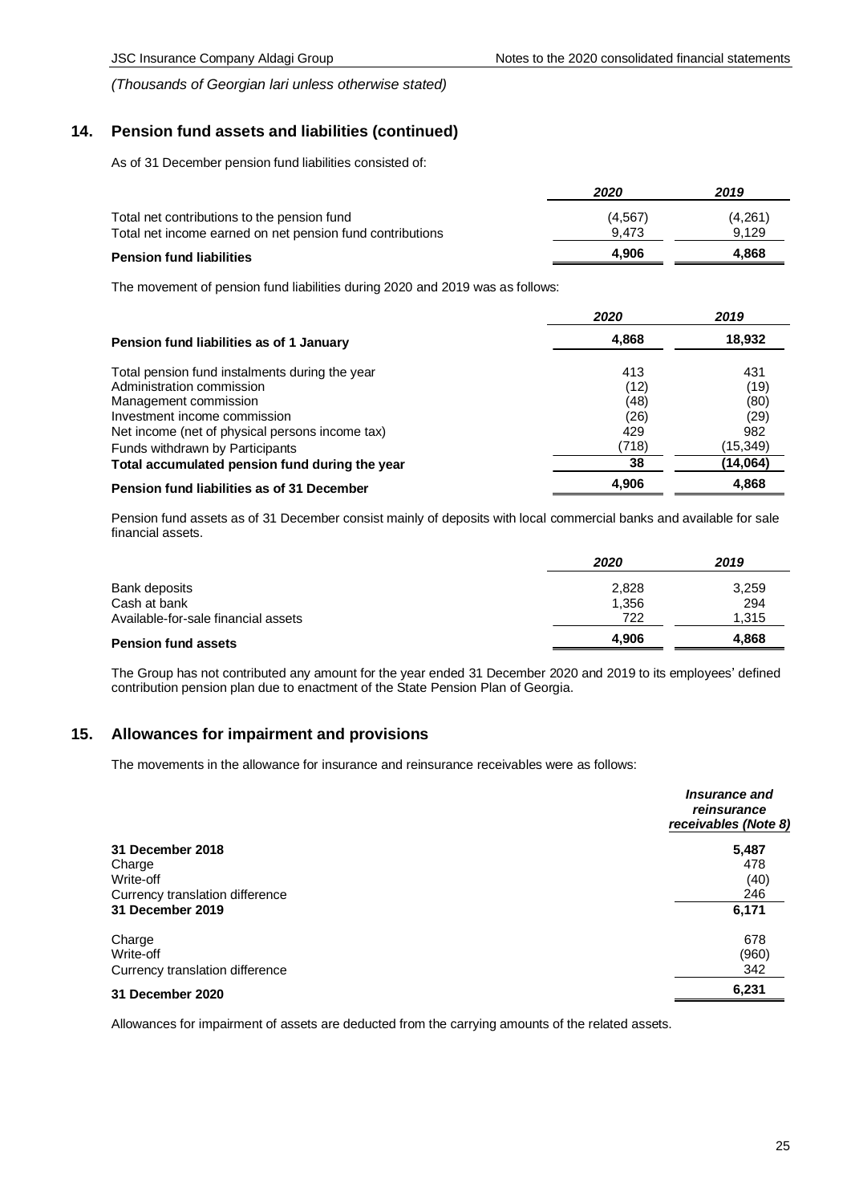*(Thousands of Georgian lari unless otherwise stated)*

## 14. Pension fund assets and liabilities (continued)

As of 31 December pension fund liabilities consisted of:

| | *2020* | *2019* |
|---|---|---|
| Total net contributions to the pension fund | (4,567) | (4,261) |
| Total net income earned on net pension fund contributions | 9,473 | 9,129 |
| **Pension fund liabilities** | **4,906** | **4,868** |

The movement of pension fund liabilities during 2020 and 2019 was as follows:

| | *2020* | *2019* |
|---|---|---|
| **Pension fund liabilities as of 1 January** | **4,868** | **18,932** |
| Total pension fund instalments during the year | 413 | 431 |
| Administration commission | (12) | (19) |
| Management commission | (48) | (80) |
| Investment income commission | (26) | (29) |
| Net income (net of physical persons income tax) | 429 | 982 |
| Funds withdrawn by Participants | (718) | (15,349) |
| **Total accumulated pension fund during the year** | **38** | **(14,064)** |
| **Pension fund liabilities as of 31 December** | **4,906** | **4,868** |

Pension fund assets as of 31 December consist mainly of deposits with local commercial banks and available for sale financial assets.

| | *2020* | *2019* |
|---|---|---|
| Bank deposits | 2,828 | 3,259 |
| Cash at bank | 1,356 | 294 |
| Available-for-sale financial assets | 722 | 1,315 |
| **Pension fund assets** | **4,906** | **4,868** |

The Group has not contributed any amount for the year ended 31 December 2020 and 2019 to its employees' defined contribution pension plan due to enactment of the State Pension Plan of Georgia.

## 15. Allowances for impairment and provisions

The movements in the allowance for insurance and reinsurance receivables were as follows:

| | ***Insurance and reinsurance receivables (Note 8)*** |
|---|---|
| **31 December 2018** | **5,487** |
| Charge | 478 |
| Write-off | (40) |
| Currency translation difference | 246 |
| **31 December 2019** | **6,171** |
| Charge | 678 |
| Write-off | (960) |
| Currency translation difference | 342 |
| **31 December 2020** | **6,231** |

Allowances for impairment of assets are deducted from the carrying amounts of the related assets.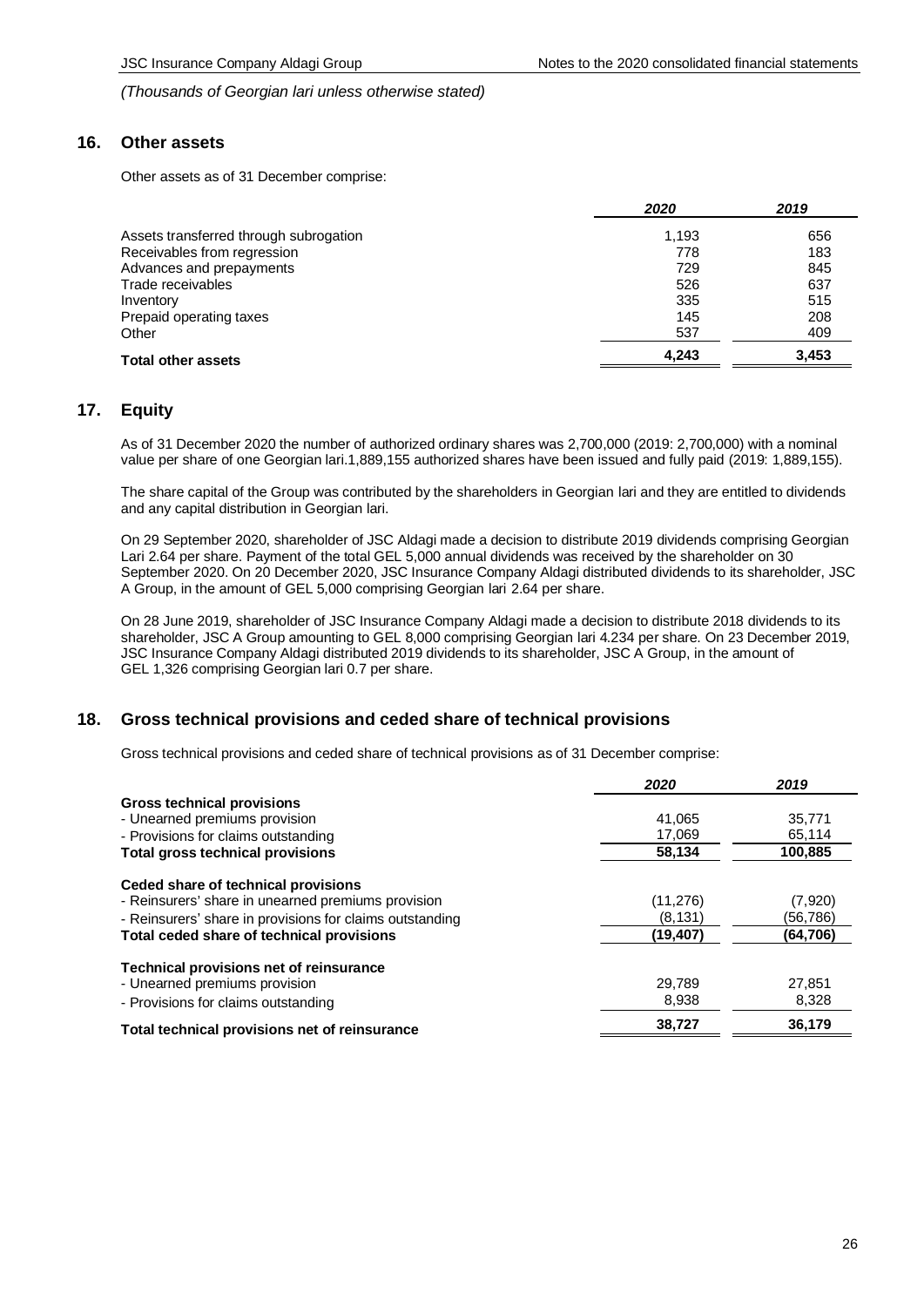*(Thousands of Georgian lari unless otherwise stated)*

## 16. Other assets

Other assets as of 31 December comprise:

| | *2020* | *2019* |
|---|---|---|
| Assets transferred through subrogation | 1,193 | 656 |
| Receivables from regression | 778 | 183 |
| Advances and prepayments | 729 | 845 |
| Trade receivables | 526 | 637 |
| Inventory | 335 | 515 |
| Prepaid operating taxes | 145 | 208 |
| Other | 537 | 409 |
| **Total other assets** | **4,243** | **3,453** |

## 17. Equity

As of 31 December 2020 the number of authorized ordinary shares was 2,700,000 (2019: 2,700,000) with a nominal value per share of one Georgian lari.1,889,155 authorized shares have been issued and fully paid (2019: 1,889,155).

The share capital of the Group was contributed by the shareholders in Georgian lari and they are entitled to dividends and any capital distribution in Georgian lari.

On 29 September 2020, shareholder of JSC Aldagi made a decision to distribute 2019 dividends comprising Georgian Lari 2.64 per share. Payment of the total GEL 5,000 annual dividends was received by the shareholder on 30 September 2020. On 20 December 2020, JSC Insurance Company Aldagi distributed dividends to its shareholder, JSC A Group, in the amount of GEL 5,000 comprising Georgian lari 2.64 per share.

On 28 June 2019, shareholder of JSC Insurance Company Aldagi made a decision to distribute 2018 dividends to its shareholder, JSC A Group amounting to GEL 8,000 comprising Georgian lari 4.234 per share. On 23 December 2019, JSC Insurance Company Aldagi distributed 2019 dividends to its shareholder, JSC A Group, in the amount of GEL 1,326 comprising Georgian lari 0.7 per share.

## 18. Gross technical provisions and ceded share of technical provisions

Gross technical provisions and ceded share of technical provisions as of 31 December comprise:

| | *2020* | *2019* |
|---|---|---|
| **Gross technical provisions** | | |
| - Unearned premiums provision | 41,065 | 35,771 |
| - Provisions for claims outstanding | 17,069 | 65,114 |
| **Total gross technical provisions** | **58,134** | **100,885** |
| **Ceded share of technical provisions** | | |
| - Reinsurers' share in unearned premiums provision | (11,276) | (7,920) |
| - Reinsurers' share in provisions for claims outstanding | (8,131) | (56,786) |
| **Total ceded share of technical provisions** | **(19,407)** | **(64,706)** |
| **Technical provisions net of reinsurance** | | |
| - Unearned premiums provision | 29,789 | 27,851 |
| - Provisions for claims outstanding | 8,938 | 8,328 |
| **Total technical provisions net of reinsurance** | **38,727** | **36,179** |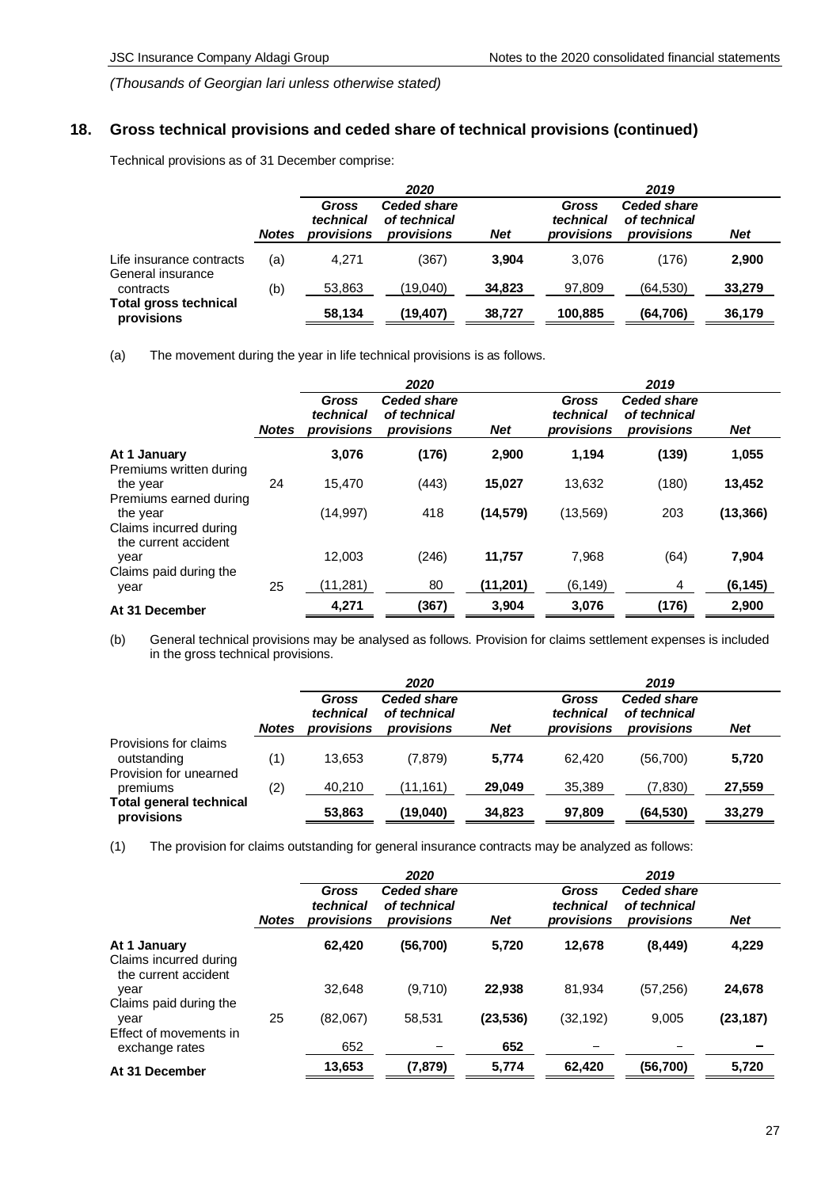*(Thousands of Georgian lari unless otherwise stated)*

## 18. Gross technical provisions and ceded share of technical provisions (continued)

Technical provisions as of 31 December comprise:

| | | 2020 | | | 2019 | | |
|---|---|---|---|---|---|---|---|
| | *Notes* | *Gross technical provisions* | *Ceded share of technical provisions* | *Net* | *Gross technical provisions* | *Ceded share of technical provisions* | *Net* |
| Life insurance contracts | (a) | 4,271 | (367) | **3,904** | 3,076 | (176) | **2,900** |
| General insurance contracts | (b) | 53,863 | (19,040) | **34,823** | 97,809 | (64,530) | **33,279** |
| **Total gross technical provisions** | | **58,134** | **(19,407)** | **38,727** | **100,885** | **(64,706)** | **36,179** |

(a) The movement during the year in life technical provisions is as follows.

| | | 2020 | | | 2019 | | |
|---|---|---|---|---|---|---|---|
| | *Notes* | *Gross technical provisions* | *Ceded share of technical provisions* | *Net* | *Gross technical provisions* | *Ceded share of technical provisions* | *Net* |
| **At 1 January** | | **3,076** | **(176)** | **2,900** | **1,194** | **(139)** | **1,055** |
| Premiums written during the year | 24 | 15,470 | (443) | **15,027** | 13,632 | (180) | **13,452** |
| Premiums earned during the year | | (14,997) | 418 | **(14,579)** | (13,569) | 203 | **(13,366)** |
| Claims incurred during the current accident year | | 12,003 | (246) | **11,757** | 7,968 | (64) | **7,904** |
| Claims paid during the year | 25 | (11,281) | 80 | **(11,201)** | (6,149) | 4 | **(6,145)** |
| **At 31 December** | | **4,271** | **(367)** | **3,904** | **3,076** | **(176)** | **2,900** |

(b) General technical provisions may be analysed as follows. Provision for claims settlement expenses is included in the gross technical provisions.

| | | 2020 | | | 2019 | | |
|---|---|---|---|---|---|---|---|
| | *Notes* | *Gross technical provisions* | *Ceded share of technical provisions* | *Net* | *Gross technical provisions* | *Ceded share of technical provisions* | *Net* |
| Provisions for claims outstanding | (1) | 13,653 | (7,879) | **5,774** | 62,420 | (56,700) | **5,720** |
| Provision for unearned premiums | (2) | 40,210 | (11,161) | **29,049** | 35,389 | (7,830) | **27,559** |
| **Total general technical provisions** | | **53,863** | **(19,040)** | **34,823** | **97,809** | **(64,530)** | **33,279** |

(1) The provision for claims outstanding for general insurance contracts may be analyzed as follows:

| | | 2020 | | | 2019 | | |
|---|---|---|---|---|---|---|---|
| | *Notes* | *Gross technical provisions* | *Ceded share of technical provisions* | *Net* | *Gross technical provisions* | *Ceded share of technical provisions* | *Net* |
| **At 1 January** | | **62,420** | **(56,700)** | **5,720** | **12,678** | **(8,449)** | **4,229** |
| Claims incurred during the current accident year | | 32,648 | (9,710) | **22,938** | 81,934 | (57,256) | **24,678** |
| Claims paid during the year | 25 | (82,067) | 58,531 | **(23,536)** | (32,192) | 9,005 | **(23,187)** |
| Effect of movements in exchange rates | | 652 | – | **652** | – | – | **–** |
| **At 31 December** | | **13,653** | **(7,879)** | **5,774** | **62,420** | **(56,700)** | **5,720** |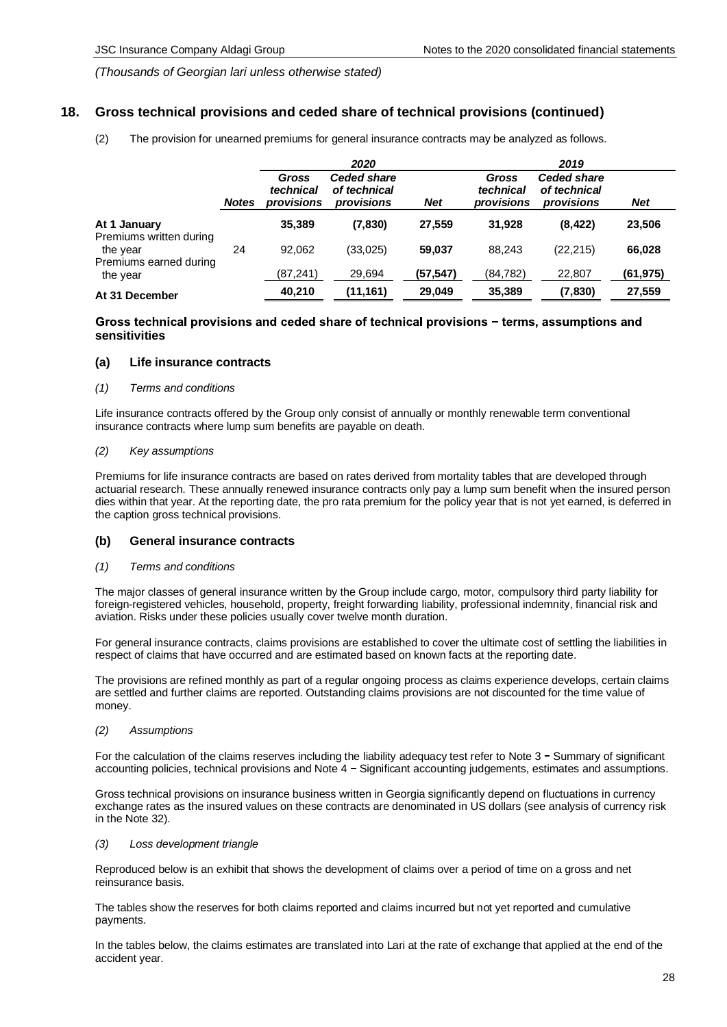*(Thousands of Georgian lari unless otherwise stated)*

## 18. Gross technical provisions and ceded share of technical provisions (continued)

(2) The provision for unearned premiums for general insurance contracts may be analyzed as follows.

| | | 2020 | | | 2019 | | |
|---|---|---|---|---|---|---|---|
| | *Notes* | *Gross technical provisions* | *Ceded share of technical provisions* | *Net* | *Gross technical provisions* | *Ceded share of technical provisions* | *Net* |
| **At 1 January** | | **35,389** | **(7,830)** | **27,559** | **31,928** | **(8,422)** | **23,506** |
| Premiums written during the year | 24 | 92,062 | (33,025) | **59,037** | 88,243 | (22,215) | **66,028** |
| Premiums earned during the year | | (87,241) | 29,694 | **(57,547)** | (84,782) | 22,807 | **(61,975)** |
| **At 31 December** | | **40,210** | **(11,161)** | **29,049** | **35,389** | **(7,830)** | **27,559** |

### Gross technical provisions and ceded share of technical provisions − terms, assumptions and sensitivities

### (a) Life insurance contracts

*(1) Terms and conditions*

Life insurance contracts offered by the Group only consist of annually or monthly renewable term conventional insurance contracts where lump sum benefits are payable on death.

*(2) Key assumptions*

Premiums for life insurance contracts are based on rates derived from mortality tables that are developed through actuarial research. These annually renewed insurance contracts only pay a lump sum benefit when the insured person dies within that year. At the reporting date, the pro rata premium for the policy year that is not yet earned, is deferred in the caption gross technical provisions.

### (b) General insurance contracts

*(1) Terms and conditions*

The major classes of general insurance written by the Group include cargo, motor, compulsory third party liability for foreign-registered vehicles, household, property, freight forwarding liability, professional indemnity, financial risk and aviation. Risks under these policies usually cover twelve month duration.

For general insurance contracts, claims provisions are established to cover the ultimate cost of settling the liabilities in respect of claims that have occurred and are estimated based on known facts at the reporting date.

The provisions are refined monthly as part of a regular ongoing process as claims experience develops, certain claims are settled and further claims are reported. Outstanding claims provisions are not discounted for the time value of money.

*(2) Assumptions*

For the calculation of the claims reserves including the liability adequacy test refer to Note 3 − Summary of significant accounting policies, technical provisions and Note 4 − Significant accounting judgements, estimates and assumptions.

Gross technical provisions on insurance business written in Georgia significantly depend on fluctuations in currency exchange rates as the insured values on these contracts are denominated in US dollars (see analysis of currency risk in the Note 32).

*(3) Loss development triangle*

Reproduced below is an exhibit that shows the development of claims over a period of time on a gross and net reinsurance basis.

The tables show the reserves for both claims reported and claims incurred but not yet reported and cumulative payments.

In the tables below, the claims estimates are translated into Lari at the rate of exchange that applied at the end of the accident year.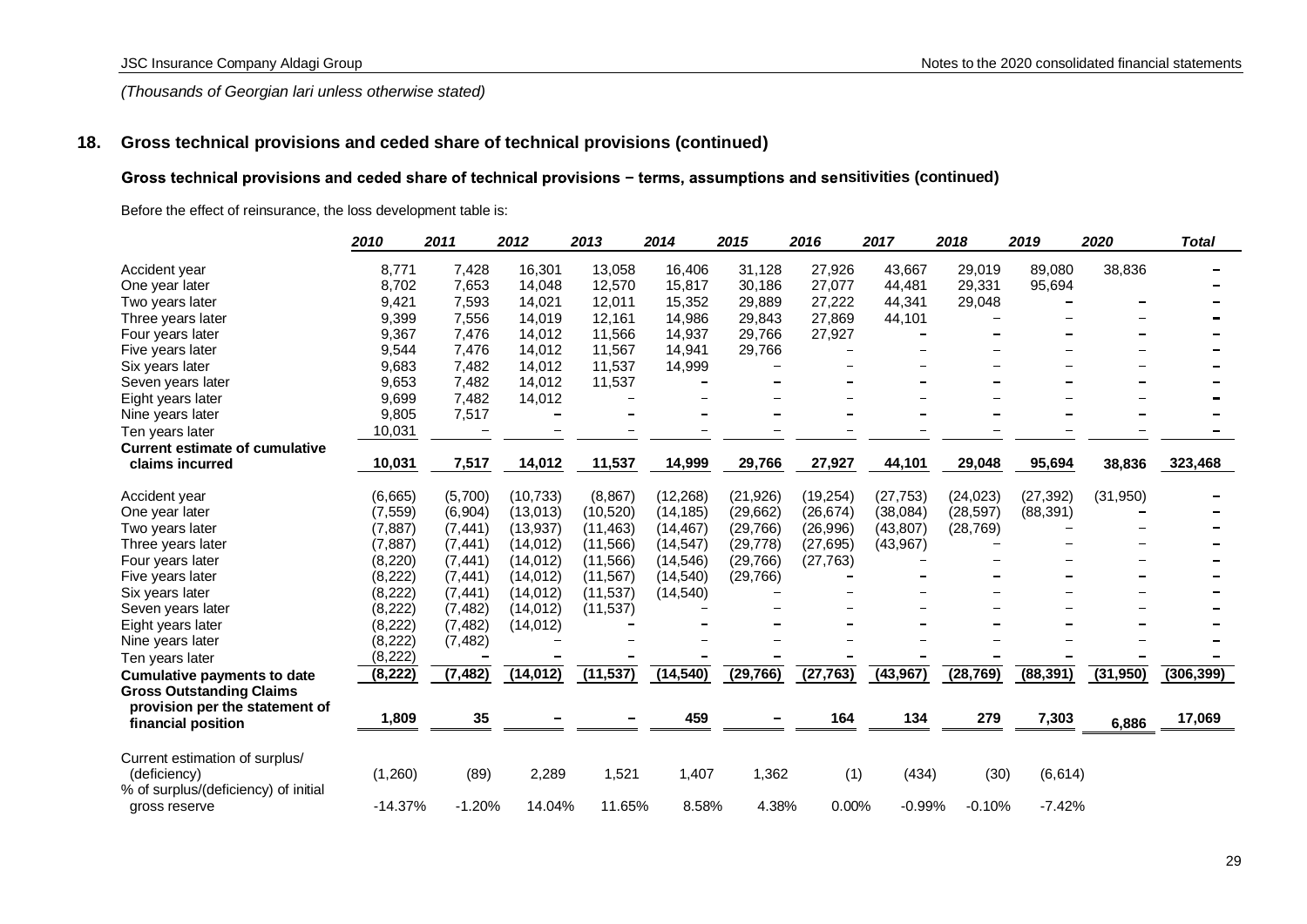*(Thousands of Georgian lari unless otherwise stated)*

## 18. Gross technical provisions and ceded share of technical provisions (continued)

### Gross technical provisions and ceded share of technical provisions − terms, assumptions and sensitivities (continued)

Before the effect of reinsurance, the loss development table is:

| | 2010 | 2011 | 2012 | 2013 | 2014 | 2015 | 2016 | 2017 | 2018 | 2019 | 2020 | *Total* |
|---|---|---|---|---|---|---|---|---|---|---|---|---|
| Accident year | 8,771 | 7,428 | 16,301 | 13,058 | 16,406 | 31,128 | 27,926 | 43,667 | 29,019 | 89,080 | 38,836 | – |
| One year later | 8,702 | 7,653 | 14,048 | 12,570 | 15,817 | 30,186 | 27,077 | 44,481 | 29,331 | 95,694 | | – |
| Two years later | 9,421 | 7,593 | 14,021 | 12,011 | 15,352 | 29,889 | 27,222 | 44,341 | 29,048 | – | – | – |
| Three years later | 9,399 | 7,556 | 14,019 | 12,161 | 14,986 | 29,843 | 27,869 | 44,101 | – | – | – | – |
| Four years later | 9,367 | 7,476 | 14,012 | 11,566 | 14,937 | 29,766 | 27,927 | – | – | – | – | – |
| Five years later | 9,544 | 7,476 | 14,012 | 11,567 | 14,941 | 29,766 | – | – | – | – | – | – |
| Six years later | 9,683 | 7,482 | 14,012 | 11,537 | 14,999 | – | – | – | – | – | – | – |
| Seven years later | 9,653 | 7,482 | 14,012 | 11,537 | – | – | – | – | – | – | – | – |
| Eight years later | 9,699 | 7,482 | 14,012 | – | – | – | – | – | – | – | – | – |
| Nine years later | 9,805 | 7,517 | – | – | – | – | – | – | – | – | – | – |
| Ten years later | 10,031 | – | – | – | – | – | – | – | – | – | – | – |
| **Current estimate of cumulative claims incurred** | **10,031** | **7,517** | **14,012** | **11,537** | **14,999** | **29,766** | **27,927** | **44,101** | **29,048** | **95,694** | **38,836** | **323,468** |
| Accident year | (6,665) | (5,700) | (10,733) | (8,867) | (12,268) | (21,926) | (19,254) | (27,753) | (24,023) | (27,392) | (31,950) | – |
| One year later | (7,559) | (6,904) | (13,013) | (10,520) | (14,185) | (29,662) | (26,674) | (38,084) | (28,597) | (88,391) | – | – |
| Two years later | (7,887) | (7,441) | (13,937) | (11,463) | (14,467) | (29,766) | (26,996) | (43,807) | (28,769) | – | – | – |
| Three years later | (7,887) | (7,441) | (14,012) | (11,566) | (14,547) | (29,778) | (27,695) | (43,967) | – | – | – | – |
| Four years later | (8,220) | (7,441) | (14,012) | (11,566) | (14,546) | (29,766) | (27,763) | – | – | – | – | – |
| Five years later | (8,222) | (7,441) | (14,012) | (11,567) | (14,540) | (29,766) | – | – | – | – | – | – |
| Six years later | (8,222) | (7,441) | (14,012) | (11,537) | (14,540) | – | – | – | – | – | – | – |
| Seven years later | (8,222) | (7,482) | (14,012) | (11,537) | – | – | – | – | – | – | – | – |
| Eight years later | (8,222) | (7,482) | (14,012) | – | – | – | – | – | – | – | – | – |
| Nine years later | (8,222) | (7,482) | – | – | – | – | – | – | – | – | – | – |
| Ten years later | (8,222) | – | – | – | – | – | – | – | – | – | – | – |
| **Cumulative payments to date** | **(8,222)** | **(7,482)** | **(14,012)** | **(11,537)** | **(14,540)** | **(29,766)** | **(27,763)** | **(43,967)** | **(28,769)** | **(88,391)** | **(31,950)** | **(306,399)** |
| **Gross Outstanding Claims provision per the statement of financial position** | **1,809** | **35** | **–** | **–** | **459** | **–** | **164** | **134** | **279** | **7,303** | **6,886** | **17,069** |
| Current estimation of surplus/ (deficiency) | (1,260) | (89) | 2,289 | 1,521 | 1,407 | 1,362 | (1) | (434) | (30) | (6,614) | | |
| % of surplus/(deficiency) of initial gross reserve | -14.37% | -1.20% | 14.04% | 11.65% | 8.58% | 4.38% | 0.00% | -0.99% | -0.10% | -7.42% | | |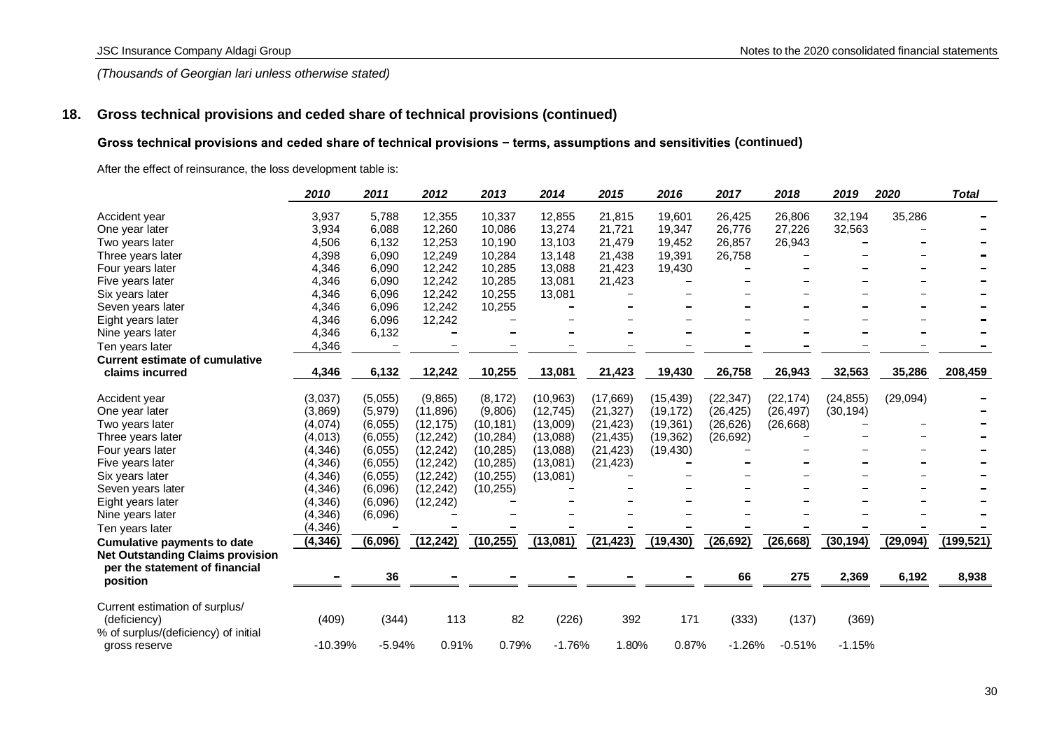*(Thousands of Georgian lari unless otherwise stated)*

## 18. Gross technical provisions and ceded share of technical provisions (continued)

### Gross technical provisions and ceded share of technical provisions − terms, assumptions and sensitivities (continued)

After the effect of reinsurance, the loss development table is:

| | *2010* | *2011* | *2012* | *2013* | *2014* | *2015* | *2016* | *2017* | *2018* | *2019* | *2020* | *Total* |
|---|---|---|---|---|---|---|---|---|---|---|---|---|
| Accident year | 3,937 | 5,788 | 12,355 | 10,337 | 12,855 | 21,815 | 19,601 | 26,425 | 26,806 | 32,194 | 35,286 | – |
| One year later | 3,934 | 6,088 | 12,260 | 10,086 | 13,274 | 21,721 | 19,347 | 26,776 | 27,226 | 32,563 | – | – |
| Two years later | 4,506 | 6,132 | 12,253 | 10,190 | 13,103 | 21,479 | 19,452 | 26,857 | 26,943 | – | – | – |
| Three years later | 4,398 | 6,090 | 12,249 | 10,284 | 13,148 | 21,438 | 19,391 | 26,758 | – | – | – | – |
| Four years later | 4,346 | 6,090 | 12,242 | 10,285 | 13,088 | 21,423 | 19,430 | – | – | – | – | – |
| Five years later | 4,346 | 6,090 | 12,242 | 10,285 | 13,081 | 21,423 | – | – | – | – | – | – |
| Six years later | 4,346 | 6,096 | 12,242 | 10,255 | 13,081 | – | – | – | – | – | – | – |
| Seven years later | 4,346 | 6,096 | 12,242 | 10,255 | – | – | – | – | – | – | – | – |
| Eight years later | 4,346 | 6,096 | 12,242 | – | – | – | – | – | – | – | – | – |
| Nine years later | 4,346 | 6,132 | – | – | – | – | – | – | – | – | – | – |
| Ten years later | 4,346 | – | – | – | – | – | – | – | – | – | – | – |
| **Current estimate of cumulative claims incurred** | **4,346** | **6,132** | **12,242** | **10,255** | **13,081** | **21,423** | **19,430** | **26,758** | **26,943** | **32,563** | **35,286** | **208,459** |
| Accident year | (3,037) | (5,055) | (9,865) | (8,172) | (10,963) | (17,669) | (15,439) | (22,347) | (22,174) | (24,855) | (29,094) | – |
| One year later | (3,869) | (5,979) | (11,896) | (9,806) | (12,745) | (21,327) | (19,172) | (26,425) | (26,497) | (30,194) | – | – |
| Two years later | (4,074) | (6,055) | (12,175) | (10,181) | (13,009) | (21,423) | (19,361) | (26,626) | (26,668) | – | – | – |
| Three years later | (4,013) | (6,055) | (12,242) | (10,284) | (13,088) | (21,435) | (19,362) | (26,692) | – | – | – | – |
| Four years later | (4,346) | (6,055) | (12,242) | (10,285) | (13,088) | (21,423) | (19,430) | – | – | – | – | – |
| Five years later | (4,346) | (6,055) | (12,242) | (10,285) | (13,081) | (21,423) | – | – | – | – | – | – |
| Six years later | (4,346) | (6,055) | (12,242) | (10,255) | (13,081) | – | – | – | – | – | – | – |
| Seven years later | (4,346) | (6,096) | (12,242) | (10,255) | – | – | – | – | – | – | – | – |
| Eight years later | (4,346) | (6,096) | (12,242) | – | – | – | – | – | – | – | – | – |
| Nine years later | (4,346) | (6,096) | – | – | – | – | – | – | – | – | – | – |
| Ten years later | (4,346) | – | – | – | – | – | – | – | – | – | – | – |
| **Cumulative payments to date** | **(4,346)** | **(6,096)** | **(12,242)** | **(10,255)** | **(13,081)** | **(21,423)** | **(19,430)** | **(26,692)** | **(26,668)** | **(30,194)** | **(29,094)** | **(199,521)** |
| **Net Outstanding Claims provision per the statement of financial position** | **–** | **36** | **–** | **–** | **–** | **–** | **–** | **66** | **275** | **2,369** | **6,192** | **8,938** |
| Current estimation of surplus/ (deficiency) | (409) | (344) | 113 | 82 | (226) | 392 | 171 | (333) | (137) | (369) | | |
| % of surplus/(deficiency) of initial gross reserve | -10.39% | -5.94% | 0.91% | 0.79% | -1.76% | 1.80% | 0.87% | -1.26% | -0.51% | -1.15% | | |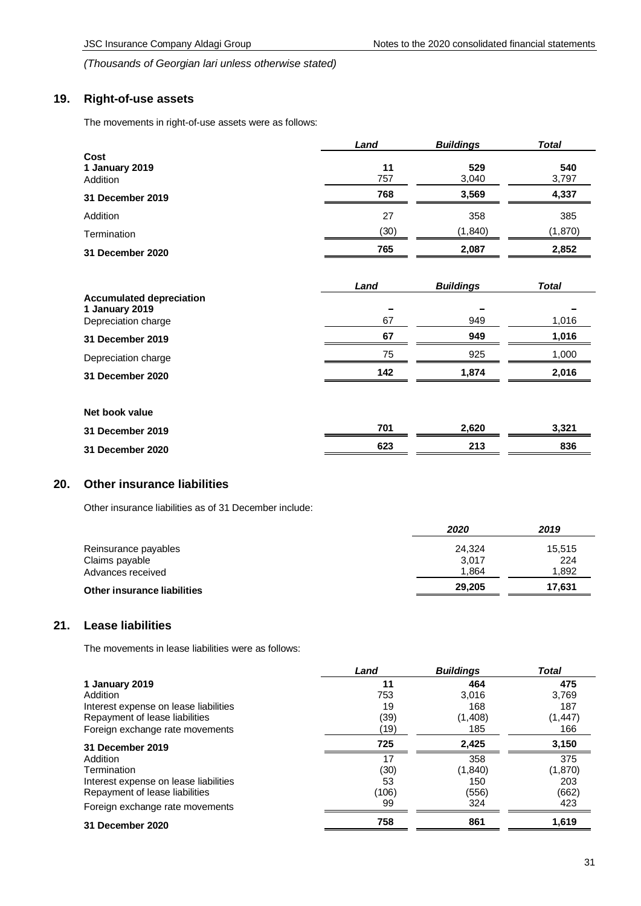*(Thousands of Georgian lari unless otherwise stated)*

## 19. Right-of-use assets

The movements in right-of-use assets were as follows:

| | *Land* | *Buildings* | *Total* |
|---|---|---|---|
| **Cost** | | | |
| **1 January 2019** | **11** | **529** | **540** |
| Addition | 757 | 3,040 | 3,797 |
| **31 December 2019** | **768** | **3,569** | **4,337** |
| Addition | 27 | 358 | 385 |
| Termination | (30) | (1,840) | (1,870) |
| **31 December 2020** | **765** | **2,087** | **2,852** |

| | *Land* | *Buildings* | *Total* |
|---|---|---|---|
| **Accumulated depreciation** | | | |
| **1 January 2019** | – | – | – |
| Depreciation charge | 67 | 949 | 1,016 |
| **31 December 2019** | **67** | **949** | **1,016** |
| Depreciation charge | 75 | 925 | 1,000 |
| **31 December 2020** | **142** | **1,874** | **2,016** |
| | | | |
| **Net book value** | | | |
| **31 December 2019** | **701** | **2,620** | **3,321** |
| **31 December 2020** | **623** | **213** | **836** |

## 20. Other insurance liabilities

Other insurance liabilities as of 31 December include:

| | *2020* | *2019* |
|---|---|---|
| Reinsurance payables | 24,324 | 15,515 |
| Claims payable | 3,017 | 224 |
| Advances received | 1,864 | 1,892 |
| **Other insurance liabilities** | **29,205** | **17,631** |

## 21. Lease liabilities

The movements in lease liabilities were as follows:

| | *Land* | *Buildings* | *Total* |
|---|---|---|---|
| **1 January 2019** | **11** | **464** | **475** |
| Addition | 753 | 3,016 | 3,769 |
| Interest expense on lease liabilities | 19 | 168 | 187 |
| Repayment of lease liabilities | (39) | (1,408) | (1,447) |
| Foreign exchange rate movements | (19) | 185 | 166 |
| **31 December 2019** | **725** | **2,425** | **3,150** |
| Addition | 17 | 358 | 375 |
| Termination | (30) | (1,840) | (1,870) |
| Interest expense on lease liabilities | 53 | 150 | 203 |
| Repayment of lease liabilities | (106) | (556) | (662) |
| Foreign exchange rate movements | 99 | 324 | 423 |
| **31 December 2020** | **758** | **861** | **1,619** |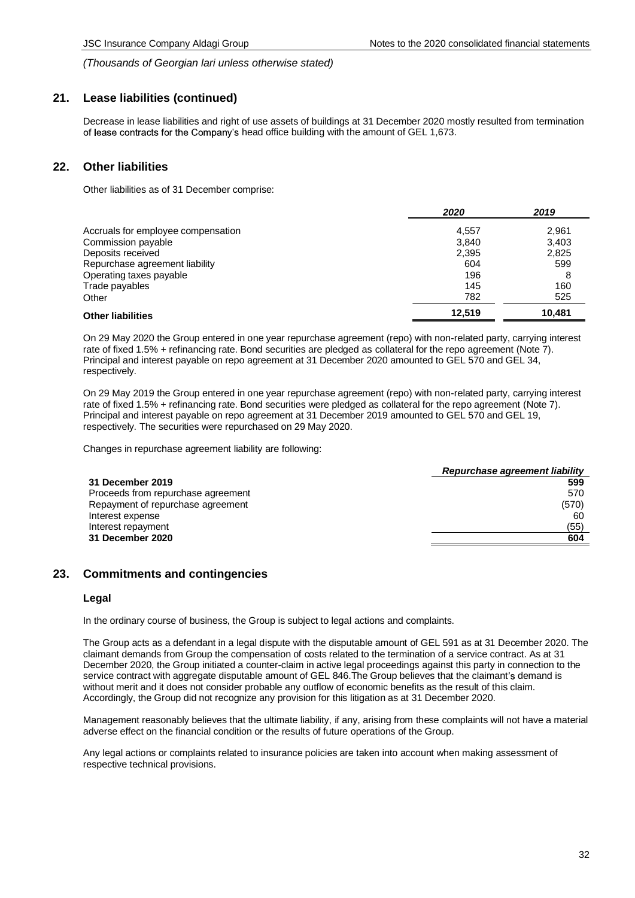*(Thousands of Georgian lari unless otherwise stated)*

## 21. Lease liabilities (continued)

Decrease in lease liabilities and right of use assets of buildings at 31 December 2020 mostly resulted from termination of lease contracts for the Company's head office building with the amount of GEL 1,673.

## 22. Other liabilities

Other liabilities as of 31 December comprise:

| | *2020* | *2019* |
|---|---|---|
| Accruals for employee compensation | 4,557 | 2,961 |
| Commission payable | 3,840 | 3,403 |
| Deposits received | 2,395 | 2,825 |
| Repurchase agreement liability | 604 | 599 |
| Operating taxes payable | 196 | 8 |
| Trade payables | 145 | 160 |
| Other | 782 | 525 |
| **Other liabilities** | **12,519** | **10,481** |

On 29 May 2020 the Group entered in one year repurchase agreement (repo) with non-related party, carrying interest rate of fixed 1.5% + refinancing rate. Bond securities are pledged as collateral for the repo agreement (Note 7). Principal and interest payable on repo agreement at 31 December 2020 amounted to GEL 570 and GEL 34, respectively.

On 29 May 2019 the Group entered in one year repurchase agreement (repo) with non-related party, carrying interest rate of fixed 1.5% + refinancing rate. Bond securities were pledged as collateral for the repo agreement (Note 7). Principal and interest payable on repo agreement at 31 December 2019 amounted to GEL 570 and GEL 19, respectively. The securities were repurchased on 29 May 2020.

Changes in repurchase agreement liability are following:

| | *Repurchase agreement liability* |
|---|---|
| **31 December 2019** | **599** |
| Proceeds from repurchase agreement | 570 |
| Repayment of repurchase agreement | (570) |
| Interest expense | 60 |
| Interest repayment | (55) |
| **31 December 2020** | **604** |

## 23. Commitments and contingencies

### Legal

In the ordinary course of business, the Group is subject to legal actions and complaints.

The Group acts as a defendant in a legal dispute with the disputable amount of GEL 591 as at 31 December 2020. The claimant demands from Group the compensation of costs related to the termination of a service contract. As at 31 December 2020, the Group initiated a counter-claim in active legal proceedings against this party in connection to the service contract with aggregate disputable amount of GEL 846.The Group believes that the claimant's demand is without merit and it does not consider probable any outflow of economic benefits as the result of this claim. Accordingly, the Group did not recognize any provision for this litigation as at 31 December 2020.

Management reasonably believes that the ultimate liability, if any, arising from these complaints will not have a material adverse effect on the financial condition or the results of future operations of the Group.

Any legal actions or complaints related to insurance policies are taken into account when making assessment of respective technical provisions.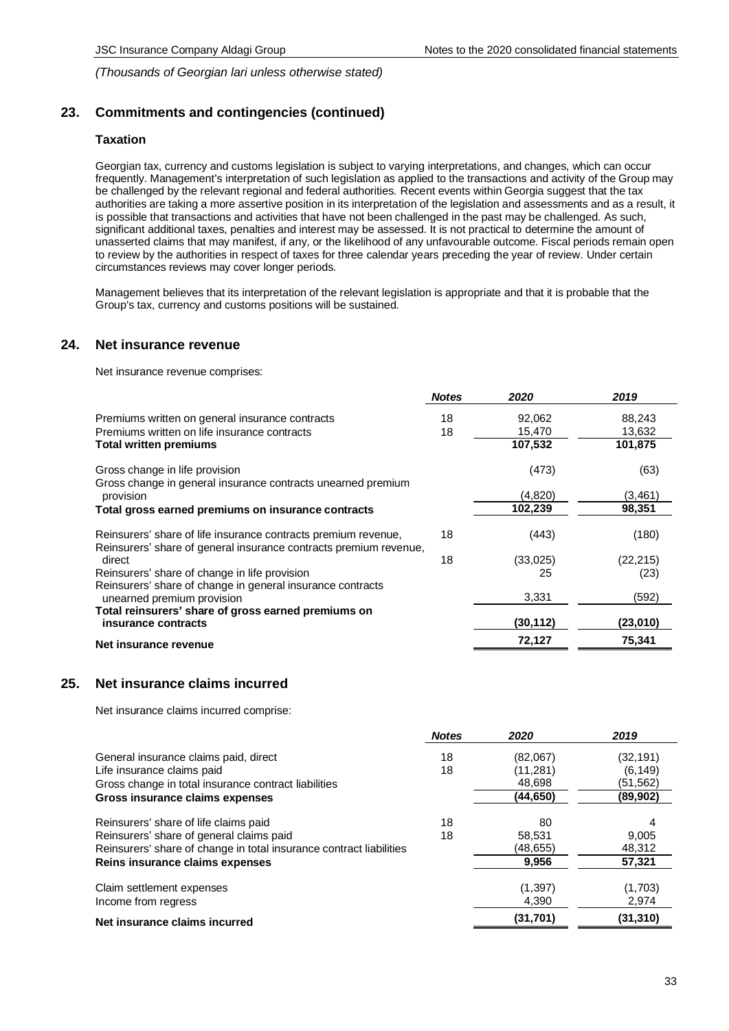*(Thousands of Georgian lari unless otherwise stated)*

## 23. Commitments and contingencies (continued)

### Taxation

Georgian tax, currency and customs legislation is subject to varying interpretations, and changes, which can occur frequently. Management's interpretation of such legislation as applied to the transactions and activity of the Group may be challenged by the relevant regional and federal authorities. Recent events within Georgia suggest that the tax authorities are taking a more assertive position in its interpretation of the legislation and assessments and as a result, it is possible that transactions and activities that have not been challenged in the past may be challenged. As such, significant additional taxes, penalties and interest may be assessed. It is not practical to determine the amount of unasserted claims that may manifest, if any, or the likelihood of any unfavourable outcome. Fiscal periods remain open to review by the authorities in respect of taxes for three calendar years preceding the year of review. Under certain circumstances reviews may cover longer periods.

Management believes that its interpretation of the relevant legislation is appropriate and that it is probable that the Group's tax, currency and customs positions will be sustained.

## 24. Net insurance revenue

Net insurance revenue comprises:

| | *Notes* | *2020* | *2019* |
|---|---|---|---|
| Premiums written on general insurance contracts | 18 | 92,062 | 88,243 |
| Premiums written on life insurance contracts | 18 | 15,470 | 13,632 |
| **Total written premiums** | | **107,532** | **101,875** |
| Gross change in life provision | | (473) | (63) |
| Gross change in general insurance contracts unearned premium provision | | (4,820) | (3,461) |
| **Total gross earned premiums on insurance contracts** | | **102,239** | **98,351** |
| Reinsurers' share of life insurance contracts premium revenue, | 18 | (443) | (180) |
| Reinsurers' share of general insurance contracts premium revenue, direct | 18 | (33,025) | (22,215) |
| Reinsurers' share of change in life provision | | 25 | (23) |
| Reinsurers' share of change in general insurance contracts unearned premium provision | | 3,331 | (592) |
| **Total reinsurers' share of gross earned premiums on insurance contracts** | | **(30,112)** | **(23,010)** |
| **Net insurance revenue** | | **72,127** | **75,341** |

## 25. Net insurance claims incurred

Net insurance claims incurred comprise:

| | *Notes* | *2020* | *2019* |
|---|---|---|---|
| General insurance claims paid, direct | 18 | (82,067) | (32,191) |
| Life insurance claims paid | 18 | (11,281) | (6,149) |
| Gross change in total insurance contract liabilities | | 48,698 | (51,562) |
| **Gross insurance claims expenses** | | **(44,650)** | **(89,902)** |
| Reinsurers' share of life claims paid | 18 | 80 | 4 |
| Reinsurers' share of general claims paid | 18 | 58,531 | 9,005 |
| Reinsurers' share of change in total insurance contract liabilities | | (48,655) | 48,312 |
| **Reins insurance claims expenses** | | **9,956** | **57,321** |
| Claim settlement expenses | | (1,397) | (1,703) |
| Income from regress | | 4,390 | 2,974 |
| **Net insurance claims incurred** | | **(31,701)** | **(31,310)** |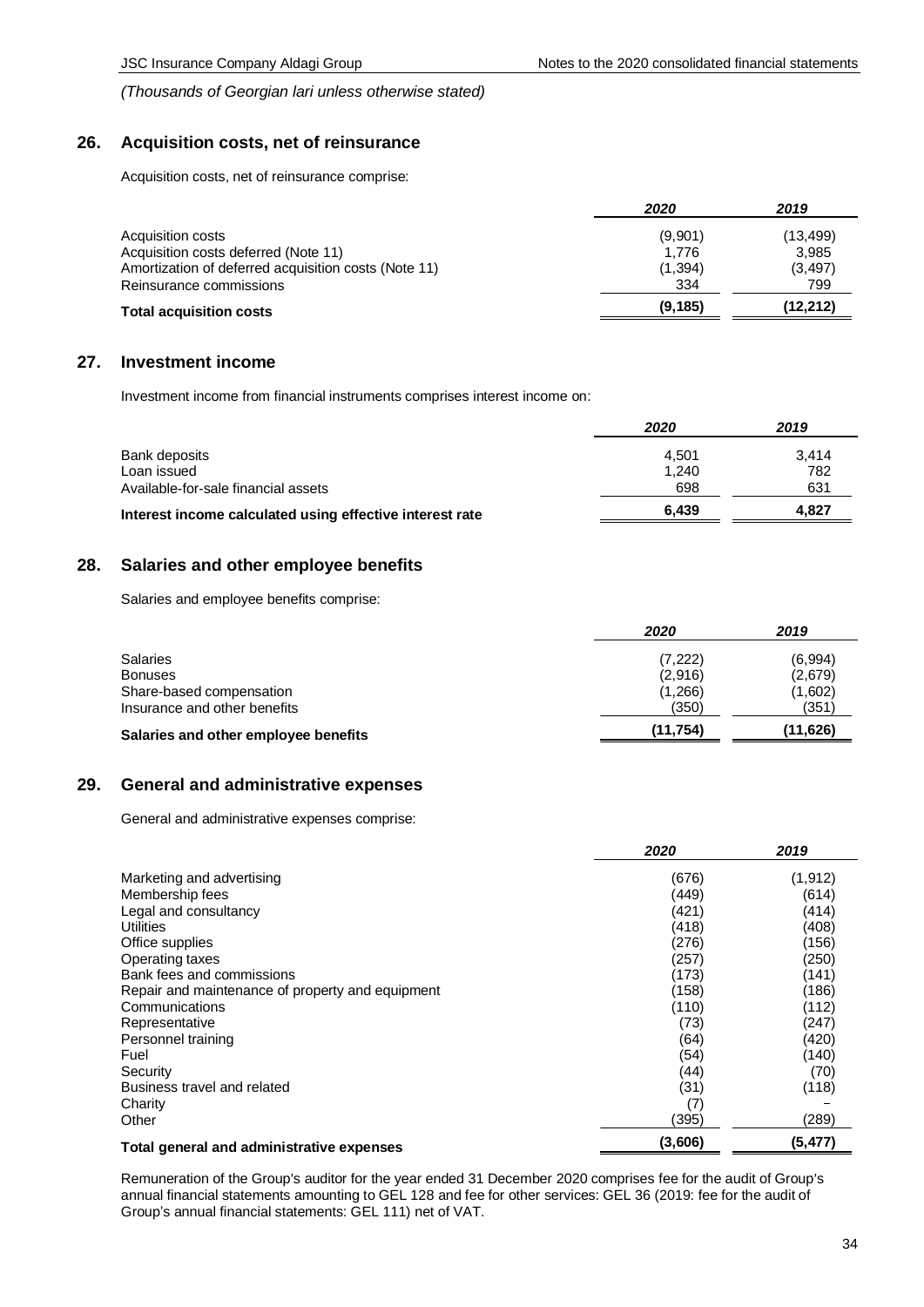*(Thousands of Georgian lari unless otherwise stated)*

## 26. Acquisition costs, net of reinsurance

Acquisition costs, net of reinsurance comprise:

| | 2020 | 2019 |
|---|---|---|
| Acquisition costs | (9,901) | (13,499) |
| Acquisition costs deferred (Note 11) | 1,776 | 3,985 |
| Amortization of deferred acquisition costs (Note 11) | (1,394) | (3,497) |
| Reinsurance commissions | 334 | 799 |
| **Total acquisition costs** | **(9,185)** | **(12,212)** |

## 27. Investment income

Investment income from financial instruments comprises interest income on:

| | 2020 | 2019 |
|---|---|---|
| Bank deposits | 4,501 | 3,414 |
| Loan issued | 1,240 | 782 |
| Available-for-sale financial assets | 698 | 631 |
| **Interest income calculated using effective interest rate** | **6,439** | **4,827** |

## 28. Salaries and other employee benefits

Salaries and employee benefits comprise:

| | 2020 | 2019 |
|---|---|---|
| Salaries | (7,222) | (6,994) |
| Bonuses | (2,916) | (2,679) |
| Share-based compensation | (1,266) | (1,602) |
| Insurance and other benefits | (350) | (351) |
| **Salaries and other employee benefits** | **(11,754)** | **(11,626)** |

## 29. General and administrative expenses

General and administrative expenses comprise:

| | 2020 | 2019 |
|---|---|---|
| Marketing and advertising | (676) | (1,912) |
| Membership fees | (449) | (614) |
| Legal and consultancy | (421) | (414) |
| Utilities | (418) | (408) |
| Office supplies | (276) | (156) |
| Operating taxes | (257) | (250) |
| Bank fees and commissions | (173) | (141) |
| Repair and maintenance of property and equipment | (158) | (186) |
| Communications | (110) | (112) |
| Representative | (73) | (247) |
| Personnel training | (64) | (420) |
| Fuel | (54) | (140) |
| Security | (44) | (70) |
| Business travel and related | (31) | (118) |
| Charity | (7) | – |
| Other | (395) | (289) |
| **Total general and administrative expenses** | **(3,606)** | **(5,477)** |

Remuneration of the Group's auditor for the year ended 31 December 2020 comprises fee for the audit of Group's annual financial statements amounting to GEL 128 and fee for other services: GEL 36 (2019: fee for the audit of Group's annual financial statements: GEL 111) net of VAT.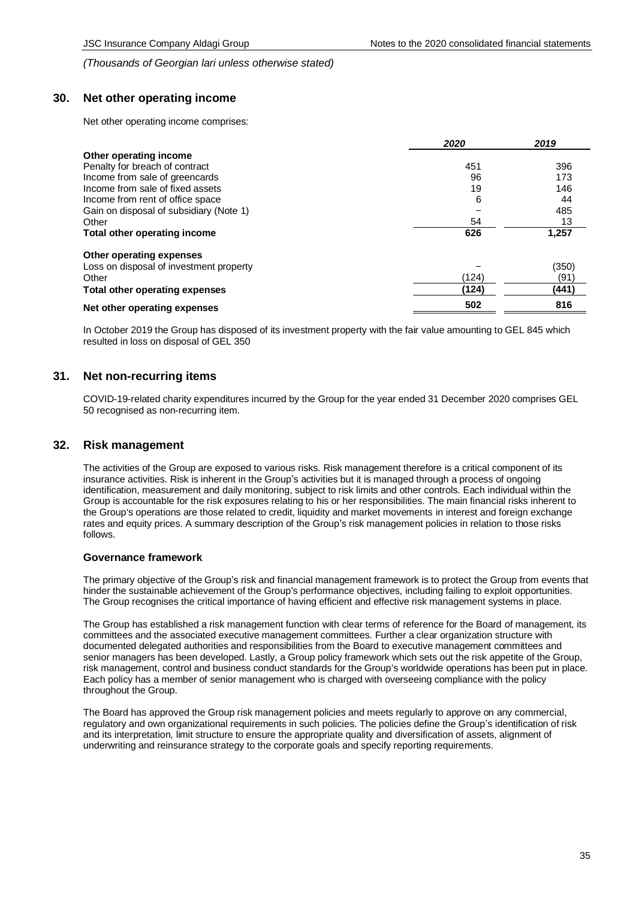*(Thousands of Georgian lari unless otherwise stated)*

## 30. Net other operating income

Net other operating income comprises:

| | *2020* | *2019* |
|---|---|---|
| **Other operating income** | | |
| Penalty for breach of contract | 451 | 396 |
| Income from sale of greencards | 96 | 173 |
| Income from sale of fixed assets | 19 | 146 |
| Income from rent of office space | 6 | 44 |
| Gain on disposal of subsidiary (Note 1) | – | 485 |
| Other | 54 | 13 |
| **Total other operating income** | **626** | **1,257** |
| **Other operating expenses** | | |
| Loss on disposal of investment property | – | (350) |
| Other | (124) | (91) |
| **Total other operating expenses** | **(124)** | **(441)** |
| **Net other operating expenses** | **502** | **816** |

In October 2019 the Group has disposed of its investment property with the fair value amounting to GEL 845 which resulted in loss on disposal of GEL 350

## 31. Net non-recurring items

COVID-19-related charity expenditures incurred by the Group for the year ended 31 December 2020 comprises GEL 50 recognised as non-recurring item.

## 32. Risk management

The activities of the Group are exposed to various risks. Risk management therefore is a critical component of its insurance activities. Risk is inherent in the Group's activities but it is managed through a process of ongoing identification, measurement and daily monitoring, subject to risk limits and other controls. Each individual within the Group is accountable for the risk exposures relating to his or her responsibilities. The main financial risks inherent to the Group's operations are those related to credit, liquidity and market movements in interest and foreign exchange rates and equity prices. A summary description of the Group's risk management policies in relation to those risks follows.

### Governance framework

The primary objective of the Group's risk and financial management framework is to protect the Group from events that hinder the sustainable achievement of the Group's performance objectives, including failing to exploit opportunities. The Group recognises the critical importance of having efficient and effective risk management systems in place.

The Group has established a risk management function with clear terms of reference for the Board of management, its committees and the associated executive management committees. Further a clear organization structure with documented delegated authorities and responsibilities from the Board to executive management committees and senior managers has been developed. Lastly, a Group policy framework which sets out the risk appetite of the Group, risk management, control and business conduct standards for the Group's worldwide operations has been put in place. Each policy has a member of senior management who is charged with overseeing compliance with the policy throughout the Group.

The Board has approved the Group risk management policies and meets regularly to approve on any commercial, regulatory and own organizational requirements in such policies. The policies define the Group's identification of risk and its interpretation, limit structure to ensure the appropriate quality and diversification of assets, alignment of underwriting and reinsurance strategy to the corporate goals and specify reporting requirements.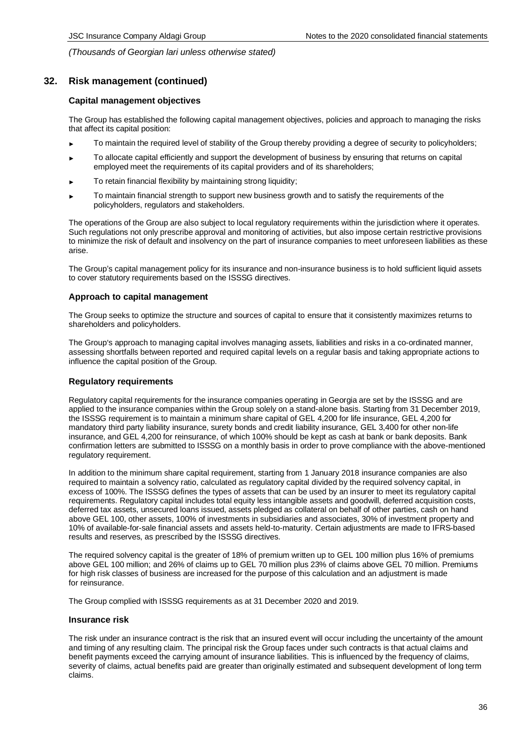*(Thousands of Georgian lari unless otherwise stated)*

## 32. Risk management (continued)

### Capital management objectives

The Group has established the following capital management objectives, policies and approach to managing the risks that affect its capital position:

- To maintain the required level of stability of the Group thereby providing a degree of security to policyholders;
- To allocate capital efficiently and support the development of business by ensuring that returns on capital employed meet the requirements of its capital providers and of its shareholders;
- To retain financial flexibility by maintaining strong liquidity;
- To maintain financial strength to support new business growth and to satisfy the requirements of the policyholders, regulators and stakeholders.

The operations of the Group are also subject to local regulatory requirements within the jurisdiction where it operates. Such regulations not only prescribe approval and monitoring of activities, but also impose certain restrictive provisions to minimize the risk of default and insolvency on the part of insurance companies to meet unforeseen liabilities as these arise.

The Group's capital management policy for its insurance and non-insurance business is to hold sufficient liquid assets to cover statutory requirements based on the ISSSG directives.

### Approach to capital management

The Group seeks to optimize the structure and sources of capital to ensure that it consistently maximizes returns to shareholders and policyholders.

The Group's approach to managing capital involves managing assets, liabilities and risks in a co-ordinated manner, assessing shortfalls between reported and required capital levels on a regular basis and taking appropriate actions to influence the capital position of the Group.

### Regulatory requirements

Regulatory capital requirements for the insurance companies operating in Georgia are set by the ISSSG and are applied to the insurance companies within the Group solely on a stand-alone basis. Starting from 31 December 2019, the ISSSG requirement is to maintain a minimum share capital of GEL 4,200 for life insurance, GEL 4,200 for mandatory third party liability insurance, surety bonds and credit liability insurance, GEL 3,400 for other non-life insurance, and GEL 4,200 for reinsurance, of which 100% should be kept as cash at bank or bank deposits. Bank confirmation letters are submitted to ISSSG on a monthly basis in order to prove compliance with the above-mentioned regulatory requirement.

In addition to the minimum share capital requirement, starting from 1 January 2018 insurance companies are also required to maintain a solvency ratio, calculated as regulatory capital divided by the required solvency capital, in excess of 100%. The ISSSG defines the types of assets that can be used by an insurer to meet its regulatory capital requirements. Regulatory capital includes total equity less intangible assets and goodwill, deferred acquisition costs, deferred tax assets, unsecured loans issued, assets pledged as collateral on behalf of other parties, cash on hand above GEL 100, other assets, 100% of investments in subsidiaries and associates, 30% of investment property and 10% of available-for-sale financial assets and assets held-to-maturity. Certain adjustments are made to IFRS-based results and reserves, as prescribed by the ISSSG directives.

The required solvency capital is the greater of 18% of premium written up to GEL 100 million plus 16% of premiums above GEL 100 million; and 26% of claims up to GEL 70 million plus 23% of claims above GEL 70 million. Premiums for high risk classes of business are increased for the purpose of this calculation and an adjustment is made for reinsurance.

The Group complied with ISSSG requirements as at 31 December 2020 and 2019.

### Insurance risk

The risk under an insurance contract is the risk that an insured event will occur including the uncertainty of the amount and timing of any resulting claim. The principal risk the Group faces under such contracts is that actual claims and benefit payments exceed the carrying amount of insurance liabilities. This is influenced by the frequency of claims, severity of claims, actual benefits paid are greater than originally estimated and subsequent development of long term claims.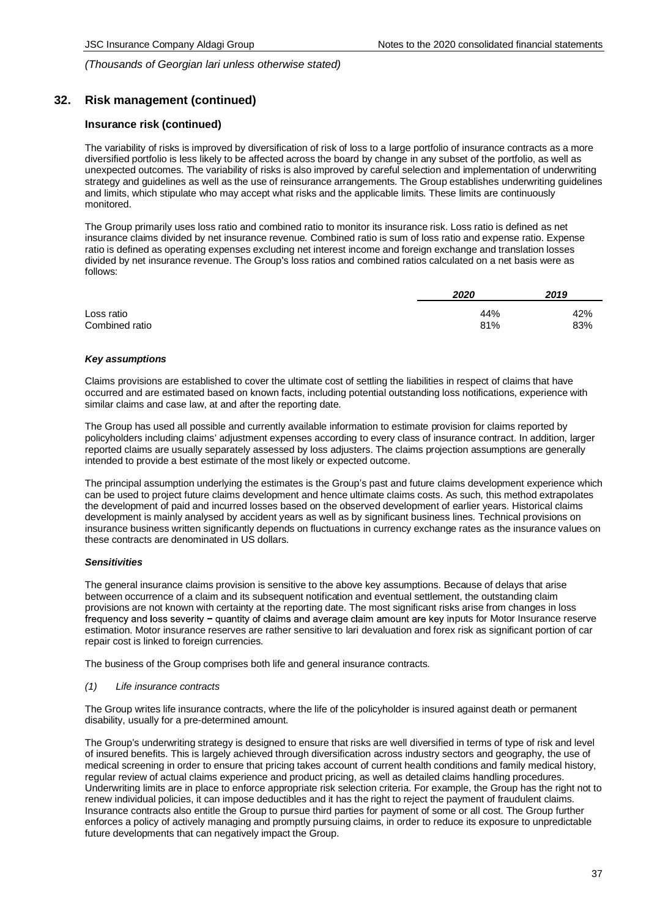## 32. Risk management (continued)

### Insurance risk (continued)

The variability of risks is improved by diversification of risk of loss to a large portfolio of insurance contracts as a more diversified portfolio is less likely to be affected across the board by change in any subset of the portfolio, as well as unexpected outcomes. The variability of risks is also improved by careful selection and implementation of underwriting strategy and guidelines as well as the use of reinsurance arrangements. The Group establishes underwriting guidelines and limits, which stipulate who may accept what risks and the applicable limits. These limits are continuously monitored.

The Group primarily uses loss ratio and combined ratio to monitor its insurance risk. Loss ratio is defined as net insurance claims divided by net insurance revenue. Combined ratio is sum of loss ratio and expense ratio. Expense ratio is defined as operating expenses excluding net interest income and foreign exchange and translation losses divided by net insurance revenue. The Group's loss ratios and combined ratios calculated on a net basis were as follows:

| | *2020* | *2019* |
|---|---|---|
| Loss ratio | 44% | 42% |
| Combined ratio | 81% | 83% |

***Key assumptions***

Claims provisions are established to cover the ultimate cost of settling the liabilities in respect of claims that have occurred and are estimated based on known facts, including potential outstanding loss notifications, experience with similar claims and case law, at and after the reporting date.

The Group has used all possible and currently available information to estimate provision for claims reported by policyholders including claims' adjustment expenses according to every class of insurance contract. In addition, larger reported claims are usually separately assessed by loss adjusters. The claims projection assumptions are generally intended to provide a best estimate of the most likely or expected outcome.

The principal assumption underlying the estimates is the Group's past and future claims development experience which can be used to project future claims development and hence ultimate claims costs. As such, this method extrapolates the development of paid and incurred losses based on the observed development of earlier years. Historical claims development is mainly analysed by accident years as well as by significant business lines. Technical provisions on insurance business written significantly depends on fluctuations in currency exchange rates as the insurance values on these contracts are denominated in US dollars.

***Sensitivities***

The general insurance claims provision is sensitive to the above key assumptions. Because of delays that arise between occurrence of a claim and its subsequent notification and eventual settlement, the outstanding claim provisions are not known with certainty at the reporting date. The most significant risks arise from changes in loss frequency and loss severity – quantity of claims and average claim amount are key inputs for Motor Insurance reserve estimation. Motor insurance reserves are rather sensitive to lari devaluation and forex risk as significant portion of car repair cost is linked to foreign currencies.

The business of the Group comprises both life and general insurance contracts.

*(1) Life insurance contracts*

The Group writes life insurance contracts, where the life of the policyholder is insured against death or permanent disability, usually for a pre-determined amount.

The Group's underwriting strategy is designed to ensure that risks are well diversified in terms of type of risk and level of insured benefits. This is largely achieved through diversification across industry sectors and geography, the use of medical screening in order to ensure that pricing takes account of current health conditions and family medical history, regular review of actual claims experience and product pricing, as well as detailed claims handling procedures. Underwriting limits are in place to enforce appropriate risk selection criteria. For example, the Group has the right not to renew individual policies, it can impose deductibles and it has the right to reject the payment of fraudulent claims. Insurance contracts also entitle the Group to pursue third parties for payment of some or all cost. The Group further enforces a policy of actively managing and promptly pursuing claims, in order to reduce its exposure to unpredictable future developments that can negatively impact the Group.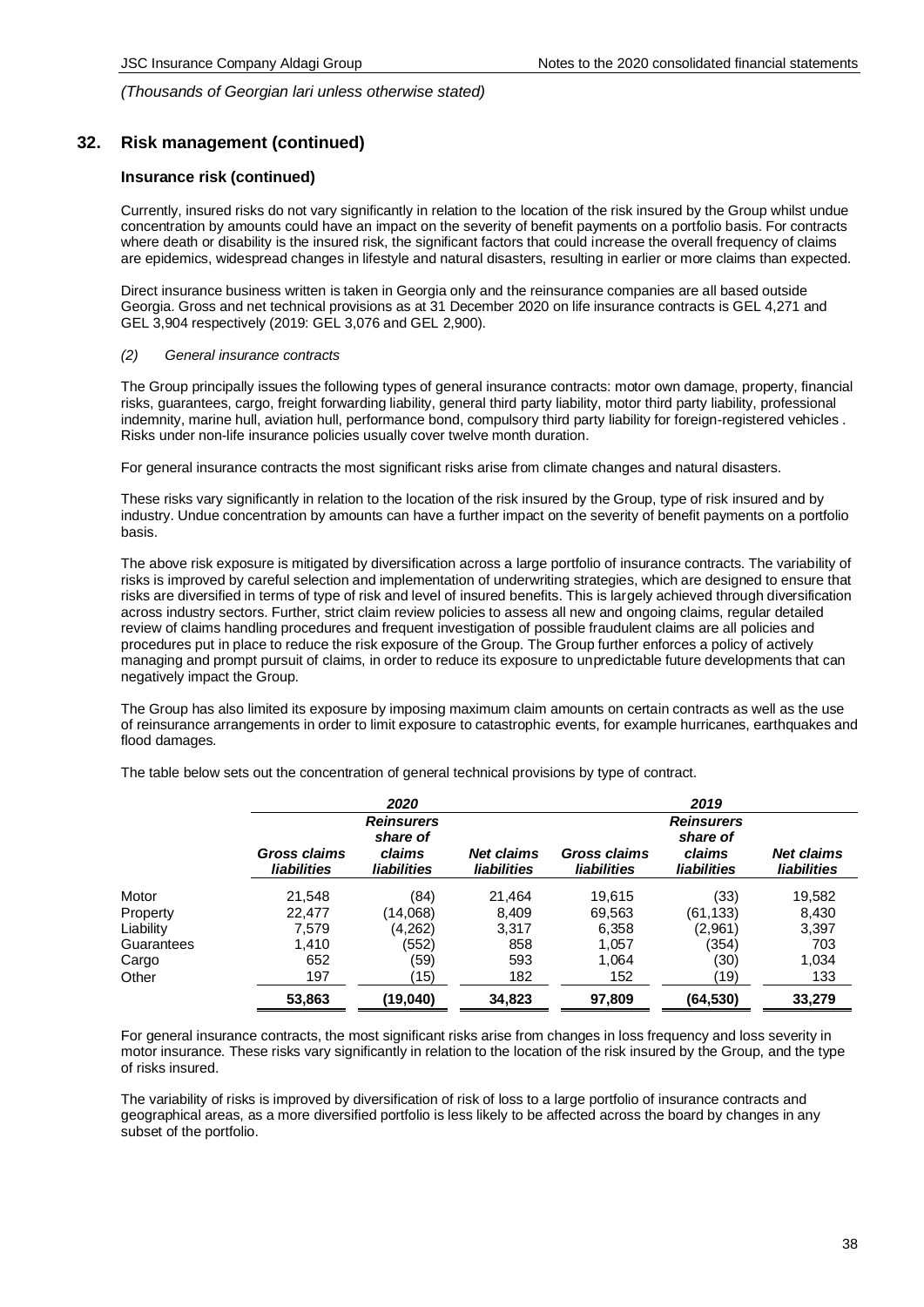*(Thousands of Georgian lari unless otherwise stated)*

## 32. Risk management (continued)

### Insurance risk (continued)

Currently, insured risks do not vary significantly in relation to the location of the risk insured by the Group whilst undue concentration by amounts could have an impact on the severity of benefit payments on a portfolio basis. For contracts where death or disability is the insured risk, the significant factors that could increase the overall frequency of claims are epidemics, widespread changes in lifestyle and natural disasters, resulting in earlier or more claims than expected.

Direct insurance business written is taken in Georgia only and the reinsurance companies are all based outside Georgia. Gross and net technical provisions as at 31 December 2020 on life insurance contracts is GEL 4,271 and GEL 3,904 respectively (2019: GEL 3,076 and GEL 2,900).

*(2) General insurance contracts*

The Group principally issues the following types of general insurance contracts: motor own damage, property, financial risks, guarantees, cargo, freight forwarding liability, general third party liability, motor third party liability, professional indemnity, marine hull, aviation hull, performance bond, compulsory third party liability for foreign-registered vehicles . Risks under non-life insurance policies usually cover twelve month duration.

For general insurance contracts the most significant risks arise from climate changes and natural disasters.

These risks vary significantly in relation to the location of the risk insured by the Group, type of risk insured and by industry. Undue concentration by amounts can have a further impact on the severity of benefit payments on a portfolio basis.

The above risk exposure is mitigated by diversification across a large portfolio of insurance contracts. The variability of risks is improved by careful selection and implementation of underwriting strategies, which are designed to ensure that risks are diversified in terms of type of risk and level of insured benefits. This is largely achieved through diversification across industry sectors. Further, strict claim review policies to assess all new and ongoing claims, regular detailed review of claims handling procedures and frequent investigation of possible fraudulent claims are all policies and procedures put in place to reduce the risk exposure of the Group. The Group further enforces a policy of actively managing and prompt pursuit of claims, in order to reduce its exposure to unpredictable future developments that can negatively impact the Group.

The Group has also limited its exposure by imposing maximum claim amounts on certain contracts as well as the use of reinsurance arrangements in order to limit exposure to catastrophic events, for example hurricanes, earthquakes and flood damages.

The table below sets out the concentration of general technical provisions by type of contract.

| | *2020* | | | *2019* | | |
|---|---|---|---|---|---|---|
| | ***Gross claims liabilities*** | ***Reinsurers share of claims liabilities*** | ***Net claims liabilities*** | ***Gross claims liabilities*** | ***Reinsurers share of claims liabilities*** | ***Net claims liabilities*** |
| Motor | 21,548 | (84) | 21,464 | 19,615 | (33) | 19,582 |
| Property | 22,477 | (14,068) | 8,409 | 69,563 | (61,133) | 8,430 |
| Liability | 7,579 | (4,262) | 3,317 | 6,358 | (2,961) | 3,397 |
| Guarantees | 1,410 | (552) | 858 | 1,057 | (354) | 703 |
| Cargo | 652 | (59) | 593 | 1,064 | (30) | 1,034 |
| Other | 197 | (15) | 182 | 152 | (19) | 133 |
| | **53,863** | **(19,040)** | **34,823** | **97,809** | **(64,530)** | **33,279** |

For general insurance contracts, the most significant risks arise from changes in loss frequency and loss severity in motor insurance. These risks vary significantly in relation to the location of the risk insured by the Group, and the type of risks insured.

The variability of risks is improved by diversification of risk of loss to a large portfolio of insurance contracts and geographical areas, as a more diversified portfolio is less likely to be affected across the board by changes in any subset of the portfolio.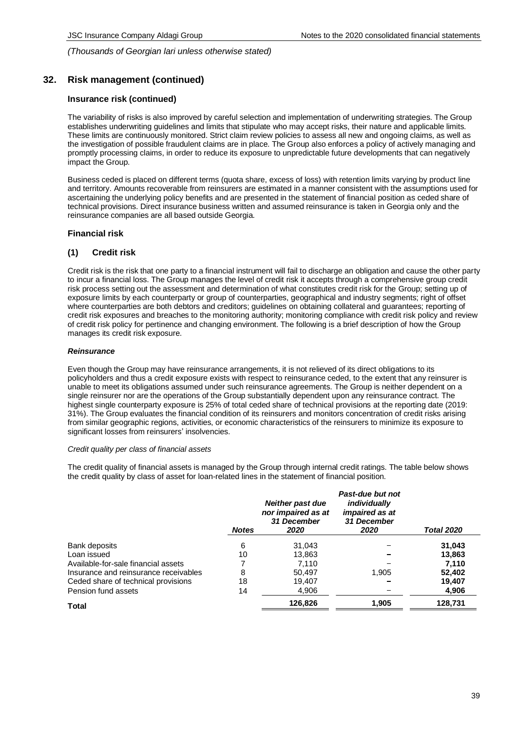*(Thousands of Georgian lari unless otherwise stated)*

## 32. Risk management (continued)

### Insurance risk (continued)

The variability of risks is also improved by careful selection and implementation of underwriting strategies. The Group establishes underwriting guidelines and limits that stipulate who may accept risks, their nature and applicable limits. These limits are continuously monitored. Strict claim review policies to assess all new and ongoing claims, as well as the investigation of possible fraudulent claims are in place. The Group also enforces a policy of actively managing and promptly processing claims, in order to reduce its exposure to unpredictable future developments that can negatively impact the Group.

Business ceded is placed on different terms (quota share, excess of loss) with retention limits varying by product line and territory. Amounts recoverable from reinsurers are estimated in a manner consistent with the assumptions used for ascertaining the underlying policy benefits and are presented in the statement of financial position as ceded share of technical provisions. Direct insurance business written and assumed reinsurance is taken in Georgia only and the reinsurance companies are all based outside Georgia.

### Financial risk

### (1) Credit risk

Credit risk is the risk that one party to a financial instrument will fail to discharge an obligation and cause the other party to incur a financial loss. The Group manages the level of credit risk it accepts through a comprehensive group credit risk process setting out the assessment and determination of what constitutes credit risk for the Group; setting up of exposure limits by each counterparty or group of counterparties, geographical and industry segments; right of offset where counterparties are both debtors and creditors; guidelines on obtaining collateral and guarantees; reporting of credit risk exposures and breaches to the monitoring authority; monitoring compliance with credit risk policy and review of credit risk policy for pertinence and changing environment. The following is a brief description of how the Group manages its credit risk exposure.

***Reinsurance***

Even though the Group may have reinsurance arrangements, it is not relieved of its direct obligations to its policyholders and thus a credit exposure exists with respect to reinsurance ceded, to the extent that any reinsurer is unable to meet its obligations assumed under such reinsurance agreements. The Group is neither dependent on a single reinsurer nor are the operations of the Group substantially dependent upon any reinsurance contract. The highest single counterparty exposure is 25% of total ceded share of technical provisions at the reporting date (2019: 31%). The Group evaluates the financial condition of its reinsurers and monitors concentration of credit risks arising from similar geographic regions, activities, or economic characteristics of the reinsurers to minimize its exposure to significant losses from reinsurers' insolvencies.

*Credit quality per class of financial assets*

The credit quality of financial assets is managed by the Group through internal credit ratings. The table below shows the credit quality by class of asset for loan-related lines in the statement of financial position.

| | *Notes* | *Neither past due nor impaired as at 31 December 2020* | *Past-due but not individually impaired as at 31 December 2020* | *Total 2020* |
|---|---|---|---|---|
| Bank deposits | 6 | 31,043 | – | **31,043** |
| Loan issued | 10 | 13,863 | – | **13,863** |
| Available-for-sale financial assets | 7 | 7,110 | – | **7,110** |
| Insurance and reinsurance receivables | 8 | 50,497 | 1,905 | **52,402** |
| Ceded share of technical provisions | 18 | 19,407 | – | **19,407** |
| Pension fund assets | 14 | 4,906 | – | **4,906** |
| **Total** | | **126,826** | **1,905** | **128,731** |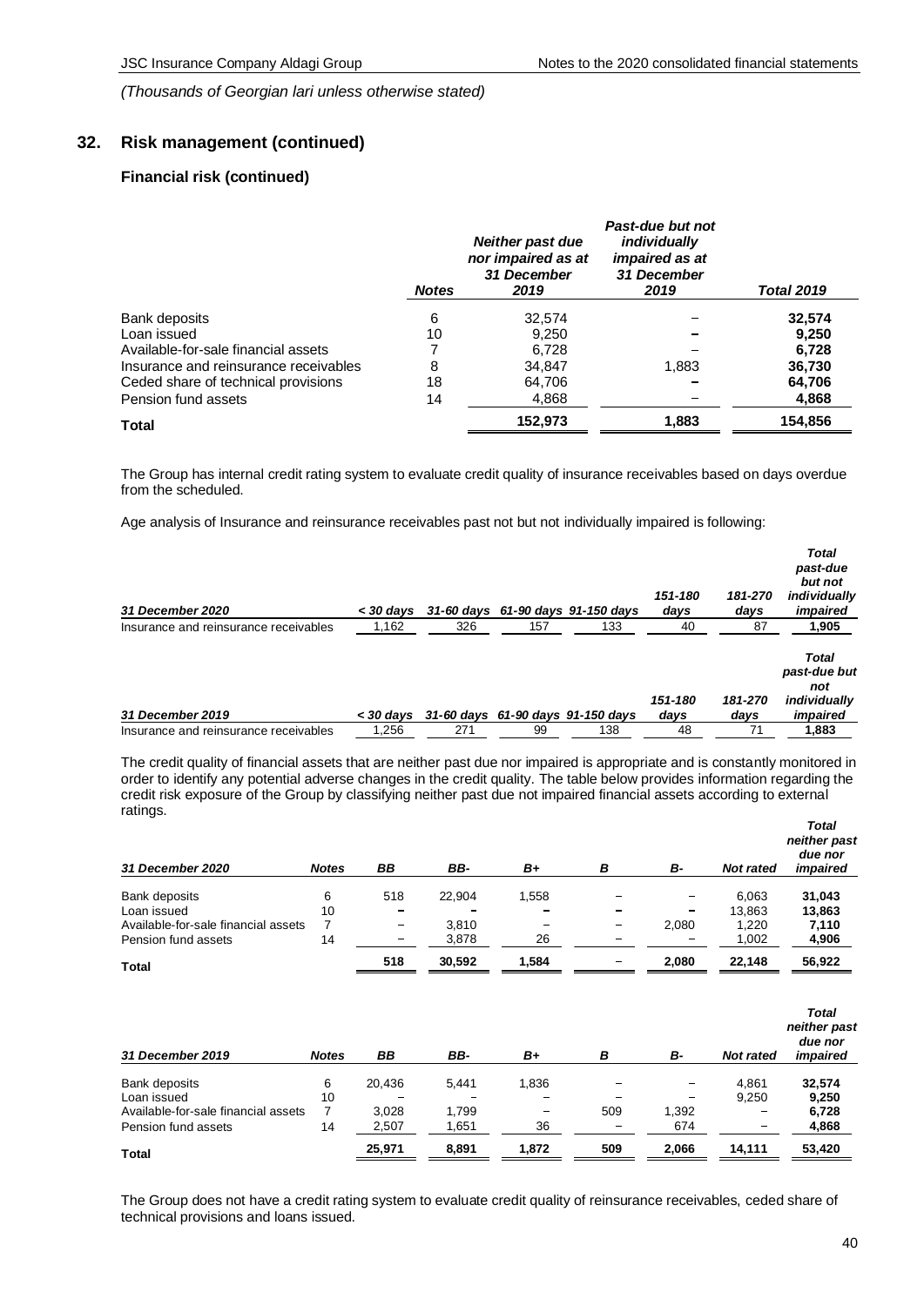*(Thousands of Georgian lari unless otherwise stated)*

## 32. Risk management (continued)

### Financial risk (continued)

| | Notes | *Neither past due nor impaired as at 31 December 2019* | *Past-due but not individually impaired as at 31 December 2019* | *Total 2019* |
|---|---|---|---|---|
| Bank deposits | 6 | 32,574 | – | **32,574** |
| Loan issued | 10 | 9,250 | – | **9,250** |
| Available-for-sale financial assets | 7 | 6,728 | – | **6,728** |
| Insurance and reinsurance receivables | 8 | 34,847 | 1,883 | **36,730** |
| Ceded share of technical provisions | 18 | 64,706 | – | **64,706** |
| Pension fund assets | 14 | 4,868 | – | **4,868** |
| **Total** | | **152,973** | **1,883** | **154,856** |

The Group has internal credit rating system to evaluate credit quality of insurance receivables based on days overdue from the scheduled.

Age analysis of Insurance and reinsurance receivables past not but not individually impaired is following:

| *31 December 2020* | *< 30 days* | *31-60 days* | *61-90 days* | *91-150 days* | *151-180 days* | *181-270 days* | *Total past-due but not individually impaired* |
|---|---|---|---|---|---|---|---|
| Insurance and reinsurance receivables | 1,162 | 326 | 157 | 133 | 40 | 87 | **1,905** |

| *31 December 2019* | *< 30 days* | *31-60 days* | *61-90 days* | *91-150 days* | *151-180 days* | *181-270 days* | *Total past-due but not individually impaired* |
|---|---|---|---|---|---|---|---|
| Insurance and reinsurance receivables | 1,256 | 271 | 99 | 138 | 48 | 71 | **1,883** |

The credit quality of financial assets that are neither past due nor impaired is appropriate and is constantly monitored in order to identify any potential adverse changes in the credit quality. The table below provides information regarding the credit risk exposure of the Group by classifying neither past due not impaired financial assets according to external ratings.

| *31 December 2020* | *Notes* | *BB* | *BB-* | *B+* | *B* | *B-* | *Not rated* | *Total neither past due nor impaired* |
|---|---|---|---|---|---|---|---|---|
| Bank deposits | 6 | 518 | 22,904 | 1,558 | – | – | 6,063 | **31,043** |
| Loan issued | 10 | – | – | – | – | – | 13,863 | **13,863** |
| Available-for-sale financial assets | 7 | – | 3,810 | – | – | 2,080 | 1,220 | **7,110** |
| Pension fund assets | 14 | – | 3,878 | 26 | – | – | 1,002 | **4,906** |
| **Total** | | **518** | **30,592** | **1,584** | – | **2,080** | **22,148** | **56,922** |

| *31 December 2019* | *Notes* | *BB* | *BB-* | *B+* | *B* | *B-* | *Not rated* | *Total neither past due nor impaired* |
|---|---|---|---|---|---|---|---|---|
| Bank deposits | 6 | 20,436 | 5,441 | 1,836 | – | – | 4,861 | **32,574** |
| Loan issued | 10 | – | – | – | – | – | 9,250 | **9,250** |
| Available-for-sale financial assets | 7 | 3,028 | 1,799 | – | 509 | 1,392 | – | **6,728** |
| Pension fund assets | 14 | 2,507 | 1,651 | 36 | – | 674 | – | **4,868** |
| **Total** | | **25,971** | **8,891** | **1,872** | **509** | **2,066** | **14,111** | **53,420** |

The Group does not have a credit rating system to evaluate credit quality of reinsurance receivables, ceded share of technical provisions and loans issued.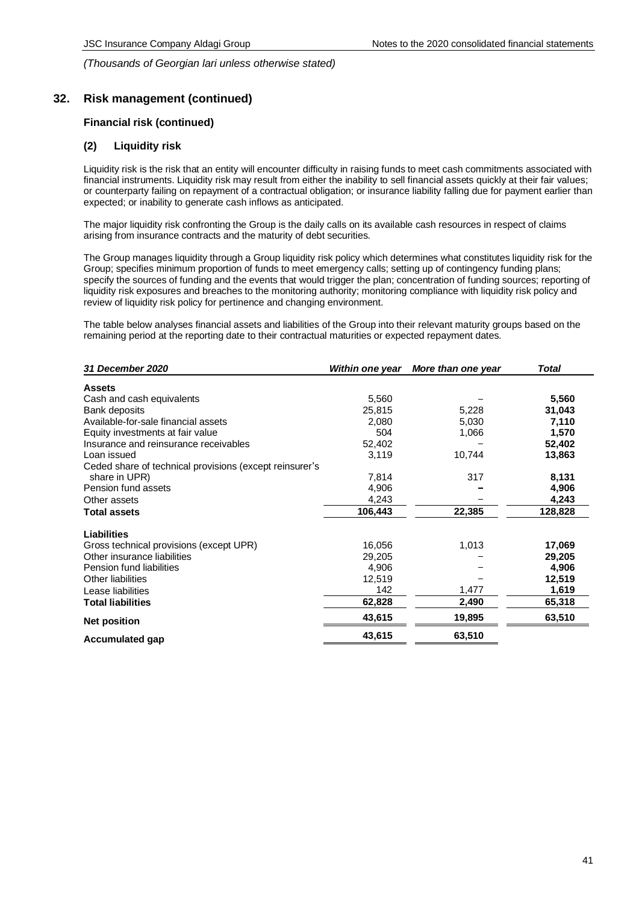*(Thousands of Georgian lari unless otherwise stated)*

## 32. Risk management (continued)

### Financial risk (continued)

#### (2) Liquidity risk

Liquidity risk is the risk that an entity will encounter difficulty in raising funds to meet cash commitments associated with financial instruments. Liquidity risk may result from either the inability to sell financial assets quickly at their fair values; or counterparty failing on repayment of a contractual obligation; or insurance liability falling due for payment earlier than expected; or inability to generate cash inflows as anticipated.

The major liquidity risk confronting the Group is the daily calls on its available cash resources in respect of claims arising from insurance contracts and the maturity of debt securities.

The Group manages liquidity through a Group liquidity risk policy which determines what constitutes liquidity risk for the Group; specifies minimum proportion of funds to meet emergency calls; setting up of contingency funding plans; specify the sources of funding and the events that would trigger the plan; concentration of funding sources; reporting of liquidity risk exposures and breaches to the monitoring authority; monitoring compliance with liquidity risk policy and review of liquidity risk policy for pertinence and changing environment.

The table below analyses financial assets and liabilities of the Group into their relevant maturity groups based on the remaining period at the reporting date to their contractual maturities or expected repayment dates.

| *31 December 2020* | *Within one year* | *More than one year* | *Total* |
|---|---|---|---|
| **Assets** | | | |
| Cash and cash equivalents | 5,560 | – | **5,560** |
| Bank deposits | 25,815 | 5,228 | **31,043** |
| Available-for-sale financial assets | 2,080 | 5,030 | **7,110** |
| Equity investments at fair value | 504 | 1,066 | **1,570** |
| Insurance and reinsurance receivables | 52,402 | – | **52,402** |
| Loan issued | 3,119 | 10,744 | **13,863** |
| Ceded share of technical provisions (except reinsurer's share in UPR) | 7,814 | 317 | **8,131** |
| Pension fund assets | 4,906 | – | **4,906** |
| Other assets | 4,243 | – | **4,243** |
| **Total assets** | **106,443** | **22,385** | **128,828** |
| **Liabilities** | | | |
| Gross technical provisions (except UPR) | 16,056 | 1,013 | **17,069** |
| Other insurance liabilities | 29,205 | – | **29,205** |
| Pension fund liabilities | 4,906 | – | **4,906** |
| Other liabilities | 12,519 | – | **12,519** |
| Lease liabilities | 142 | 1,477 | **1,619** |
| **Total liabilities** | **62,828** | **2,490** | **65,318** |
| **Net position** | **43,615** | **19,895** | **63,510** |
| **Accumulated gap** | **43,615** | **63,510** | |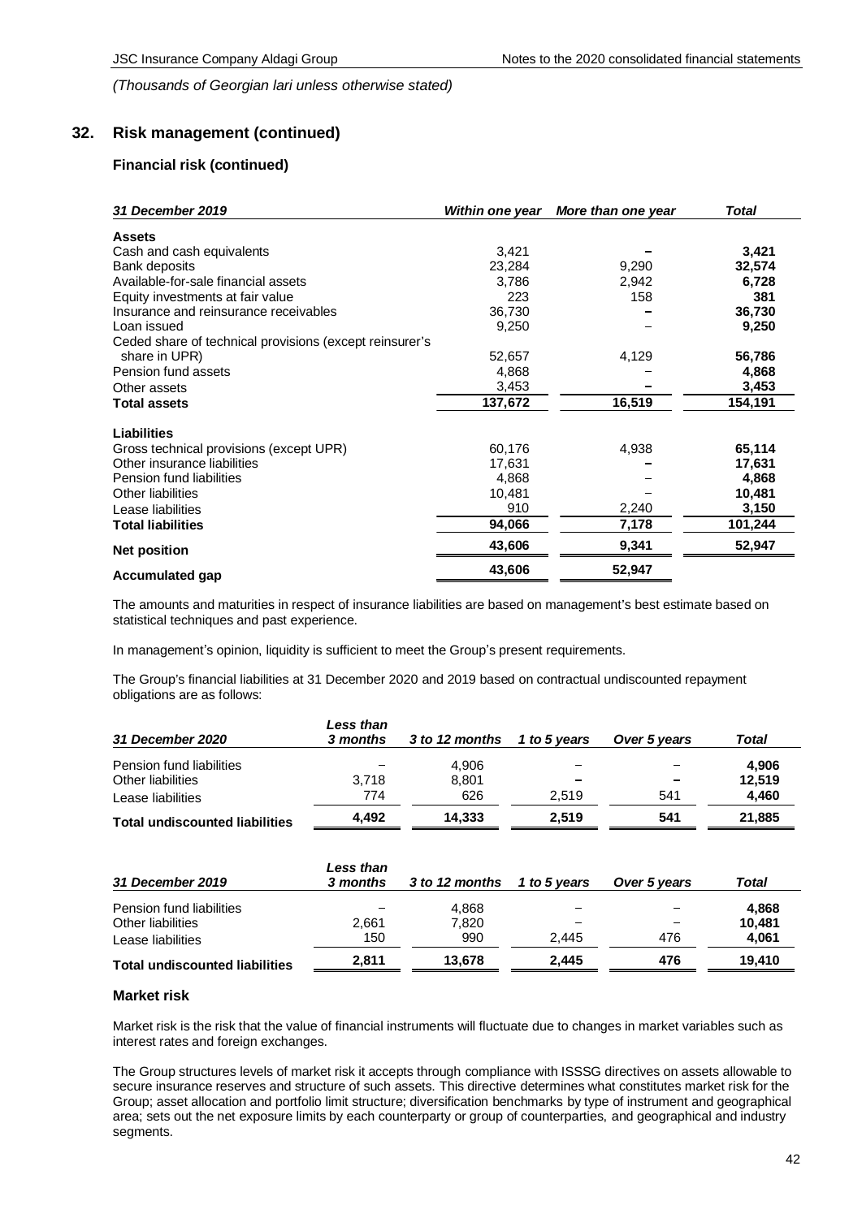*(Thousands of Georgian lari unless otherwise stated)*

## 32. Risk management (continued)

### Financial risk (continued)

| *31 December 2019* | *Within one year* | *More than one year* | *Total* |
|---|---|---|---|
| **Assets** | | | |
| Cash and cash equivalents | 3,421 | – | **3,421** |
| Bank deposits | 23,284 | 9,290 | **32,574** |
| Available-for-sale financial assets | 3,786 | 2,942 | **6,728** |
| Equity investments at fair value | 223 | 158 | **381** |
| Insurance and reinsurance receivables | 36,730 | – | **36,730** |
| Loan issued | 9,250 | – | **9,250** |
| Ceded share of technical provisions (except reinsurer's share in UPR) | 52,657 | 4,129 | **56,786** |
| Pension fund assets | 4,868 | – | **4,868** |
| Other assets | 3,453 | – | **3,453** |
| **Total assets** | **137,672** | **16,519** | **154,191** |
| **Liabilities** | | | |
| Gross technical provisions (except UPR) | 60,176 | 4,938 | **65,114** |
| Other insurance liabilities | 17,631 | – | **17,631** |
| Pension fund liabilities | 4,868 | – | **4,868** |
| Other liabilities | 10,481 | – | **10,481** |
| Lease liabilities | 910 | 2,240 | **3,150** |
| **Total liabilities** | **94,066** | **7,178** | **101,244** |
| **Net position** | **43,606** | **9,341** | **52,947** |
| **Accumulated gap** | **43,606** | **52,947** | |

The amounts and maturities in respect of insurance liabilities are based on management's best estimate based on statistical techniques and past experience.

In management's opinion, liquidity is sufficient to meet the Group's present requirements.

The Group's financial liabilities at 31 December 2020 and 2019 based on contractual undiscounted repayment obligations are as follows:

| *31 December 2020* | *Less than 3 months* | *3 to 12 months* | *1 to 5 years* | *Over 5 years* | *Total* |
|---|---|---|---|---|---|
| Pension fund liabilities | – | 4,906 | – | – | **4,906** |
| Other liabilities | 3,718 | 8,801 | – | – | **12,519** |
| Lease liabilities | 774 | 626 | 2,519 | 541 | **4,460** |
| **Total undiscounted liabilities** | **4,492** | **14,333** | **2,519** | **541** | **21,885** |

| *31 December 2019* | *Less than 3 months* | *3 to 12 months* | *1 to 5 years* | *Over 5 years* | *Total* |
|---|---|---|---|---|---|
| Pension fund liabilities | – | 4,868 | – | – | **4,868** |
| Other liabilities | 2,661 | 7,820 | – | – | **10,481** |
| Lease liabilities | 150 | 990 | 2,445 | 476 | **4,061** |
| **Total undiscounted liabilities** | **2,811** | **13,678** | **2,445** | **476** | **19,410** |

### Market risk

Market risk is the risk that the value of financial instruments will fluctuate due to changes in market variables such as interest rates and foreign exchanges.

The Group structures levels of market risk it accepts through compliance with ISSSG directives on assets allowable to secure insurance reserves and structure of such assets. This directive determines what constitutes market risk for the Group; asset allocation and portfolio limit structure; diversification benchmarks by type of instrument and geographical area; sets out the net exposure limits by each counterparty or group of counterparties, and geographical and industry segments.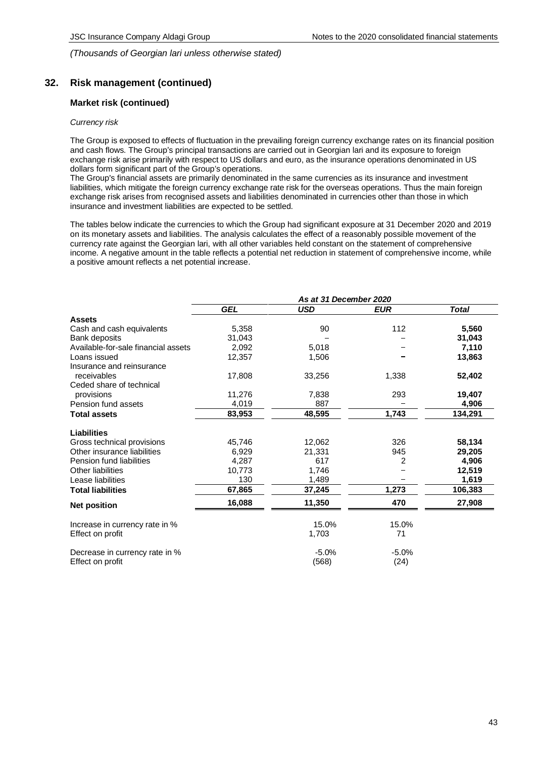*(Thousands of Georgian lari unless otherwise stated)*

## 32. Risk management (continued)

### Market risk (continued)

*Currency risk*

The Group is exposed to effects of fluctuation in the prevailing foreign currency exchange rates on its financial position and cash flows. The Group's principal transactions are carried out in Georgian lari and its exposure to foreign exchange risk arise primarily with respect to US dollars and euro, as the insurance operations denominated in US dollars form significant part of the Group's operations.
The Group's financial assets are primarily denominated in the same currencies as its insurance and investment liabilities, which mitigate the foreign currency exchange rate risk for the overseas operations. Thus the main foreign exchange risk arises from recognised assets and liabilities denominated in currencies other than those in which insurance and investment liabilities are expected to be settled.

The tables below indicate the currencies to which the Group had significant exposure at 31 December 2020 and 2019 on its monetary assets and liabilities. The analysis calculates the effect of a reasonably possible movement of the currency rate against the Georgian lari, with all other variables held constant on the statement of comprehensive income. A negative amount in the table reflects a potential net reduction in statement of comprehensive income, while a positive amount reflects a net potential increase.

| | *As at 31 December 2020* | | | |
|---|---|---|---|---|
| | ***GEL*** | ***USD*** | ***EUR*** | ***Total*** |
| **Assets** | | | | |
| Cash and cash equivalents | 5,358 | 90 | 112 | **5,560** |
| Bank deposits | 31,043 | – | – | **31,043** |
| Available-for-sale financial assets | 2,092 | 5,018 | – | **7,110** |
| Loans issued | 12,357 | 1,506 | – | **13,863** |
| Insurance and reinsurance receivables | 17,808 | 33,256 | 1,338 | **52,402** |
| Ceded share of technical provisions | 11,276 | 7,838 | 293 | **19,407** |
| Pension fund assets | 4,019 | 887 | – | **4,906** |
| **Total assets** | **83,953** | **48,595** | **1,743** | **134,291** |
| **Liabilities** | | | | |
| Gross technical provisions | 45,746 | 12,062 | 326 | **58,134** |
| Other insurance liabilities | 6,929 | 21,331 | 945 | **29,205** |
| Pension fund liabilities | 4,287 | 617 | 2 | **4,906** |
| Other liabilities | 10,773 | 1,746 | – | **12,519** |
| Lease liabilities | 130 | 1,489 | – | **1,619** |
| **Total liabilities** | **67,865** | **37,245** | **1,273** | **106,383** |
| **Net position** | **16,088** | **11,350** | **470** | **27,908** |
| Increase in currency rate in % | | 15.0% | 15.0% | |
| Effect on profit | | 1,703 | 71 | |
| Decrease in currency rate in % | | -5.0% | -5.0% | |
| Effect on profit | | (568) | (24) | |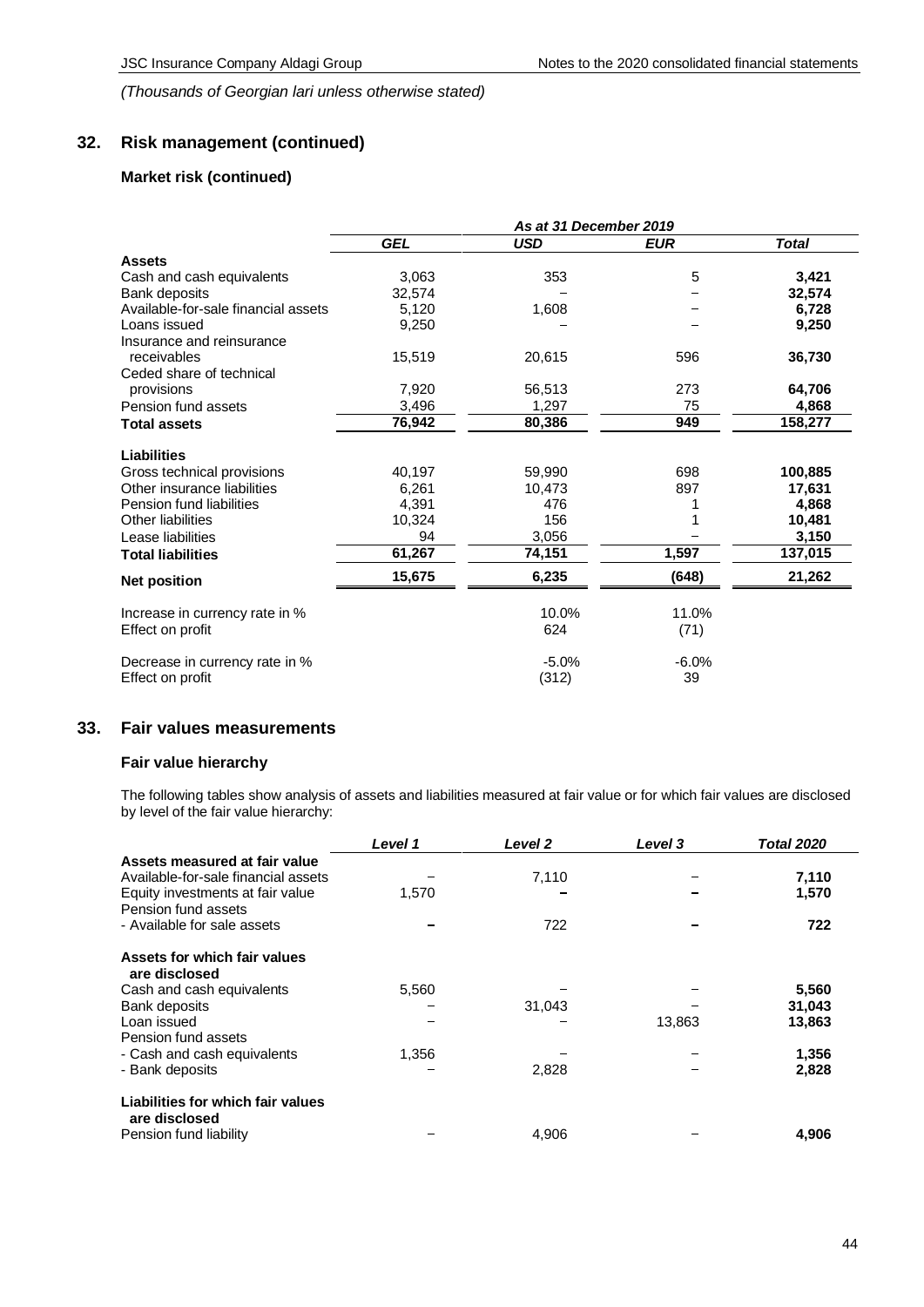*(Thousands of Georgian lari unless otherwise stated)*

## 32. Risk management (continued)

### Market risk (continued)

| | *As at 31 December 2019* | | | |
|---|---|---|---|---|
| | ***GEL*** | ***USD*** | ***EUR*** | ***Total*** |
| **Assets** | | | | |
| Cash and cash equivalents | 3,063 | 353 | 5 | **3,421** |
| Bank deposits | 32,574 | – | – | **32,574** |
| Available-for-sale financial assets | 5,120 | 1,608 | – | **6,728** |
| Loans issued | 9,250 | – | – | **9,250** |
| Insurance and reinsurance receivables | 15,519 | 20,615 | 596 | **36,730** |
| Ceded share of technical provisions | 7,920 | 56,513 | 273 | **64,706** |
| Pension fund assets | 3,496 | 1,297 | 75 | **4,868** |
| **Total assets** | **76,942** | **80,386** | **949** | **158,277** |
| **Liabilities** | | | | |
| Gross technical provisions | 40,197 | 59,990 | 698 | **100,885** |
| Other insurance liabilities | 6,261 | 10,473 | 897 | **17,631** |
| Pension fund liabilities | 4,391 | 476 | 1 | **4,868** |
| Other liabilities | 10,324 | 156 | 1 | **10,481** |
| Lease liabilities | 94 | 3,056 | – | **3,150** |
| **Total liabilities** | **61,267** | **74,151** | **1,597** | **137,015** |
| **Net position** | **15,675** | **6,235** | **(648)** | **21,262** |
| Increase in currency rate in % | | 10.0% | 11.0% | |
| Effect on profit | | 624 | (71) | |
| Decrease in currency rate in % | | -5.0% | -6.0% | |
| Effect on profit | | (312) | 39 | |

## 33. Fair values measurements

### Fair value hierarchy

The following tables show analysis of assets and liabilities measured at fair value or for which fair values are disclosed by level of the fair value hierarchy:

| | ***Level 1*** | ***Level 2*** | ***Level 3*** | ***Total 2020*** |
|---|---|---|---|---|
| **Assets measured at fair value** | | | | |
| Available-for-sale financial assets | – | 7,110 | – | **7,110** |
| Equity investments at fair value | 1,570 | **–** | **–** | **1,570** |
| Pension fund assets | | | | |
| - Available for sale assets | **–** | 722 | **–** | **722** |
| **Assets for which fair values are disclosed** | | | | |
| Cash and cash equivalents | 5,560 | – | – | **5,560** |
| Bank deposits | – | 31,043 | – | **31,043** |
| Loan issued | – | – | 13,863 | **13,863** |
| Pension fund assets | | | | |
| - Cash and cash equivalents | 1,356 | – | – | **1,356** |
| - Bank deposits | – | 2,828 | – | **2,828** |
| **Liabilities for which fair values are disclosed** | | | | |
| Pension fund liability | – | 4,906 | – | **4,906** |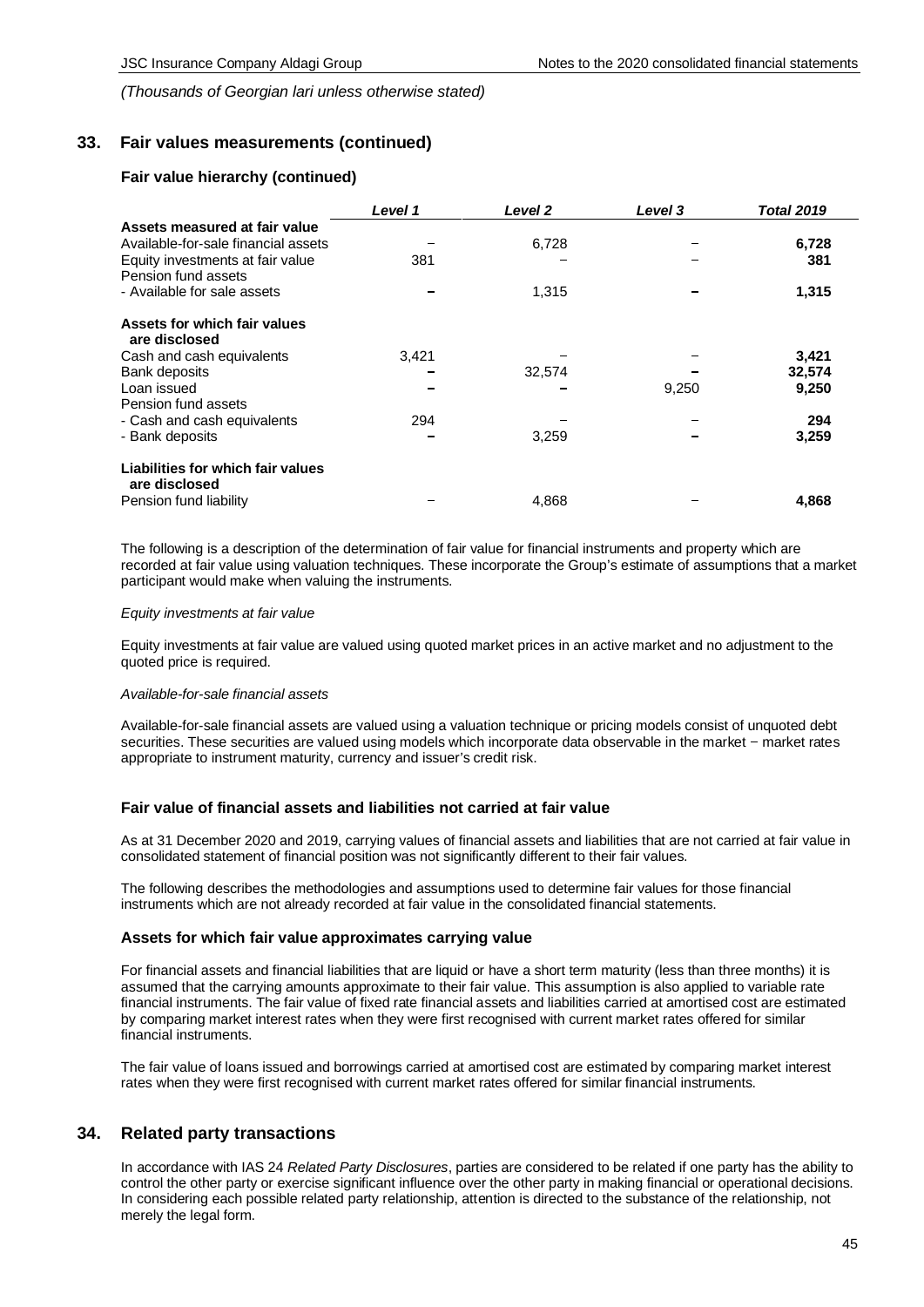*(Thousands of Georgian lari unless otherwise stated)*

## 33. Fair values measurements (continued)

### Fair value hierarchy (continued)

| | *Level 1* | *Level 2* | *Level 3* | *Total 2019* |
|---|---|---|---|---|
| **Assets measured at fair value** | | | | |
| Available-for-sale financial assets | – | 6,728 | – | **6,728** |
| Equity investments at fair value | 381 | – | – | **381** |
| Pension fund assets | | | | |
| - Available for sale assets | – | 1,315 | – | **1,315** |
| **Assets for which fair values are disclosed** | | | | |
| Cash and cash equivalents | 3,421 | – | – | **3,421** |
| Bank deposits | – | 32,574 | – | **32,574** |
| Loan issued | – | – | 9,250 | **9,250** |
| Pension fund assets | | | | |
| - Cash and cash equivalents | 294 | – | – | **294** |
| - Bank deposits | – | 3,259 | – | **3,259** |
| **Liabilities for which fair values are disclosed** | | | | |
| Pension fund liability | – | 4,868 | – | **4,868** |

The following is a description of the determination of fair value for financial instruments and property which are recorded at fair value using valuation techniques. These incorporate the Group's estimate of assumptions that a market participant would make when valuing the instruments.

*Equity investments at fair value*

Equity investments at fair value are valued using quoted market prices in an active market and no adjustment to the quoted price is required.

*Available-for-sale financial assets*

Available-for-sale financial assets are valued using a valuation technique or pricing models consist of unquoted debt securities. These securities are valued using models which incorporate data observable in the market − market rates appropriate to instrument maturity, currency and issuer's credit risk.

### Fair value of financial assets and liabilities not carried at fair value

As at 31 December 2020 and 2019, carrying values of financial assets and liabilities that are not carried at fair value in consolidated statement of financial position was not significantly different to their fair values.

The following describes the methodologies and assumptions used to determine fair values for those financial instruments which are not already recorded at fair value in the consolidated financial statements.

### Assets for which fair value approximates carrying value

For financial assets and financial liabilities that are liquid or have a short term maturity (less than three months) it is assumed that the carrying amounts approximate to their fair value. This assumption is also applied to variable rate financial instruments. The fair value of fixed rate financial assets and liabilities carried at amortised cost are estimated by comparing market interest rates when they were first recognised with current market rates offered for similar financial instruments.

The fair value of loans issued and borrowings carried at amortised cost are estimated by comparing market interest rates when they were first recognised with current market rates offered for similar financial instruments.

## 34. Related party transactions

In accordance with IAS 24 *Related Party Disclosures*, parties are considered to be related if one party has the ability to control the other party or exercise significant influence over the other party in making financial or operational decisions. In considering each possible related party relationship, attention is directed to the substance of the relationship, not merely the legal form.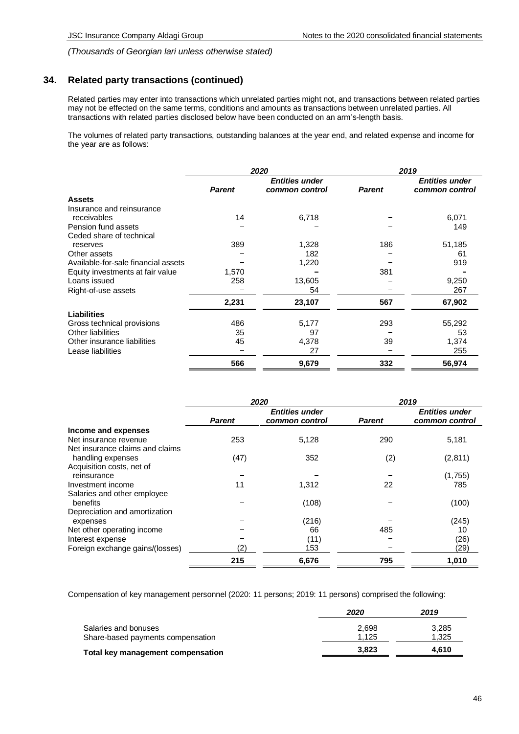*(Thousands of Georgian lari unless otherwise stated)*

## 34. Related party transactions (continued)

Related parties may enter into transactions which unrelated parties might not, and transactions between related parties may not be effected on the same terms, conditions and amounts as transactions between unrelated parties. All transactions with related parties disclosed below have been conducted on an arm's-length basis.

The volumes of related party transactions, outstanding balances at the year end, and related expense and income for the year are as follows:

| | *2020* | | *2019* | |
|---|---|---|---|---|
| | ***Parent*** | ***Entities under common control*** | ***Parent*** | ***Entities under common control*** |
| **Assets** | | | | |
| Insurance and reinsurance receivables | 14 | 6,718 | – | 6,071 |
| Pension fund assets | – | – | – | 149 |
| Ceded share of technical reserves | 389 | 1,328 | 186 | 51,185 |
| Other assets | – | 182 | – | 61 |
| Available-for-sale financial assets | – | 1,220 | – | 919 |
| Equity investments at fair value | 1,570 | – | 381 | – |
| Loans issued | 258 | 13,605 | – | 9,250 |
| Right-of-use assets | – | 54 | – | 267 |
| | **2,231** | **23,107** | **567** | **67,902** |
| **Liabilities** | | | | |
| Gross technical provisions | 486 | 5,177 | 293 | 55,292 |
| Other liabilities | 35 | 97 | – | 53 |
| Other insurance liabilities | 45 | 4,378 | 39 | 1,374 |
| Lease liabilities | – | 27 | – | 255 |
| | **566** | **9,679** | **332** | **56,974** |

| | *2020* | | *2019* | |
|---|---|---|---|---|
| | ***Parent*** | ***Entities under common control*** | ***Parent*** | ***Entities under common control*** |
| **Income and expenses** | | | | |
| Net insurance revenue | 253 | 5,128 | 290 | 5,181 |
| Net insurance claims and claims handling expenses | (47) | 352 | (2) | (2,811) |
| Acquisition costs, net of reinsurance | – | – | – | (1,755) |
| Investment income | 11 | 1,312 | 22 | 785 |
| Salaries and other employee benefits | – | (108) | – | (100) |
| Depreciation and amortization expenses | – | (216) | – | (245) |
| Net other operating income | – | 66 | 485 | 10 |
| Interest expense | – | (11) | – | (26) |
| Foreign exchange gains/(losses) | (2) | 153 | – | (29) |
| | **215** | **6,676** | **795** | **1,010** |

Compensation of key management personnel (2020: 11 persons; 2019: 11 persons) comprised the following:

| | *2020* | *2019* |
|---|---|---|
| Salaries and bonuses | 2,698 | 3,285 |
| Share-based payments compensation | 1,125 | 1,325 |
| **Total key management compensation** | **3,823** | **4,610** |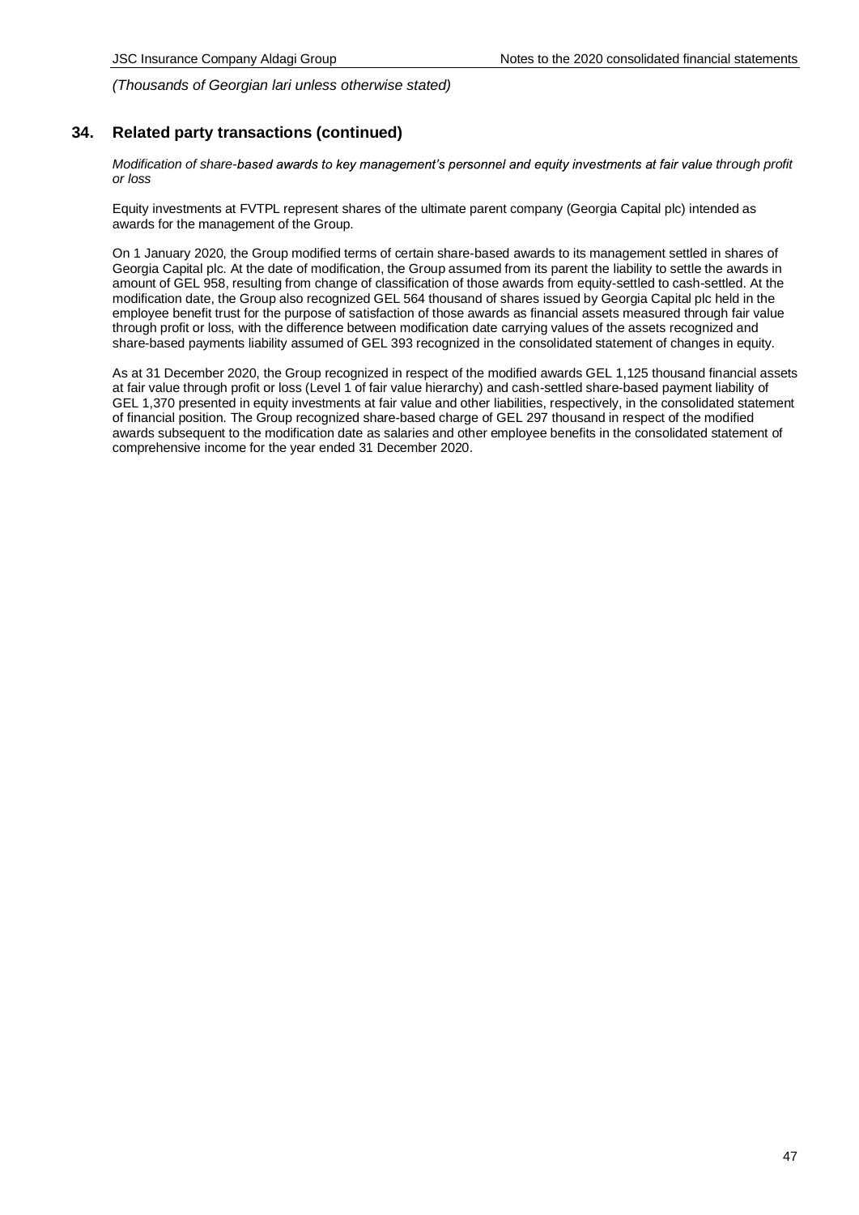*(Thousands of Georgian lari unless otherwise stated)*

## 34. Related party transactions (continued)

*Modification of share-based awards to key management's personnel and equity investments at fair value through profit or loss*

Equity investments at FVTPL represent shares of the ultimate parent company (Georgia Capital plc) intended as awards for the management of the Group.

On 1 January 2020, the Group modified terms of certain share-based awards to its management settled in shares of Georgia Capital plc. At the date of modification, the Group assumed from its parent the liability to settle the awards in amount of GEL 958, resulting from change of classification of those awards from equity-settled to cash-settled. At the modification date, the Group also recognized GEL 564 thousand of shares issued by Georgia Capital plc held in the employee benefit trust for the purpose of satisfaction of those awards as financial assets measured through fair value through profit or loss, with the difference between modification date carrying values of the assets recognized and share-based payments liability assumed of GEL 393 recognized in the consolidated statement of changes in equity.

As at 31 December 2020, the Group recognized in respect of the modified awards GEL 1,125 thousand financial assets at fair value through profit or loss (Level 1 of fair value hierarchy) and cash-settled share-based payment liability of GEL 1,370 presented in equity investments at fair value and other liabilities, respectively, in the consolidated statement of financial position. The Group recognized share-based charge of GEL 297 thousand in respect of the modified awards subsequent to the modification date as salaries and other employee benefits in the consolidated statement of comprehensive income for the year ended 31 December 2020.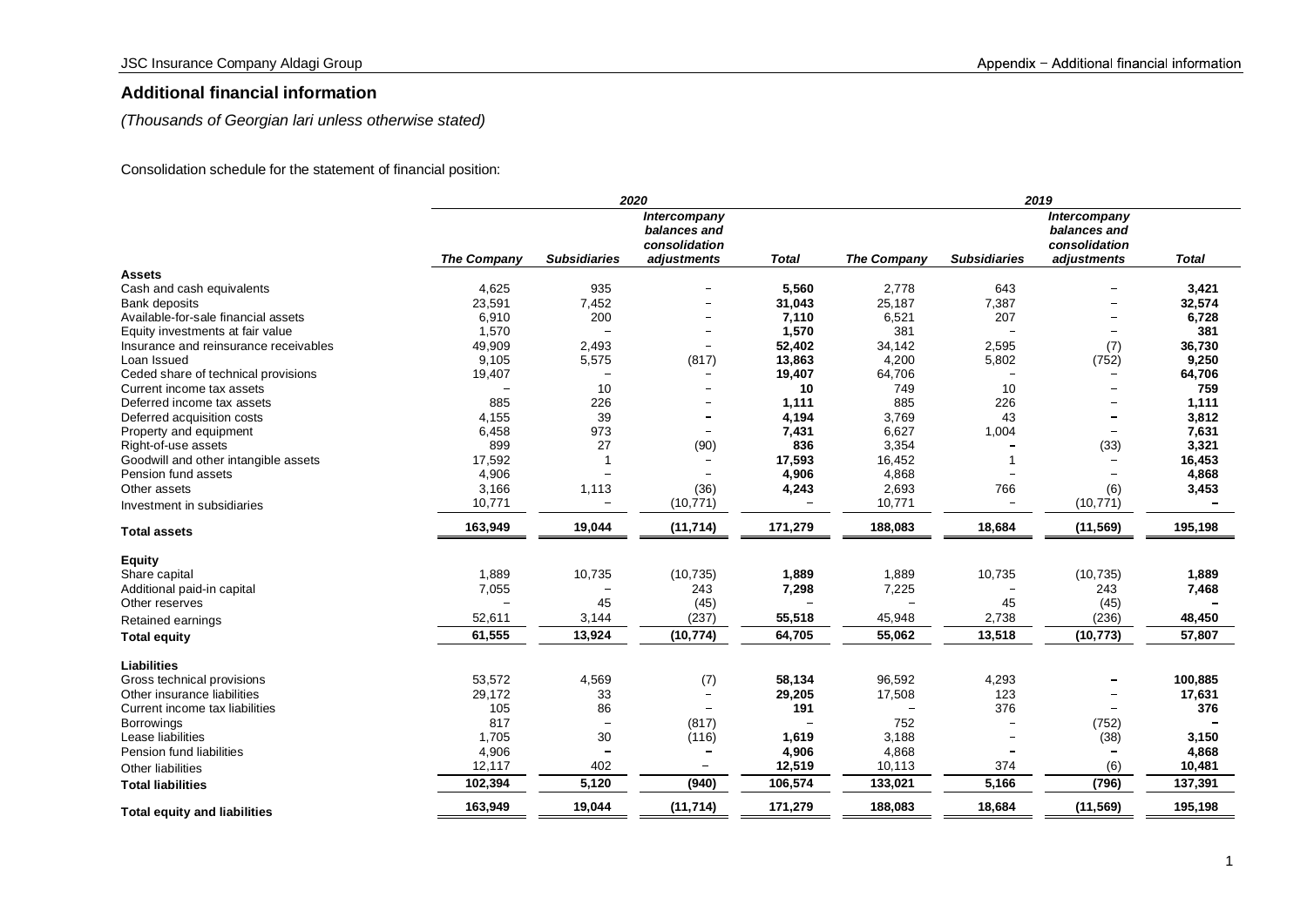# Additional financial information

*(Thousands of Georgian lari unless otherwise stated)*

Consolidation schedule for the statement of financial position:

| | 2020 | | | | 2019 | | | |
|---|---|---|---|---|---|---|---|---|
| | *The Company* | *Subsidiaries* | *Intercompany balances and consolidation adjustments* | *Total* | *The Company* | *Subsidiaries* | *Intercompany balances and consolidation adjustments* | *Total* |
| **Assets** | | | | | | | | |
| Cash and cash equivalents | 4,625 | 935 | – | **5,560** | 2,778 | 643 | – | **3,421** |
| Bank deposits | 23,591 | 7,452 | – | **31,043** | 25,187 | 7,387 | – | **32,574** |
| Available-for-sale financial assets | 6,910 | 200 | – | **7,110** | 6,521 | 207 | – | **6,728** |
| Equity investments at fair value | 1,570 | – | – | **1,570** | 381 | – | – | **381** |
| Insurance and reinsurance receivables | 49,909 | 2,493 | – | **52,402** | 34,142 | 2,595 | (7) | **36,730** |
| Loan Issued | 9,105 | 5,575 | (817) | **13,863** | 4,200 | 5,802 | (752) | **9,250** |
| Ceded share of technical provisions | 19,407 | – | – | **19,407** | 64,706 | – | – | **64,706** |
| Current income tax assets | – | 10 | – | **10** | 749 | 10 | – | **759** |
| Deferred income tax assets | 885 | 226 | – | **1,111** | 885 | 226 | – | **1,111** |
| Deferred acquisition costs | 4,155 | 39 | – | **4,194** | 3,769 | 43 | – | **3,812** |
| Property and equipment | 6,458 | 973 | – | **7,431** | 6,627 | 1,004 | – | **7,631** |
| Right-of-use assets | 899 | 27 | (90) | **836** | 3,354 | – | (33) | **3,321** |
| Goodwill and other intangible assets | 17,592 | 1 | – | **17,593** | 16,452 | 1 | – | **16,453** |
| Pension fund assets | 4,906 | – | – | **4,906** | 4,868 | – | – | **4,868** |
| Other assets | 3,166 | 1,113 | (36) | **4,243** | 2,693 | 766 | (6) | **3,453** |
| Investment in subsidiaries | 10,771 | – | (10,771) | – | 10,771 | – | (10,771) | – |
| **Total assets** | **163,949** | **19,044** | **(11,714)** | **171,279** | **188,083** | **18,684** | **(11,569)** | **195,198** |
| **Equity** | | | | | | | | |
| Share capital | 1,889 | 10,735 | (10,735) | **1,889** | 1,889 | 10,735 | (10,735) | **1,889** |
| Additional paid-in capital | 7,055 | – | 243 | **7,298** | 7,225 | – | 243 | **7,468** |
| Other reserves | – | 45 | (45) | – | – | 45 | (45) | – |
| Retained earnings | 52,611 | 3,144 | (237) | **55,518** | 45,948 | 2,738 | (236) | **48,450** |
| **Total equity** | **61,555** | **13,924** | **(10,774)** | **64,705** | **55,062** | **13,518** | **(10,773)** | **57,807** |
| **Liabilities** | | | | | | | | |
| Gross technical provisions | 53,572 | 4,569 | (7) | **58,134** | 96,592 | 4,293 | – | **100,885** |
| Other insurance liabilities | 29,172 | 33 | – | **29,205** | 17,508 | 123 | – | **17,631** |
| Current income tax liabilities | 105 | 86 | – | **191** | – | 376 | – | **376** |
| Borrowings | 817 | – | (817) | – | 752 | – | (752) | – |
| Lease liabilities | 1,705 | 30 | (116) | **1,619** | 3,188 | – | (38) | **3,150** |
| Pension fund liabilities | 4,906 | – | – | **4,906** | 4,868 | – | – | **4,868** |
| Other liabilities | 12,117 | 402 | – | **12,519** | 10,113 | 374 | (6) | **10,481** |
| **Total liabilities** | **102,394** | **5,120** | **(940)** | **106,574** | **133,021** | **5,166** | **(796)** | **137,391** |
| **Total equity and liabilities** | **163,949** | **19,044** | **(11,714)** | **171,279** | **188,083** | **18,684** | **(11,569)** | **195,198** |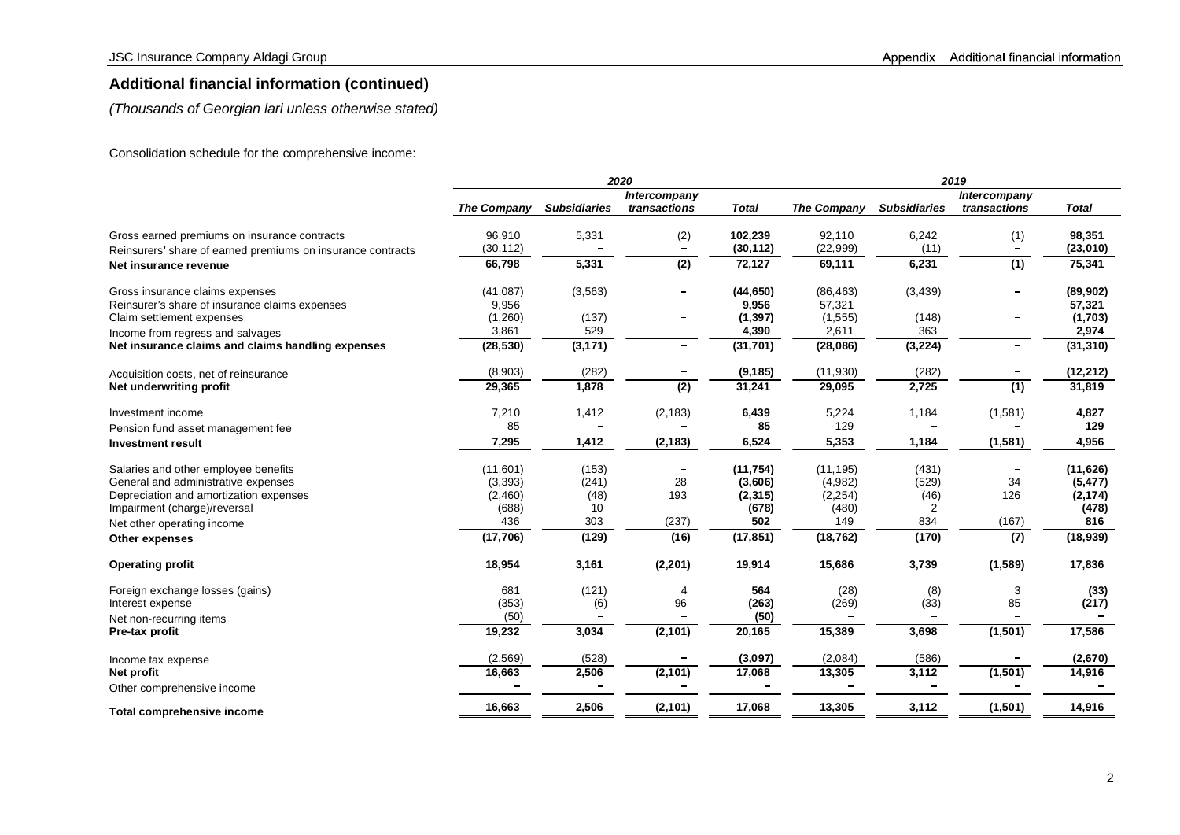## Additional financial information (continued)

*(Thousands of Georgian lari unless otherwise stated)*

Consolidation schedule for the comprehensive income:

| | *2020* | | | | *2019* | | | |
|---|---|---|---|---|---|---|---|---|
| | ***The Company*** | ***Subsidiaries*** | ***Intercompany transactions*** | ***Total*** | ***The Company*** | ***Subsidiaries*** | ***Intercompany transactions*** | ***Total*** |
| Gross earned premiums on insurance contracts | 96,910 | 5,331 | (2) | **102,239** | 92,110 | 6,242 | (1) | **98,351** |
| Reinsurers' share of earned premiums on insurance contracts | (30,112) | – | – | **(30,112)** | (22,999) | (11) | – | **(23,010)** |
| **Net insurance revenue** | **66,798** | **5,331** | **(2)** | **72,127** | **69,111** | **6,231** | **(1)** | **75,341** |
| Gross insurance claims expenses | (41,087) | (3,563) | – | **(44,650)** | (86,463) | (3,439) | – | **(89,902)** |
| Reinsurer's share of insurance claims expenses | 9,956 | – | – | **9,956** | 57,321 | – | – | **57,321** |
| Claim settlement expenses | (1,260) | (137) | – | **(1,397)** | (1,555) | (148) | – | **(1,703)** |
| Income from regress and salvages | 3,861 | 529 | – | **4,390** | 2,611 | 363 | – | **2,974** |
| **Net insurance claims and claims handling expenses** | **(28,530)** | **(3,171)** | – | **(31,701)** | **(28,086)** | **(3,224)** | – | **(31,310)** |
| Acquisition costs, net of reinsurance | (8,903) | (282) | – | **(9,185)** | (11,930) | (282) | – | **(12,212)** |
| **Net underwriting profit** | **29,365** | **1,878** | **(2)** | **31,241** | **29,095** | **2,725** | **(1)** | **31,819** |
| Investment income | 7,210 | 1,412 | (2,183) | **6,439** | 5,224 | 1,184 | (1,581) | **4,827** |
| Pension fund asset management fee | 85 | – | – | **85** | 129 | – | – | **129** |
| **Investment result** | **7,295** | **1,412** | **(2,183)** | **6,524** | **5,353** | **1,184** | **(1,581)** | **4,956** |
| Salaries and other employee benefits | (11,601) | (153) | – | **(11,754)** | (11,195) | (431) | – | **(11,626)** |
| General and administrative expenses | (3,393) | (241) | 28 | **(3,606)** | (4,982) | (529) | 34 | **(5,477)** |
| Depreciation and amortization expenses | (2,460) | (48) | 193 | **(2,315)** | (2,254) | (46) | 126 | **(2,174)** |
| Impairment (charge)/reversal | (688) | 10 | – | **(678)** | (480) | 2 | – | **(478)** |
| Net other operating income | 436 | 303 | (237) | **502** | 149 | 834 | (167) | **816** |
| **Other expenses** | **(17,706)** | **(129)** | **(16)** | **(17,851)** | **(18,762)** | **(170)** | **(7)** | **(18,939)** |
| **Operating profit** | **18,954** | **3,161** | **(2,201)** | **19,914** | **15,686** | **3,739** | **(1,589)** | **17,836** |
| Foreign exchange losses (gains) | 681 | (121) | 4 | **564** | (28) | (8) | 3 | **(33)** |
| Interest expense | (353) | (6) | 96 | **(263)** | (269) | (33) | 85 | **(217)** |
| Net non-recurring items | (50) | – | – | **(50)** | – | – | – | **–** |
| **Pre-tax profit** | **19,232** | **3,034** | **(2,101)** | **20,165** | **15,389** | **3,698** | **(1,501)** | **17,586** |
| Income tax expense | (2,569) | (528) | – | **(3,097)** | (2,084) | (586) | – | **(2,670)** |
| **Net profit** | **16,663** | **2,506** | **(2,101)** | **17,068** | **13,305** | **3,112** | **(1,501)** | **14,916** |
| Other comprehensive income | – | – | – | – | – | – | – | – |
| **Total comprehensive income** | **16,663** | **2,506** | **(2,101)** | **17,068** | **13,305** | **3,112** | **(1,501)** | **14,916** |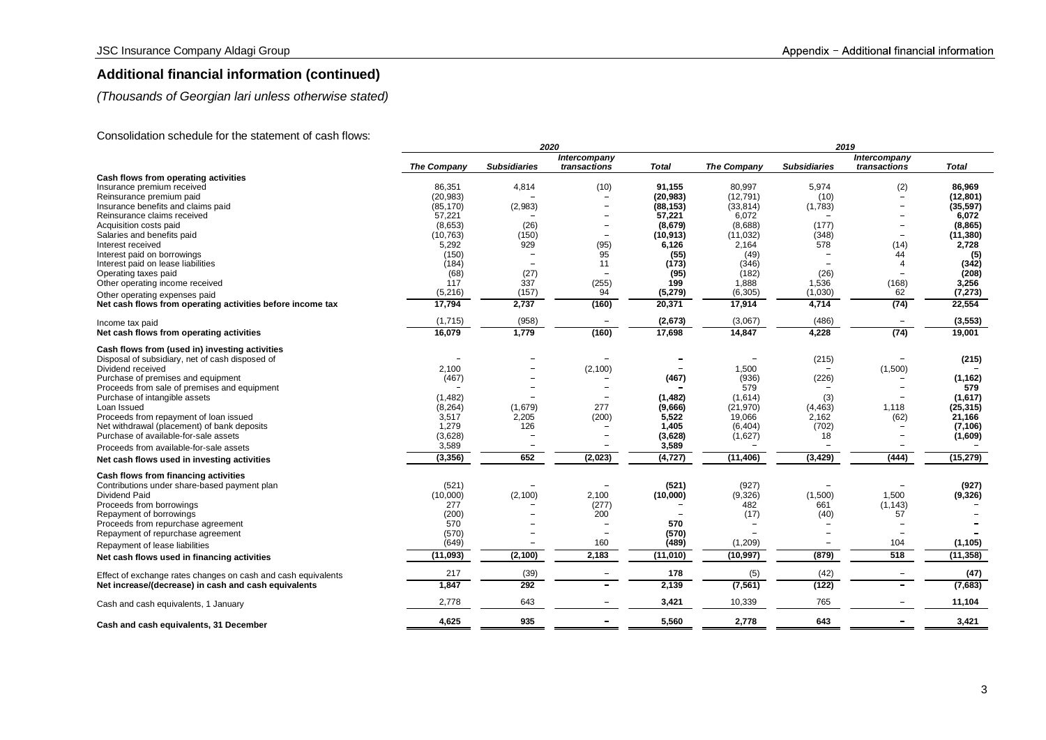## Additional financial information (continued)

*(Thousands of Georgian lari unless otherwise stated)*

Consolidation schedule for the statement of cash flows:

| | 2020 | | | | 2019 | | | |
|---|---|---|---|---|---|---|---|---|
| | *The Company* | *Subsidiaries* | *Intercompany transactions* | *Total* | *The Company* | *Subsidiaries* | *Intercompany transactions* | *Total* |
| **Cash flows from operating activities** | | | | | | | | |
| Insurance premium received | 86,351 | 4,814 | (10) | **91,155** | 80,997 | 5,974 | (2) | **86,969** |
| Reinsurance premium paid | (20,983) | – | – | **(20,983)** | (12,791) | (10) | – | **(12,801)** |
| Insurance benefits and claims paid | (85,170) | (2,983) | – | **(88,153)** | (33,814) | (1,783) | – | **(35,597)** |
| Reinsurance claims received | 57,221 | – | – | **57,221** | 6,072 | – | – | **6,072** |
| Acquisition costs paid | (8,653) | (26) | – | **(8,679)** | (8,688) | (177) | – | **(8,865)** |
| Salaries and benefits paid | (10,763) | (150) | – | **(10,913)** | (11,032) | (348) | – | **(11,380)** |
| Interest received | 5,292 | 929 | (95) | **6,126** | 2,164 | 578 | (14) | **2,728** |
| Interest paid on borrowings | (150) | – | 95 | **(55)** | (49) | – | 44 | **(5)** |
| Interest paid on lease liabilities | (184) | – | 11 | **(173)** | (346) | – | 4 | **(342)** |
| Operating taxes paid | (68) | (27) | – | **(95)** | (182) | (26) | – | **(208)** |
| Other operating income received | 117 | 337 | (255) | **199** | 1,888 | 1,536 | (168) | **3,256** |
| Other operating expenses paid | (5,216) | (157) | 94 | **(5,279)** | (6,305) | (1,030) | 62 | **(7,273)** |
| **Net cash flows from operating activities before income tax** | **17,794** | **2,737** | **(160)** | **20,371** | **17,914** | **4,714** | **(74)** | **22,554** |
| Income tax paid | (1,715) | (958) | – | **(2,673)** | (3,067) | (486) | – | **(3,553)** |
| **Net cash flows from operating activities** | **16,079** | **1,779** | **(160)** | **17,698** | **14,847** | **4,228** | **(74)** | **19,001** |
| **Cash flows from (used in) investing activities** | | | | | | | | |
| Disposal of subsidiary, net of cash disposed of | – | – | – | **–** | – | (215) | – | **(215)** |
| Dividend received | 2,100 | – | (2,100) | – | 1,500 | – | (1,500) | – |
| Purchase of premises and equipment | (467) | – | – | **(467)** | (936) | (226) | – | **(1,162)** |
| Proceeds from sale of premises and equipment | – | – | – | **–** | 579 | – | – | **579** |
| Purchase of intangible assets | (1,482) | – | – | **(1,482)** | (1,614) | (3) | – | **(1,617)** |
| Loan Issued | (8,264) | (1,679) | 277 | **(9,666)** | (21,970) | (4,463) | 1,118 | **(25,315)** |
| Proceeds from repayment of loan issued | 3,517 | 2,205 | (200) | **5,522** | 19,066 | 2,162 | (62) | **21,166** |
| Net withdrawal (placement) of bank deposits | 1,279 | 126 | – | **1,405** | (6,404) | (702) | – | **(7,106)** |
| Purchase of available-for-sale assets | (3,628) | – | – | **(3,628)** | (1,627) | 18 | – | **(1,609)** |
| Proceeds from available-for-sale assets | 3,589 | – | – | **3,589** | – | – | – | – |
| **Net cash flows used in investing activities** | **(3,356)** | **652** | **(2,023)** | **(4,727)** | **(11,406)** | **(3,429)** | **(444)** | **(15,279)** |
| **Cash flows from financing activities** | | | | | | | | |
| Contributions under share-based payment plan | (521) | – | – | **(521)** | (927) | – | – | **(927)** |
| Dividend Paid | (10,000) | (2,100) | 2,100 | **(10,000)** | (9,326) | (1,500) | 1,500 | **(9,326)** |
| Proceeds from borrowings | 277 | – | (277) | – | 482 | 661 | (1,143) | – |
| Repayment of borrowings | (200) | – | 200 | – | (17) | (40) | 57 | – |
| Proceeds from repurchase agreement | 570 | – | – | **570** | – | – | – | **–** |
| Repayment of repurchase agreement | (570) | – | – | **(570)** | – | – | – | **–** |
| Repayment of lease liabilities | (649) | – | 160 | **(489)** | (1,209) | – | 104 | **(1,105)** |
| **Net cash flows used in financing activities** | **(11,093)** | **(2,100)** | **2,183** | **(11,010)** | **(10,997)** | **(879)** | **518** | **(11,358)** |
| Effect of exchange rates changes on cash and cash equivalents | 217 | (39) | – | **178** | (5) | (42) | – | **(47)** |
| **Net increase/(decrease) in cash and cash equivalents** | **1,847** | **292** | **–** | **2,139** | **(7,561)** | **(122)** | **–** | **(7,683)** |
| Cash and cash equivalents, 1 January | 2,778 | 643 | – | **3,421** | 10,339 | 765 | – | **11,104** |
| **Cash and cash equivalents, 31 December** | **4,625** | **935** | **–** | **5,560** | **2,778** | **643** | **–** | **3,421** |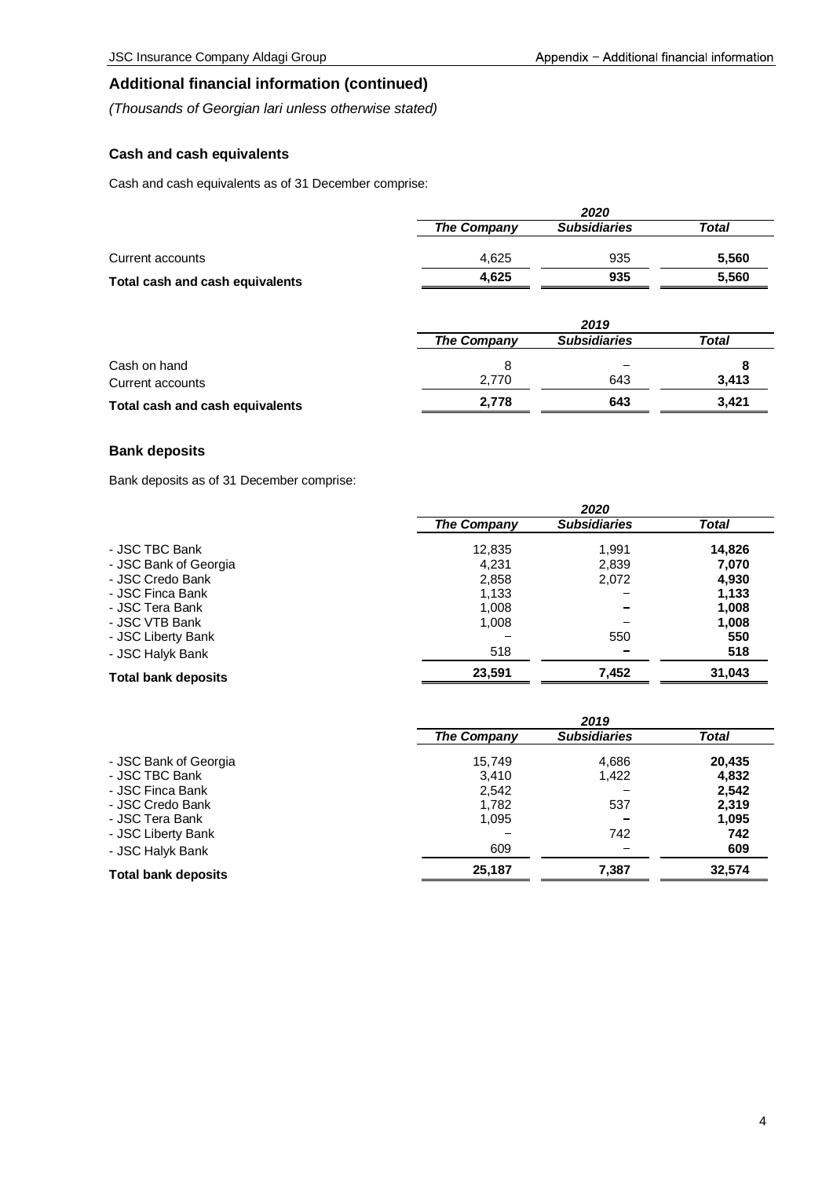## Additional financial information (continued)

*(Thousands of Georgian lari unless otherwise stated)*

### Cash and cash equivalents

Cash and cash equivalents as of 31 December comprise:

| | *2020* | | |
|---|---|---|---|
| | ***The Company*** | ***Subsidiaries*** | ***Total*** |
| Current accounts | 4,625 | 935 | **5,560** |
| **Total cash and cash equivalents** | **4,625** | **935** | **5,560** |

| | *2019* | | |
|---|---|---|---|
| | ***The Company*** | ***Subsidiaries*** | ***Total*** |
| Cash on hand | 8 | – | **8** |
| Current accounts | 2,770 | 643 | **3,413** |
| **Total cash and cash equivalents** | **2,778** | **643** | **3,421** |

### Bank deposits

Bank deposits as of 31 December comprise:

| | *2020* | | |
|---|---|---|---|
| | ***The Company*** | ***Subsidiaries*** | ***Total*** |
| - JSC TBC Bank | 12,835 | 1,991 | **14,826** |
| - JSC Bank of Georgia | 4,231 | 2,839 | **7,070** |
| - JSC Credo Bank | 2,858 | 2,072 | **4,930** |
| - JSC Finca Bank | 1,133 | – | **1,133** |
| - JSC Tera Bank | 1,008 | – | **1,008** |
| - JSC VTB Bank | 1,008 | – | **1,008** |
| - JSC Liberty Bank | – | 550 | **550** |
| - JSC Halyk Bank | 518 | – | **518** |
| **Total bank deposits** | **23,591** | **7,452** | **31,043** |

| | *2019* | | |
|---|---|---|---|
| | ***The Company*** | ***Subsidiaries*** | ***Total*** |
| - JSC Bank of Georgia | 15,749 | 4,686 | **20,435** |
| - JSC TBC Bank | 3,410 | 1,422 | **4,832** |
| - JSC Finca Bank | 2,542 | – | **2,542** |
| - JSC Credo Bank | 1,782 | 537 | **2,319** |
| - JSC Tera Bank | 1,095 | – | **1,095** |
| - JSC Liberty Bank | – | 742 | **742** |
| - JSC Halyk Bank | 609 | – | **609** |
| **Total bank deposits** | **25,187** | **7,387** | **32,574** |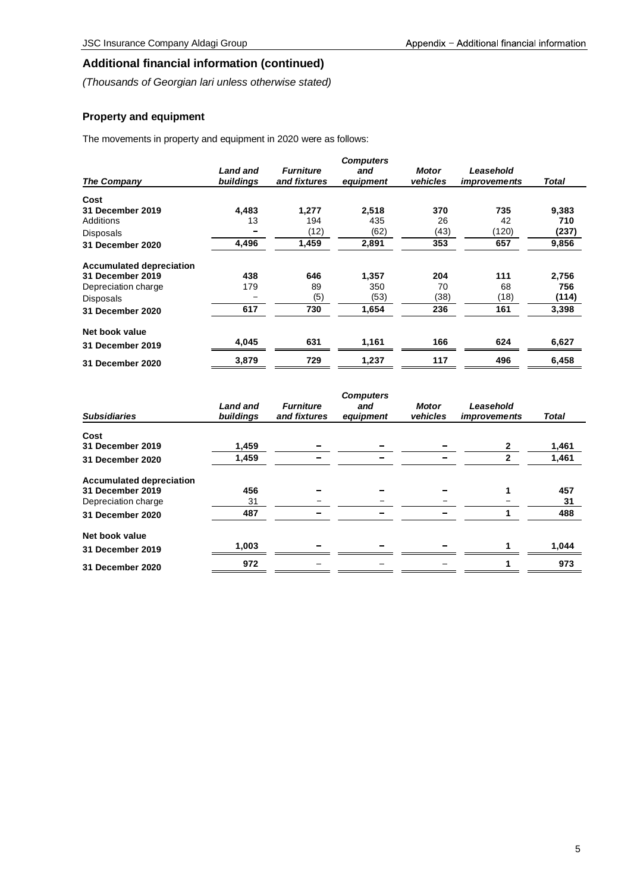## Additional financial information (continued)

*(Thousands of Georgian lari unless otherwise stated)*

### Property and equipment

The movements in property and equipment in 2020 were as follows:

| *The Company* | *Land and buildings* | *Furniture and fixtures* | *Computers and equipment* | *Motor vehicles* | *Leasehold improvements* | *Total* |
|---|---|---|---|---|---|---|
| **Cost** | | | | | | |
| **31 December 2019** | **4,483** | **1,277** | **2,518** | **370** | **735** | **9,383** |
| Additions | 13 | 194 | 435 | 26 | 42 | **710** |
| Disposals | – | (12) | (62) | (43) | (120) | **(237)** |
| **31 December 2020** | **4,496** | **1,459** | **2,891** | **353** | **657** | **9,856** |
| **Accumulated depreciation** | | | | | | |
| **31 December 2019** | **438** | **646** | **1,357** | **204** | **111** | **2,756** |
| Depreciation charge | 179 | 89 | 350 | 70 | 68 | **756** |
| Disposals | – | (5) | (53) | (38) | (18) | **(114)** |
| **31 December 2020** | **617** | **730** | **1,654** | **236** | **161** | **3,398** |
| **Net book value** | | | | | | |
| **31 December 2019** | **4,045** | **631** | **1,161** | **166** | **624** | **6,627** |
| **31 December 2020** | **3,879** | **729** | **1,237** | **117** | **496** | **6,458** |

| *Subsidiaries* | *Land and buildings* | *Furniture and fixtures* | *Computers and equipment* | *Motor vehicles* | *Leasehold improvements* | *Total* |
|---|---|---|---|---|---|---|
| **Cost** | | | | | | |
| **31 December 2019** | **1,459** | – | – | – | **2** | **1,461** |
| **31 December 2020** | **1,459** | – | – | – | **2** | **1,461** |
| **Accumulated depreciation** | | | | | | |
| **31 December 2019** | **456** | – | – | – | **1** | **457** |
| Depreciation charge | 31 | – | – | – | – | **31** |
| **31 December 2020** | **487** | – | – | – | **1** | **488** |
| **Net book value** | | | | | | |
| **31 December 2019** | **1,003** | – | – | – | **1** | **1,044** |
| **31 December 2020** | **972** | – | – | – | **1** | **973** |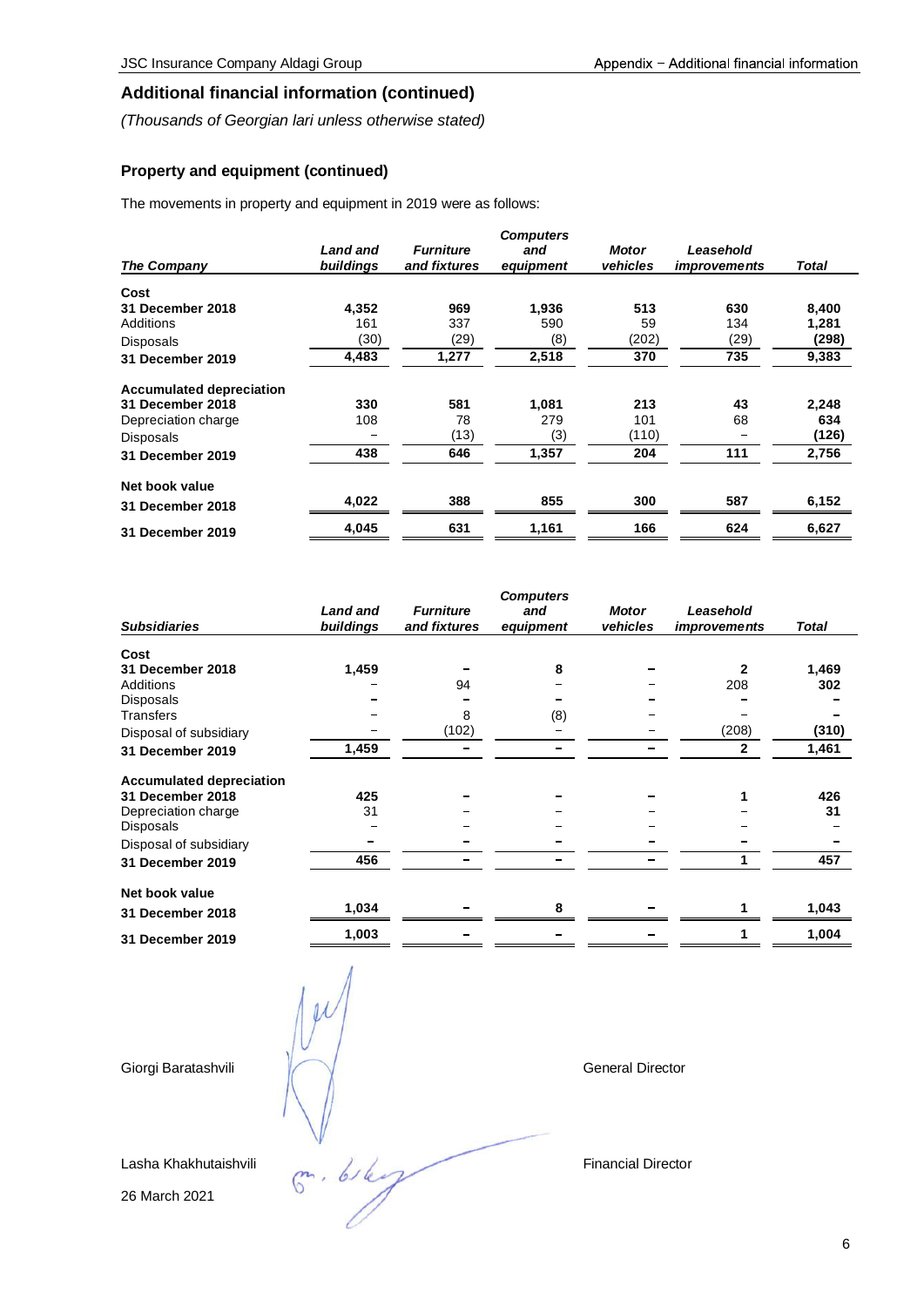## Additional financial information (continued)

*(Thousands of Georgian lari unless otherwise stated)*

### Property and equipment (continued)

The movements in property and equipment in 2019 were as follows:

| ***The Company*** | ***Land and buildings*** | ***Furniture and fixtures*** | ***Computers and equipment*** | ***Motor vehicles*** | ***Leasehold improvements*** | ***Total*** |
|---|---|---|---|---|---|---|
| **Cost** | | | | | | |
| **31 December 2018** | **4,352** | **969** | **1,936** | **513** | **630** | **8,400** |
| Additions | 161 | 337 | 590 | 59 | 134 | **1,281** |
| Disposals | (30) | (29) | (8) | (202) | (29) | **(298)** |
| **31 December 2019** | **4,483** | **1,277** | **2,518** | **370** | **735** | **9,383** |
| **Accumulated depreciation** | | | | | | |
| **31 December 2018** | **330** | **581** | **1,081** | **213** | **43** | **2,248** |
| Depreciation charge | 108 | 78 | 279 | 101 | 68 | **634** |
| Disposals | – | (13) | (3) | (110) | – | **(126)** |
| **31 December 2019** | **438** | **646** | **1,357** | **204** | **111** | **2,756** |
| **Net book value** | | | | | | |
| **31 December 2018** | **4,022** | **388** | **855** | **300** | **587** | **6,152** |
| **31 December 2019** | **4,045** | **631** | **1,161** | **166** | **624** | **6,627** |

| ***Subsidiaries*** | ***Land and buildings*** | ***Furniture and fixtures*** | ***Computers and equipment*** | ***Motor vehicles*** | ***Leasehold improvements*** | ***Total*** |
|---|---|---|---|---|---|---|
| **Cost** | | | | | | |
| **31 December 2018** | **1,459** | **–** | **8** | **–** | **2** | **1,469** |
| Additions | – | 94 | – | – | 208 | **302** |
| Disposals | **–** | **–** | **–** | **–** | **–** | **–** |
| Transfers | – | 8 | (8) | – | – | **–** |
| Disposal of subsidiary | – | (102) | – | – | (208) | **(310)** |
| **31 December 2019** | **1,459** | **–** | **–** | **–** | **2** | **1,461** |
| **Accumulated depreciation** | | | | | | |
| **31 December 2018** | **425** | **–** | **–** | **–** | **1** | **426** |
| Depreciation charge | 31 | – | – | – | – | **31** |
| Disposals | – | – | – | – | – | – |
| Disposal of subsidiary | **–** | **–** | **–** | **–** | **–** | **–** |
| **31 December 2019** | **456** | **–** | **–** | **–** | **1** | **457** |
| **Net book value** | | | | | | |
| **31 December 2018** | **1,034** | **–** | **8** | **–** | **1** | **1,043** |
| **31 December 2019** | **1,003** | **–** | **–** | **–** | **1** | **1,004** |

Giorgi Baratashvili — General Director

Lasha Khakhutaishvili — Financial Director

26 March 2021